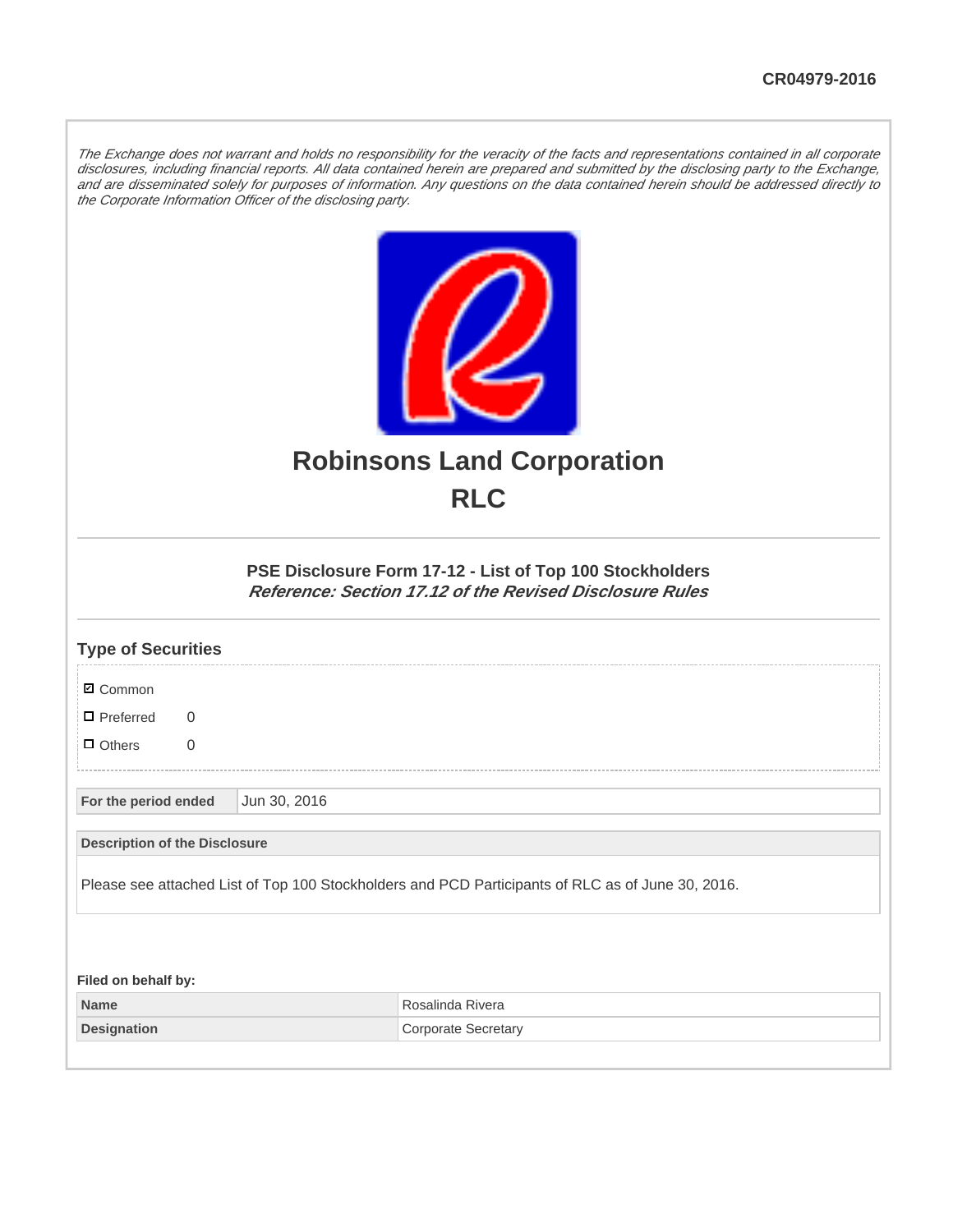CR04979-2016

*The Exchange does not warrant and holds no responsibility for the veracity of the facts and representations contained in all corporate disclosures, including financial reports. All data contained herein are prepared and submitted by the disclosing party to the Exchange, and are disseminated solely for purposes of information. Any questions on the data contained herein should be addressed directly to the Corporate Information Officer of the disclosing party.*

# Robinsons Land Corporation
# RLC

### PSE Disclosure Form 17-12 - List of Top 100 Stockholders
***Reference: Section 17.12 of the Revised Disclosure Rules***

## Type of Securities

- ☑ Common
- ☐ Preferred 0
- ☐ Others 0

| **For the period ended** | Jun 30, 2016 |
|---|---|

| **Description of the Disclosure** |
|---|
| Please see attached List of Top 100 Stockholders and PCD Participants of RLC as of June 30, 2016. |

**Filed on behalf by:**

| **Name** | Rosalinda Rivera |
|---|---|
| **Designation** | Corporate Secretary |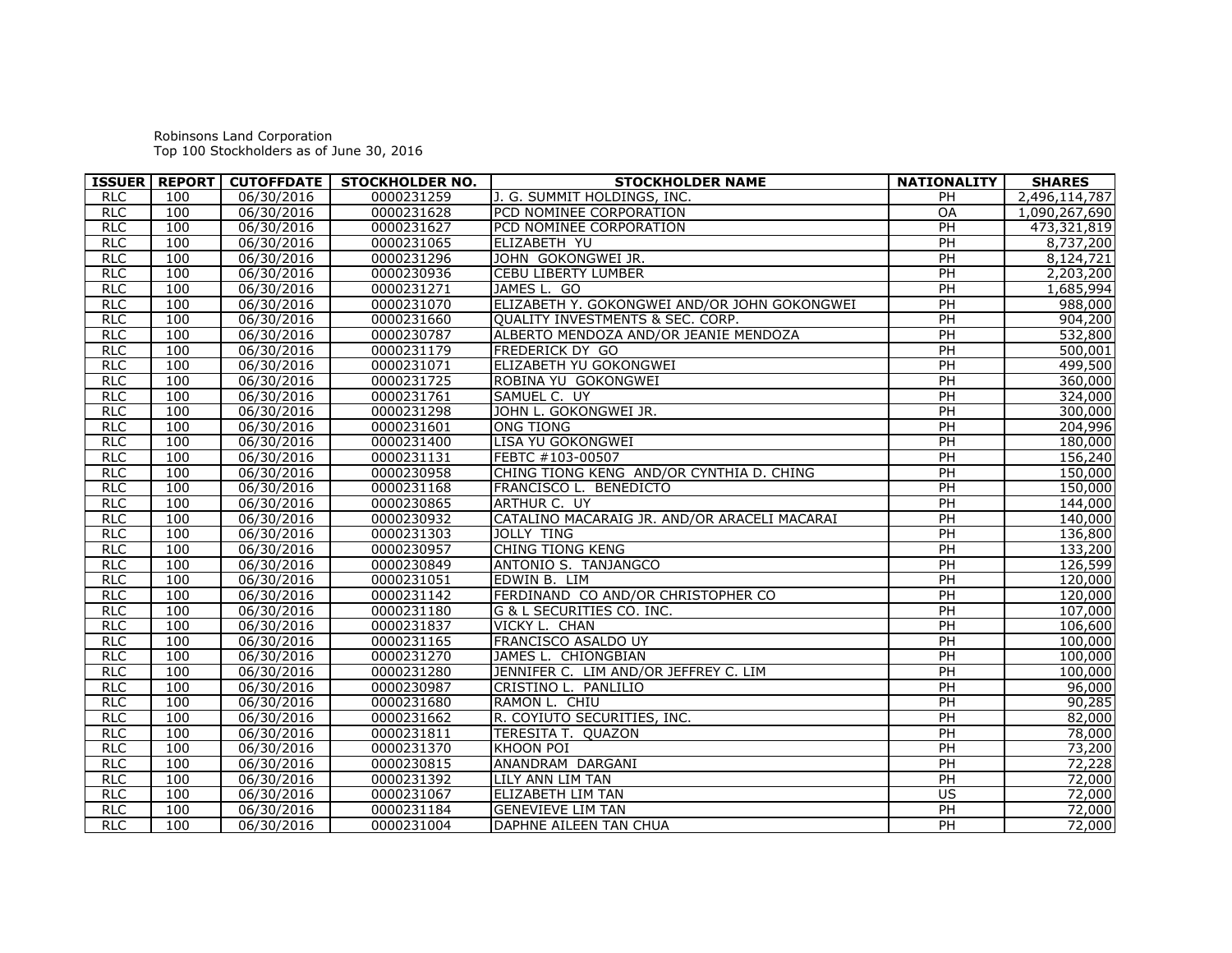Robinsons Land Corporation
Top 100 Stockholders as of June 30, 2016

| ISSUER | REPORT | CUTOFFDATE | STOCKHOLDER NO. | STOCKHOLDER NAME | NATIONALITY | SHARES |
|---|---|---|---|---|---|---|
| RLC | 100 | 06/30/2016 | 0000231259 | J. G. SUMMIT HOLDINGS, INC. | PH | 2,496,114,787 |
| RLC | 100 | 06/30/2016 | 0000231628 | PCD NOMINEE CORPORATION | OA | 1,090,267,690 |
| RLC | 100 | 06/30/2016 | 0000231627 | PCD NOMINEE CORPORATION | PH | 473,321,819 |
| RLC | 100 | 06/30/2016 | 0000231065 | ELIZABETH YU | PH | 8,737,200 |
| RLC | 100 | 06/30/2016 | 0000231296 | JOHN GOKONGWEI JR. | PH | 8,124,721 |
| RLC | 100 | 06/30/2016 | 0000230936 | CEBU LIBERTY LUMBER | PH | 2,203,200 |
| RLC | 100 | 06/30/2016 | 0000231271 | JAMES L. GO | PH | 1,685,994 |
| RLC | 100 | 06/30/2016 | 0000231070 | ELIZABETH Y. GOKONGWEI AND/OR JOHN GOKONGWEI | PH | 988,000 |
| RLC | 100 | 06/30/2016 | 0000231660 | QUALITY INVESTMENTS & SEC. CORP. | PH | 904,200 |
| RLC | 100 | 06/30/2016 | 0000230787 | ALBERTO MENDOZA AND/OR JEANIE MENDOZA | PH | 532,800 |
| RLC | 100 | 06/30/2016 | 0000231179 | FREDERICK DY GO | PH | 500,001 |
| RLC | 100 | 06/30/2016 | 0000231071 | ELIZABETH YU GOKONGWEI | PH | 499,500 |
| RLC | 100 | 06/30/2016 | 0000231725 | ROBINA YU GOKONGWEI | PH | 360,000 |
| RLC | 100 | 06/30/2016 | 0000231761 | SAMUEL C. UY | PH | 324,000 |
| RLC | 100 | 06/30/2016 | 0000231298 | JOHN L. GOKONGWEI JR. | PH | 300,000 |
| RLC | 100 | 06/30/2016 | 0000231601 | ONG TIONG | PH | 204,996 |
| RLC | 100 | 06/30/2016 | 0000231400 | LISA YU GOKONGWEI | PH | 180,000 |
| RLC | 100 | 06/30/2016 | 0000231131 | FEBTC #103-00507 | PH | 156,240 |
| RLC | 100 | 06/30/2016 | 0000230958 | CHING TIONG KENG AND/OR CYNTHIA D. CHING | PH | 150,000 |
| RLC | 100 | 06/30/2016 | 0000231168 | FRANCISCO L. BENEDICTO | PH | 150,000 |
| RLC | 100 | 06/30/2016 | 0000230865 | ARTHUR C. UY | PH | 144,000 |
| RLC | 100 | 06/30/2016 | 0000230932 | CATALINO MACARAIG JR. AND/OR ARACELI MACARAI | PH | 140,000 |
| RLC | 100 | 06/30/2016 | 0000231303 | JOLLY TING | PH | 136,800 |
| RLC | 100 | 06/30/2016 | 0000230957 | CHING TIONG KENG | PH | 133,200 |
| RLC | 100 | 06/30/2016 | 0000230849 | ANTONIO S. TANJANGCO | PH | 126,599 |
| RLC | 100 | 06/30/2016 | 0000231051 | EDWIN B. LIM | PH | 120,000 |
| RLC | 100 | 06/30/2016 | 0000231142 | FERDINAND CO AND/OR CHRISTOPHER CO | PH | 120,000 |
| RLC | 100 | 06/30/2016 | 0000231180 | G & L SECURITIES CO. INC. | PH | 107,000 |
| RLC | 100 | 06/30/2016 | 0000231837 | VICKY L. CHAN | PH | 106,600 |
| RLC | 100 | 06/30/2016 | 0000231165 | FRANCISCO ASALDO UY | PH | 100,000 |
| RLC | 100 | 06/30/2016 | 0000231270 | JAMES L. CHIONGBIAN | PH | 100,000 |
| RLC | 100 | 06/30/2016 | 0000231280 | JENNIFER C. LIM AND/OR JEFFREY C. LIM | PH | 100,000 |
| RLC | 100 | 06/30/2016 | 0000230987 | CRISTINO L. PANLILIO | PH | 96,000 |
| RLC | 100 | 06/30/2016 | 0000231680 | RAMON L. CHIU | PH | 90,285 |
| RLC | 100 | 06/30/2016 | 0000231662 | R. COYIUTO SECURITIES, INC. | PH | 82,000 |
| RLC | 100 | 06/30/2016 | 0000231811 | TERESITA T. QUAZON | PH | 78,000 |
| RLC | 100 | 06/30/2016 | 0000231370 | KHOON POI | PH | 73,200 |
| RLC | 100 | 06/30/2016 | 0000230815 | ANANDRAM DARGANI | PH | 72,228 |
| RLC | 100 | 06/30/2016 | 0000231392 | LILY ANN LIM TAN | PH | 72,000 |
| RLC | 100 | 06/30/2016 | 0000231067 | ELIZABETH LIM TAN | US | 72,000 |
| RLC | 100 | 06/30/2016 | 0000231184 | GENEVIEVE LIM TAN | PH | 72,000 |
| RLC | 100 | 06/30/2016 | 0000231004 | DAPHNE AILEEN TAN CHUA | PH | 72,000 |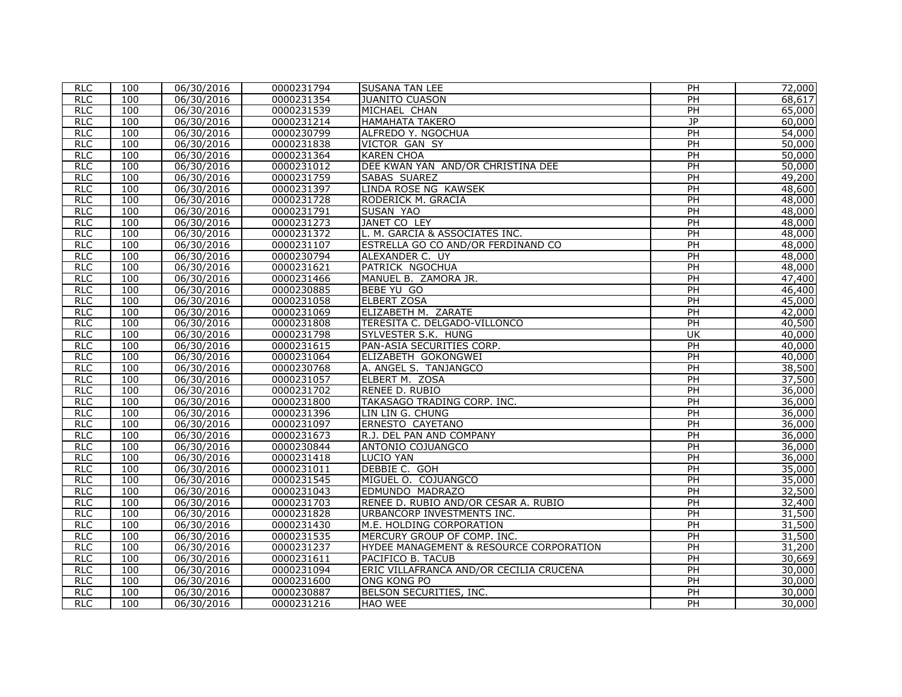| RLC | 100 | 06/30/2016 | 0000231794 | SUSANA TAN LEE | PH | 72,000 |
|---|---|---|---|---|---|---|
| RLC | 100 | 06/30/2016 | 0000231354 | JUANITO CUASON | PH | 68,617 |
| RLC | 100 | 06/30/2016 | 0000231539 | MICHAEL CHAN | PH | 65,000 |
| RLC | 100 | 06/30/2016 | 0000231214 | HAMAHATA TAKERO | JP | 60,000 |
| RLC | 100 | 06/30/2016 | 0000230799 | ALFREDO Y. NGOCHUA | PH | 54,000 |
| RLC | 100 | 06/30/2016 | 0000231838 | VICTOR GAN SY | PH | 50,000 |
| RLC | 100 | 06/30/2016 | 0000231364 | KAREN CHOA | PH | 50,000 |
| RLC | 100 | 06/30/2016 | 0000231012 | DEE KWAN YAN AND/OR CHRISTINA DEE | PH | 50,000 |
| RLC | 100 | 06/30/2016 | 0000231759 | SABAS SUAREZ | PH | 49,200 |
| RLC | 100 | 06/30/2016 | 0000231397 | LINDA ROSE NG KAWSEK | PH | 48,600 |
| RLC | 100 | 06/30/2016 | 0000231728 | RODERICK M. GRACIA | PH | 48,000 |
| RLC | 100 | 06/30/2016 | 0000231791 | SUSAN YAO | PH | 48,000 |
| RLC | 100 | 06/30/2016 | 0000231273 | JANET CO LEY | PH | 48,000 |
| RLC | 100 | 06/30/2016 | 0000231372 | L. M. GARCIA & ASSOCIATES INC. | PH | 48,000 |
| RLC | 100 | 06/30/2016 | 0000231107 | ESTRELLA GO CO AND/OR FERDINAND CO | PH | 48,000 |
| RLC | 100 | 06/30/2016 | 0000230794 | ALEXANDER C. UY | PH | 48,000 |
| RLC | 100 | 06/30/2016 | 0000231621 | PATRICK NGOCHUA | PH | 48,000 |
| RLC | 100 | 06/30/2016 | 0000231466 | MANUEL B. ZAMORA JR. | PH | 47,400 |
| RLC | 100 | 06/30/2016 | 0000230885 | BEBE YU GO | PH | 46,400 |
| RLC | 100 | 06/30/2016 | 0000231058 | ELBERT ZOSA | PH | 45,000 |
| RLC | 100 | 06/30/2016 | 0000231069 | ELIZABETH M. ZARATE | PH | 42,000 |
| RLC | 100 | 06/30/2016 | 0000231808 | TERESITA C. DELGADO-VILLONCO | PH | 40,500 |
| RLC | 100 | 06/30/2016 | 0000231798 | SYLVESTER S.K. HUNG | UK | 40,000 |
| RLC | 100 | 06/30/2016 | 0000231615 | PAN-ASIA SECURITIES CORP. | PH | 40,000 |
| RLC | 100 | 06/30/2016 | 0000231064 | ELIZABETH GOKONGWEI | PH | 40,000 |
| RLC | 100 | 06/30/2016 | 0000230768 | A. ANGEL S. TANJANGCO | PH | 38,500 |
| RLC | 100 | 06/30/2016 | 0000231057 | ELBERT M. ZOSA | PH | 37,500 |
| RLC | 100 | 06/30/2016 | 0000231702 | RENEE D. RUBIO | PH | 36,000 |
| RLC | 100 | 06/30/2016 | 0000231800 | TAKASAGO TRADING CORP. INC. | PH | 36,000 |
| RLC | 100 | 06/30/2016 | 0000231396 | LIN LIN G. CHUNG | PH | 36,000 |
| RLC | 100 | 06/30/2016 | 0000231097 | ERNESTO CAYETANO | PH | 36,000 |
| RLC | 100 | 06/30/2016 | 0000231673 | R.J. DEL PAN AND COMPANY | PH | 36,000 |
| RLC | 100 | 06/30/2016 | 0000230844 | ANTONIO COJUANGCO | PH | 36,000 |
| RLC | 100 | 06/30/2016 | 0000231418 | LUCIO YAN | PH | 36,000 |
| RLC | 100 | 06/30/2016 | 0000231011 | DEBBIE C. GOH | PH | 35,000 |
| RLC | 100 | 06/30/2016 | 0000231545 | MIGUEL O. COJUANGCO | PH | 35,000 |
| RLC | 100 | 06/30/2016 | 0000231043 | EDMUNDO MADRAZO | PH | 32,500 |
| RLC | 100 | 06/30/2016 | 0000231703 | RENEE D. RUBIO AND/OR CESAR A. RUBIO | PH | 32,400 |
| RLC | 100 | 06/30/2016 | 0000231828 | URBANCORP INVESTMENTS INC. | PH | 31,500 |
| RLC | 100 | 06/30/2016 | 0000231430 | M.E. HOLDING CORPORATION | PH | 31,500 |
| RLC | 100 | 06/30/2016 | 0000231535 | MERCURY GROUP OF COMP. INC. | PH | 31,500 |
| RLC | 100 | 06/30/2016 | 0000231237 | HYDEE MANAGEMENT & RESOURCE CORPORATION | PH | 31,200 |
| RLC | 100 | 06/30/2016 | 0000231611 | PACIFICO B. TACUB | PH | 30,669 |
| RLC | 100 | 06/30/2016 | 0000231094 | ERIC VILLAFRANCA AND/OR CECILIA CRUCENA | PH | 30,000 |
| RLC | 100 | 06/30/2016 | 0000231600 | ONG KONG PO | PH | 30,000 |
| RLC | 100 | 06/30/2016 | 0000230887 | BELSON SECURITIES, INC. | PH | 30,000 |
| RLC | 100 | 06/30/2016 | 0000231216 | HAO WEE | PH | 30,000 |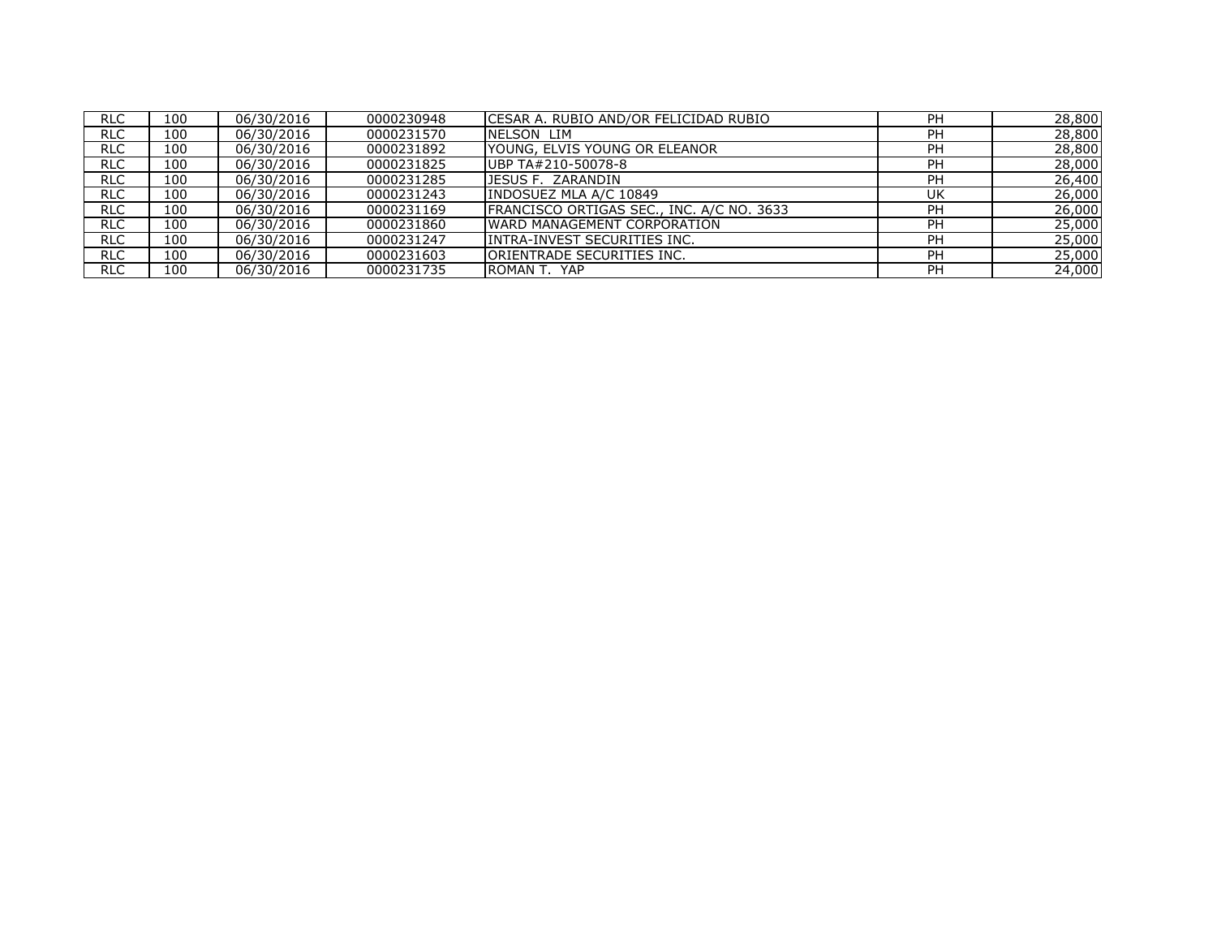| RLC | 100 | 06/30/2016 | 0000230948 | CESAR A. RUBIO AND/OR FELICIDAD RUBIO | PH | 28,800 |
|---|---|---|---|---|---|---|
| RLC | 100 | 06/30/2016 | 0000231570 | NELSON LIM | PH | 28,800 |
| RLC | 100 | 06/30/2016 | 0000231892 | YOUNG, ELVIS YOUNG OR ELEANOR | PH | 28,800 |
| RLC | 100 | 06/30/2016 | 0000231825 | UBP TA#210-50078-8 | PH | 28,000 |
| RLC | 100 | 06/30/2016 | 0000231285 | JESUS F. ZARANDIN | PH | 26,400 |
| RLC | 100 | 06/30/2016 | 0000231243 | INDOSUEZ MLA A/C 10849 | UK | 26,000 |
| RLC | 100 | 06/30/2016 | 0000231169 | FRANCISCO ORTIGAS SEC., INC. A/C NO. 3633 | PH | 26,000 |
| RLC | 100 | 06/30/2016 | 0000231860 | WARD MANAGEMENT CORPORATION | PH | 25,000 |
| RLC | 100 | 06/30/2016 | 0000231247 | INTRA-INVEST SECURITIES INC. | PH | 25,000 |
| RLC | 100 | 06/30/2016 | 0000231603 | ORIENTRADE SECURITIES INC. | PH | 25,000 |
| RLC | 100 | 06/30/2016 | 0000231735 | ROMAN T. YAP | PH | 24,000 |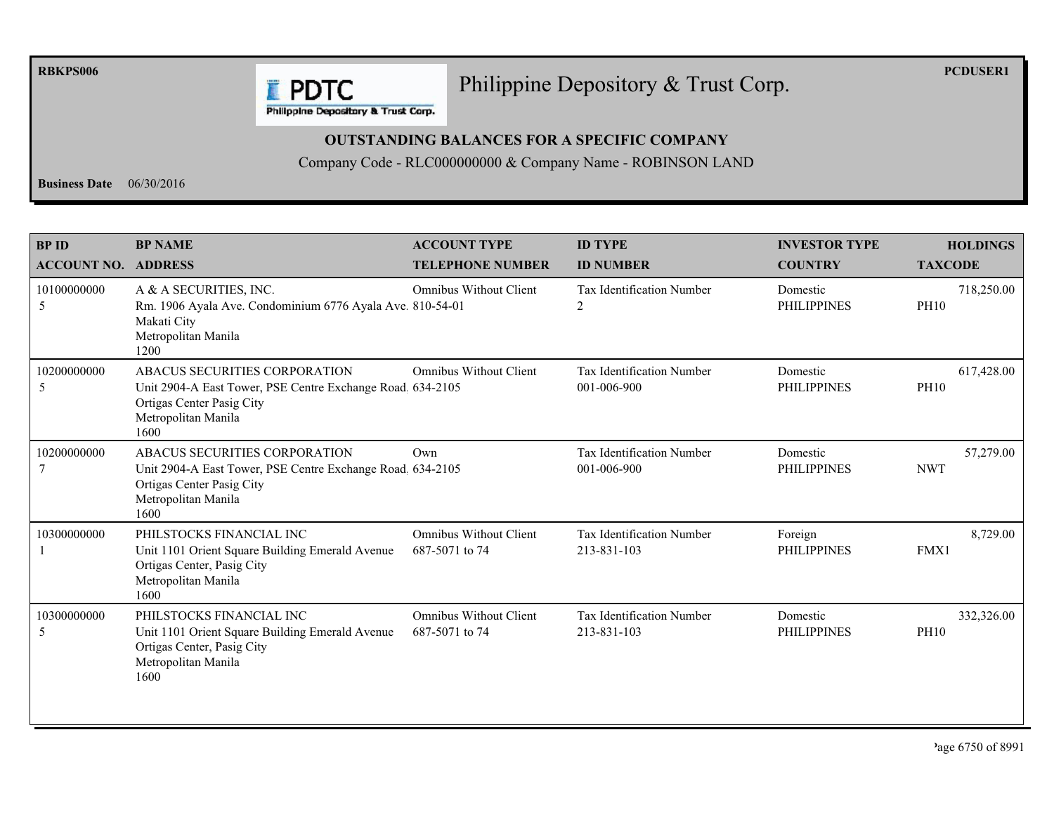RBKPS006

PCDUSER1

# Philippine Depository & Trust Corp.

**OUTSTANDING BALANCES FOR A SPECIFIC COMPANY**

Company Code - RLC000000000 & Company Name - ROBINSON LAND

**Business Date** 06/30/2016

| BP ID<br>ACCOUNT NO. | BP NAME<br>ADDRESS | ACCOUNT TYPE<br>TELEPHONE NUMBER | ID TYPE<br>ID NUMBER | INVESTOR TYPE<br>COUNTRY | HOLDINGS<br>TAXCODE |
|---|---|---|---|---|---|
| 10100000000<br>5 | A & A SECURITIES, INC.<br>Rm. 1906 Ayala Ave. Condominium 6776 Ayala Ave.<br>Makati City<br>Metropolitan Manila<br>1200 | Omnibus Without Client<br>810-54-01 | Tax Identification Number<br>2 | Domestic<br>PHILIPPINES | 718,250.00<br>PH10 |
| 10200000000<br>5 | ABACUS SECURITIES CORPORATION<br>Unit 2904-A East Tower, PSE Centre Exchange Road.<br>Ortigas Center Pasig City<br>Metropolitan Manila<br>1600 | Omnibus Without Client<br>634-2105 | Tax Identification Number<br>001-006-900 | Domestic<br>PHILIPPINES | 617,428.00<br>PH10 |
| 10200000000<br>7 | ABACUS SECURITIES CORPORATION<br>Unit 2904-A East Tower, PSE Centre Exchange Road.<br>Ortigas Center Pasig City<br>Metropolitan Manila<br>1600 | Own<br>634-2105 | Tax Identification Number<br>001-006-900 | Domestic<br>PHILIPPINES | 57,279.00<br>NWT |
| 10300000000<br>1 | PHILSTOCKS FINANCIAL INC<br>Unit 1101 Orient Square Building Emerald Avenue<br>Ortigas Center, Pasig City<br>Metropolitan Manila<br>1600 | Omnibus Without Client<br>687-5071 to 74 | Tax Identification Number<br>213-831-103 | Foreign<br>PHILIPPINES | 8,729.00<br>FMX1 |
| 10300000000<br>5 | PHILSTOCKS FINANCIAL INC<br>Unit 1101 Orient Square Building Emerald Avenue<br>Ortigas Center, Pasig City<br>Metropolitan Manila<br>1600 | Omnibus Without Client<br>687-5071 to 74 | Tax Identification Number<br>213-831-103 | Domestic<br>PHILIPPINES | 332,326.00<br>PH10 |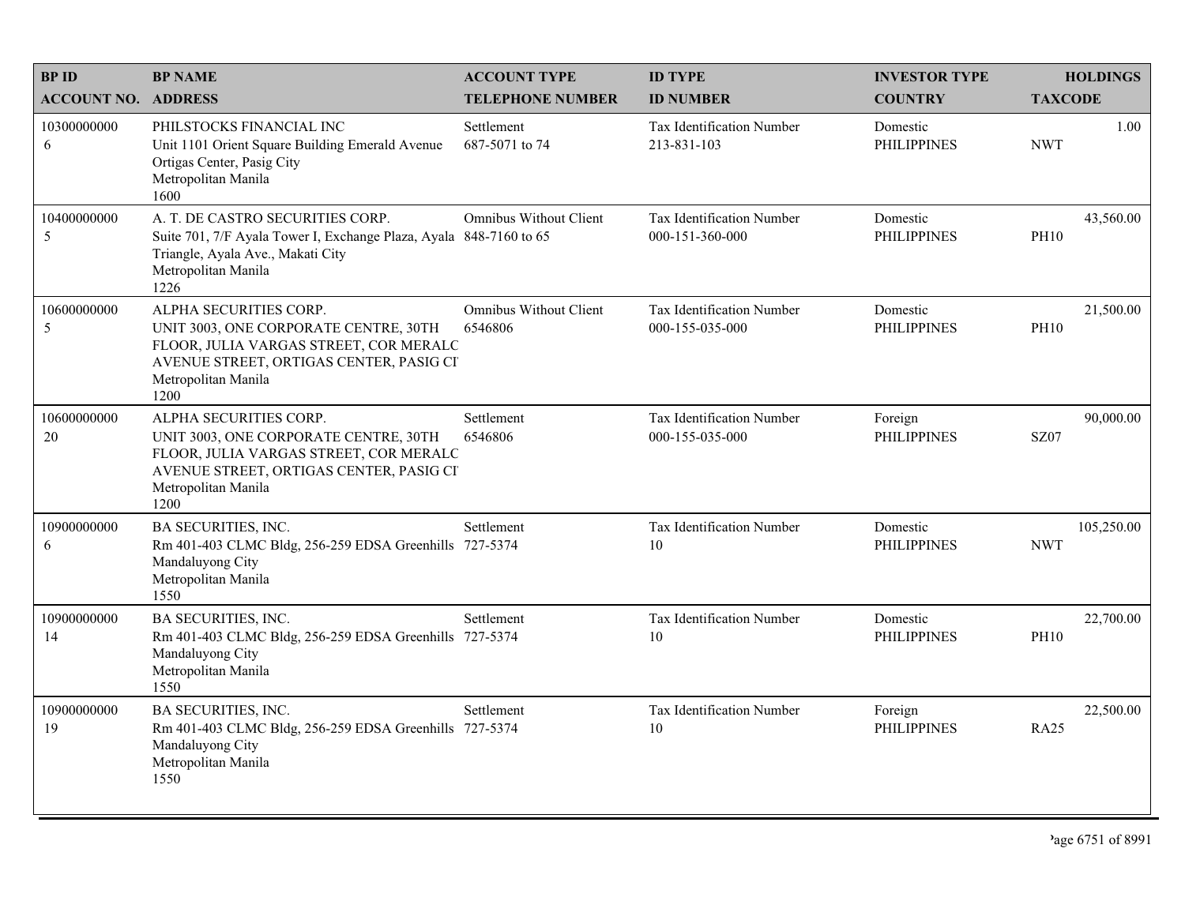| BP ID<br>ACCOUNT NO. | BP NAME<br>ADDRESS | ACCOUNT TYPE<br>TELEPHONE NUMBER | ID TYPE<br>ID NUMBER | INVESTOR TYPE<br>COUNTRY | HOLDINGS<br>TAXCODE |
|---|---|---|---|---|---|
| 10300000000<br>6 | PHILSTOCKS FINANCIAL INC<br>Unit 1101 Orient Square Building Emerald Avenue Ortigas Center, Pasig City<br>Metropolitan Manila<br>1600 | Settlement<br>687-5071 to 74 | Tax Identification Number<br>213-831-103 | Domestic<br>PHILIPPINES | 1.00<br>NWT |
| 10400000000<br>5 | A. T. DE CASTRO SECURITIES CORP.<br>Suite 701, 7/F Ayala Tower I, Exchange Plaza, Ayala Triangle, Ayala Ave., Makati City<br>Metropolitan Manila<br>1226 | Omnibus Without Client<br>848-7160 to 65 | Tax Identification Number<br>000-151-360-000 | Domestic<br>PHILIPPINES | 43,560.00<br>PH10 |
| 10600000000<br>5 | ALPHA SECURITIES CORP.<br>UNIT 3003, ONE CORPORATE CENTRE, 30TH FLOOR, JULIA VARGAS STREET, COR MERALC AVENUE STREET, ORTIGAS CENTER, PASIG CI<br>Metropolitan Manila<br>1200 | Omnibus Without Client<br>6546806 | Tax Identification Number<br>000-155-035-000 | Domestic<br>PHILIPPINES | 21,500.00<br>PH10 |
| 10600000000<br>20 | ALPHA SECURITIES CORP.<br>UNIT 3003, ONE CORPORATE CENTRE, 30TH FLOOR, JULIA VARGAS STREET, COR MERALC AVENUE STREET, ORTIGAS CENTER, PASIG CI<br>Metropolitan Manila<br>1200 | Settlement<br>6546806 | Tax Identification Number<br>000-155-035-000 | Foreign<br>PHILIPPINES | 90,000.00<br>SZ07 |
| 10900000000<br>6 | BA SECURITIES, INC.<br>Rm 401-403 CLMC Bldg, 256-259 EDSA Greenhills Mandaluyong City<br>Metropolitan Manila<br>1550 | Settlement<br>727-5374 | Tax Identification Number<br>10 | Domestic<br>PHILIPPINES | 105,250.00<br>NWT |
| 10900000000<br>14 | BA SECURITIES, INC.<br>Rm 401-403 CLMC Bldg, 256-259 EDSA Greenhills Mandaluyong City<br>Metropolitan Manila<br>1550 | Settlement<br>727-5374 | Tax Identification Number<br>10 | Domestic<br>PHILIPPINES | 22,700.00<br>PH10 |
| 10900000000<br>19 | BA SECURITIES, INC.<br>Rm 401-403 CLMC Bldg, 256-259 EDSA Greenhills Mandaluyong City<br>Metropolitan Manila<br>1550 | Settlement<br>727-5374 | Tax Identification Number<br>10 | Foreign<br>PHILIPPINES | 22,500.00<br>RA25 |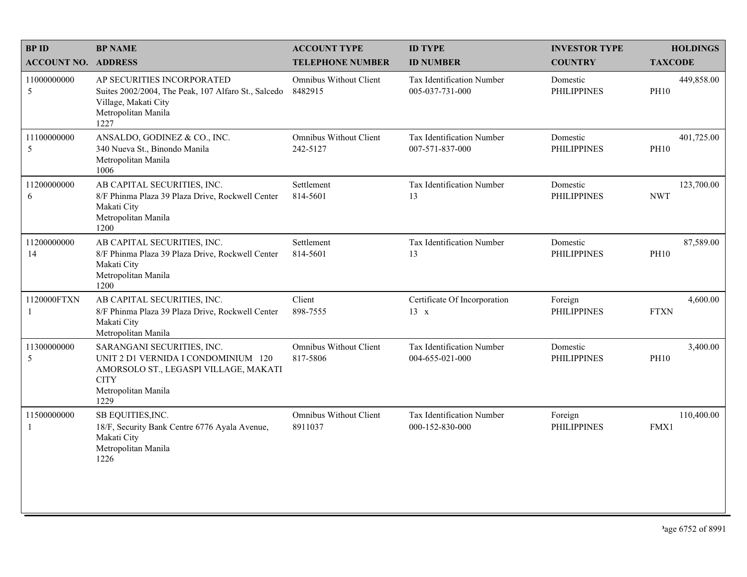| BP ID<br>ACCOUNT NO. | BP NAME<br>ADDRESS | ACCOUNT TYPE<br>TELEPHONE NUMBER | ID TYPE<br>ID NUMBER | INVESTOR TYPE<br>COUNTRY | HOLDINGS<br>TAXCODE |
|---|---|---|---|---|---|
| 11000000000<br>5 | AP SECURITIES INCORPORATED<br>Suites 2002/2004, The Peak, 107 Alfaro St., Salcedo Village, Makati City<br>Metropolitan Manila<br>1227 | Omnibus Without Client<br>8482915 | Tax Identification Number<br>005-037-731-000 | Domestic<br>PHILIPPINES | 449,858.00<br>PH10 |
| 11100000000<br>5 | ANSALDO, GODINEZ & CO., INC.<br>340 Nueva St., Binondo Manila<br>Metropolitan Manila<br>1006 | Omnibus Without Client<br>242-5127 | Tax Identification Number<br>007-571-837-000 | Domestic<br>PHILIPPINES | 401,725.00<br>PH10 |
| 11200000000<br>6 | AB CAPITAL SECURITIES, INC.<br>8/F Phinma Plaza 39 Plaza Drive, Rockwell Center Makati City<br>Metropolitan Manila<br>1200 | Settlement<br>814-5601 | Tax Identification Number<br>13 | Domestic<br>PHILIPPINES | 123,700.00<br>NWT |
| 11200000000<br>14 | AB CAPITAL SECURITIES, INC.<br>8/F Phinma Plaza 39 Plaza Drive, Rockwell Center Makati City<br>Metropolitan Manila<br>1200 | Settlement<br>814-5601 | Tax Identification Number<br>13 | Domestic<br>PHILIPPINES | 87,589.00<br>PH10 |
| 1120000FTXN<br>1 | AB CAPITAL SECURITIES, INC.<br>8/F Phinma Plaza 39 Plaza Drive, Rockwell Center Makati City<br>Metropolitan Manila | Client<br>898-7555 | Certificate Of Incorporation<br>13 x | Foreign<br>PHILIPPINES | 4,600.00<br>FTXN |
| 11300000000<br>5 | SARANGANI SECURITIES, INC.<br>UNIT 2 D1 VERNIDA I CONDOMINIUM 120 AMORSOLO ST., LEGASPI VILLAGE, MAKATI CITY<br>Metropolitan Manila<br>1229 | Omnibus Without Client<br>817-5806 | Tax Identification Number<br>004-655-021-000 | Domestic<br>PHILIPPINES | 3,400.00<br>PH10 |
| 11500000000<br>1 | SB EQUITIES,INC.<br>18/F, Security Bank Centre 6776 Ayala Avenue, Makati City<br>Metropolitan Manila<br>1226 | Omnibus Without Client<br>8911037 | Tax Identification Number<br>000-152-830-000 | Foreign<br>PHILIPPINES | 110,400.00<br>FMX1 |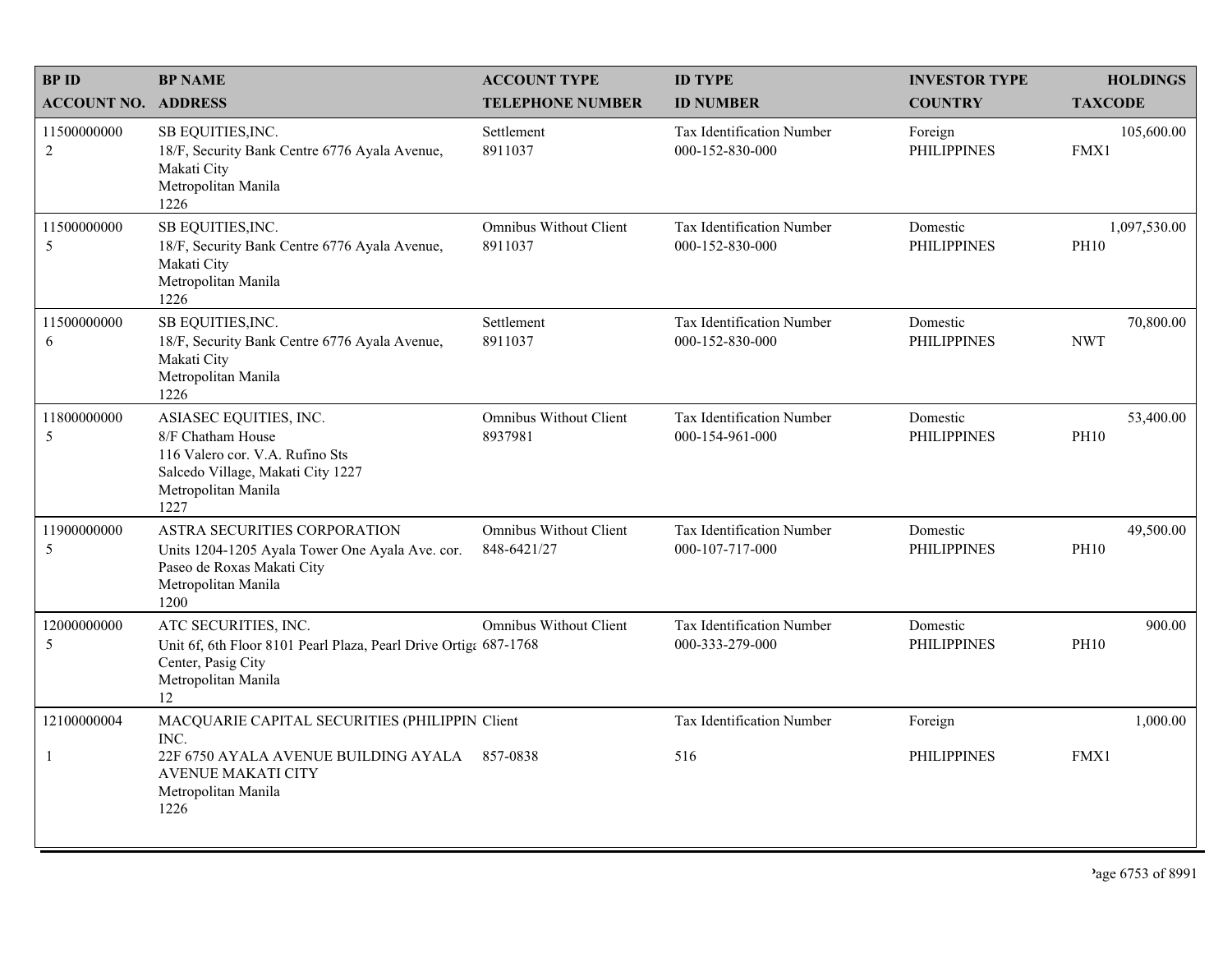| BP ID<br>ACCOUNT NO. | BP NAME<br>ADDRESS | ACCOUNT TYPE<br>TELEPHONE NUMBER | ID TYPE<br>ID NUMBER | INVESTOR TYPE<br>COUNTRY | HOLDINGS<br>TAXCODE |
|---|---|---|---|---|---|
| 11500000000<br>2 | SB EQUITIES,INC.<br>18/F, Security Bank Centre 6776 Ayala Avenue, Makati City<br>Metropolitan Manila<br>1226 | Settlement<br>8911037 | Tax Identification Number<br>000-152-830-000 | Foreign<br>PHILIPPINES | 105,600.00<br>FMX1 |
| 11500000000<br>5 | SB EQUITIES,INC.<br>18/F, Security Bank Centre 6776 Ayala Avenue, Makati City<br>Metropolitan Manila<br>1226 | Omnibus Without Client<br>8911037 | Tax Identification Number<br>000-152-830-000 | Domestic<br>PHILIPPINES | 1,097,530.00<br>PH10 |
| 11500000000<br>6 | SB EQUITIES,INC.<br>18/F, Security Bank Centre 6776 Ayala Avenue, Makati City<br>Metropolitan Manila<br>1226 | Settlement<br>8911037 | Tax Identification Number<br>000-152-830-000 | Domestic<br>PHILIPPINES | 70,800.00<br>NWT |
| 11800000000<br>5 | ASIASEC EQUITIES, INC.<br>8/F Chatham House<br>116 Valero cor. V.A. Rufino Sts<br>Salcedo Village, Makati City 1227<br>Metropolitan Manila<br>1227 | Omnibus Without Client<br>8937981 | Tax Identification Number<br>000-154-961-000 | Domestic<br>PHILIPPINES | 53,400.00<br>PH10 |
| 11900000000<br>5 | ASTRA SECURITIES CORPORATION<br>Units 1204-1205 Ayala Tower One Ayala Ave. cor. Paseo de Roxas Makati City<br>Metropolitan Manila<br>1200 | Omnibus Without Client<br>848-6421/27 | Tax Identification Number<br>000-107-717-000 | Domestic<br>PHILIPPINES | 49,500.00<br>PH10 |
| 12000000000<br>5 | ATC SECURITIES, INC.<br>Unit 6f, 6th Floor 8101 Pearl Plaza, Pearl Drive Ortiga Center, Pasig City<br>Metropolitan Manila<br>12 | Omnibus Without Client<br>687-1768 | Tax Identification Number<br>000-333-279-000 | Domestic<br>PHILIPPINES | 900.00<br>PH10 |
| 12100000004<br>1 | MACQUARIE CAPITAL SECURITIES (PHILIPPIN INC.<br>22F 6750 AYALA AVENUE BUILDING AYALA AVENUE MAKATI CITY<br>Metropolitan Manila<br>1226 | Client<br>857-0838 | Tax Identification Number<br>516 | Foreign<br>PHILIPPINES | 1,000.00<br>FMX1 |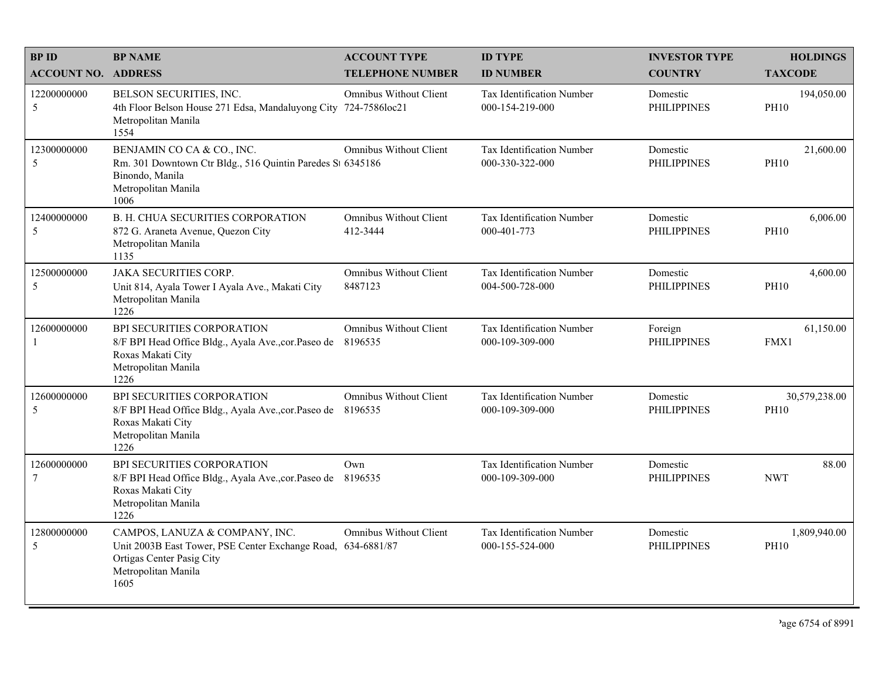| BP ID<br>ACCOUNT NO. | BP NAME<br>ADDRESS | ACCOUNT TYPE<br>TELEPHONE NUMBER | ID TYPE<br>ID NUMBER | INVESTOR TYPE<br>COUNTRY | HOLDINGS<br>TAXCODE |
|---|---|---|---|---|---|
| 12200000000<br>5 | BELSON SECURITIES, INC.<br>4th Floor Belson House 271 Edsa, Mandaluyong City<br>Metropolitan Manila<br>1554 | Omnibus Without Client<br>724-7586loc21 | Tax Identification Number<br>000-154-219-000 | Domestic<br>PHILIPPINES | 194,050.00<br>PH10 |
| 12300000000<br>5 | BENJAMIN CO CA & CO., INC.<br>Rm. 301 Downtown Ctr Bldg., 516 Quintin Paredes St<br>Binondo, Manila<br>Metropolitan Manila<br>1006 | Omnibus Without Client<br>6345186 | Tax Identification Number<br>000-330-322-000 | Domestic<br>PHILIPPINES | 21,600.00<br>PH10 |
| 12400000000<br>5 | B. H. CHUA SECURITIES CORPORATION<br>872 G. Araneta Avenue, Quezon City<br>Metropolitan Manila<br>1135 | Omnibus Without Client<br>412-3444 | Tax Identification Number<br>000-401-773 | Domestic<br>PHILIPPINES | 6,006.00<br>PH10 |
| 12500000000<br>5 | JAKA SECURITIES CORP.<br>Unit 814, Ayala Tower I Ayala Ave., Makati City<br>Metropolitan Manila<br>1226 | Omnibus Without Client<br>8487123 | Tax Identification Number<br>004-500-728-000 | Domestic<br>PHILIPPINES | 4,600.00<br>PH10 |
| 12600000000<br>1 | BPI SECURITIES CORPORATION<br>8/F BPI Head Office Bldg., Ayala Ave.,cor.Paseo de<br>Roxas Makati City<br>Metropolitan Manila<br>1226 | Omnibus Without Client<br>8196535 | Tax Identification Number<br>000-109-309-000 | Foreign<br>PHILIPPINES | 61,150.00<br>FMX1 |
| 12600000000<br>5 | BPI SECURITIES CORPORATION<br>8/F BPI Head Office Bldg., Ayala Ave.,cor.Paseo de<br>Roxas Makati City<br>Metropolitan Manila<br>1226 | Omnibus Without Client<br>8196535 | Tax Identification Number<br>000-109-309-000 | Domestic<br>PHILIPPINES | 30,579,238.00<br>PH10 |
| 12600000000<br>7 | BPI SECURITIES CORPORATION<br>8/F BPI Head Office Bldg., Ayala Ave.,cor.Paseo de<br>Roxas Makati City<br>Metropolitan Manila<br>1226 | Own<br>8196535 | Tax Identification Number<br>000-109-309-000 | Domestic<br>PHILIPPINES | 88.00<br>NWT |
| 12800000000<br>5 | CAMPOS, LANUZA & COMPANY, INC.<br>Unit 2003B East Tower, PSE Center Exchange Road,<br>Ortigas Center Pasig City<br>Metropolitan Manila<br>1605 | Omnibus Without Client<br>634-6881/87 | Tax Identification Number<br>000-155-524-000 | Domestic<br>PHILIPPINES | 1,809,940.00<br>PH10 |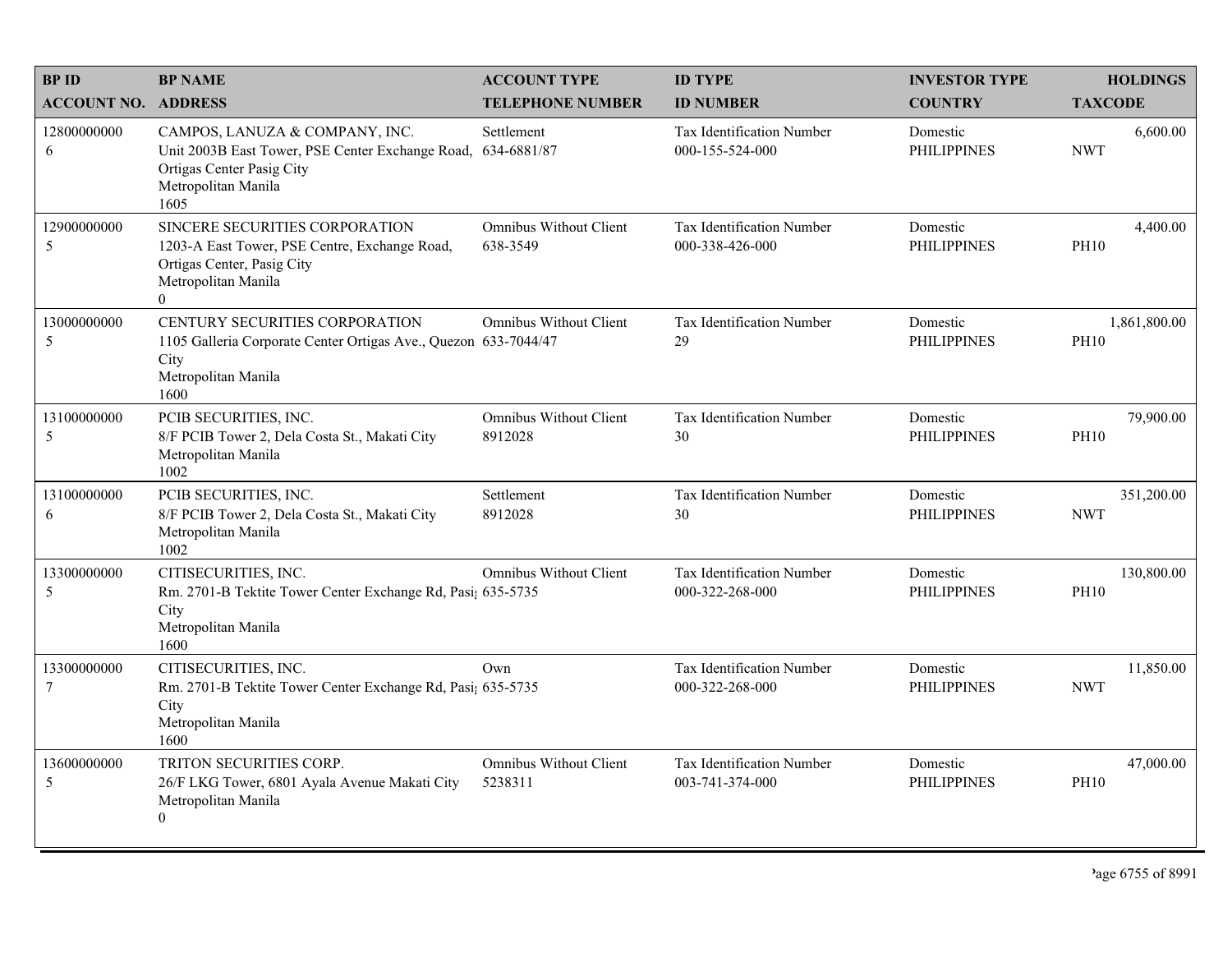| BP ID<br>ACCOUNT NO. | BP NAME<br>ADDRESS | ACCOUNT TYPE<br>TELEPHONE NUMBER | ID TYPE<br>ID NUMBER | INVESTOR TYPE<br>COUNTRY | HOLDINGS<br>TAXCODE |
|---|---|---|---|---|---|
| 12800000000<br>6 | CAMPOS, LANUZA & COMPANY, INC.<br>Unit 2003B East Tower, PSE Center Exchange Road, Ortigas Center Pasig City<br>Metropolitan Manila<br>1605 | Settlement<br>634-6881/87 | Tax Identification Number<br>000-155-524-000 | Domestic<br>PHILIPPINES | 6,600.00<br>NWT |
| 12900000000<br>5 | SINCERE SECURITIES CORPORATION<br>1203-A East Tower, PSE Centre, Exchange Road, Ortigas Center, Pasig City<br>Metropolitan Manila<br>0 | Omnibus Without Client<br>638-3549 | Tax Identification Number<br>000-338-426-000 | Domestic<br>PHILIPPINES | 4,400.00<br>PH10 |
| 13000000000<br>5 | CENTURY SECURITIES CORPORATION<br>1105 Galleria Corporate Center Ortigas Ave., Quezon City<br>Metropolitan Manila<br>1600 | Omnibus Without Client<br>633-7044/47 | Tax Identification Number<br>29 | Domestic<br>PHILIPPINES | 1,861,800.00<br>PH10 |
| 13100000000<br>5 | PCIB SECURITIES, INC.<br>8/F PCIB Tower 2, Dela Costa St., Makati City<br>Metropolitan Manila<br>1002 | Omnibus Without Client<br>8912028 | Tax Identification Number<br>30 | Domestic<br>PHILIPPINES | 79,900.00<br>PH10 |
| 13100000000<br>6 | PCIB SECURITIES, INC.<br>8/F PCIB Tower 2, Dela Costa St., Makati City<br>Metropolitan Manila<br>1002 | Settlement<br>8912028 | Tax Identification Number<br>30 | Domestic<br>PHILIPPINES | 351,200.00<br>NWT |
| 13300000000<br>5 | CITISECURITIES, INC.<br>Rm. 2701-B Tektite Tower Center Exchange Rd, Pasig City<br>Metropolitan Manila<br>1600 | Omnibus Without Client<br>635-5735 | Tax Identification Number<br>000-322-268-000 | Domestic<br>PHILIPPINES | 130,800.00<br>PH10 |
| 13300000000<br>7 | CITISECURITIES, INC.<br>Rm. 2701-B Tektite Tower Center Exchange Rd, Pasig City<br>Metropolitan Manila<br>1600 | Own<br>635-5735 | Tax Identification Number<br>000-322-268-000 | Domestic<br>PHILIPPINES | 11,850.00<br>NWT |
| 13600000000<br>5 | TRITON SECURITIES CORP.<br>26/F LKG Tower, 6801 Ayala Avenue Makati City<br>Metropolitan Manila<br>0 | Omnibus Without Client<br>5238311 | Tax Identification Number<br>003-741-374-000 | Domestic<br>PHILIPPINES | 47,000.00<br>PH10 |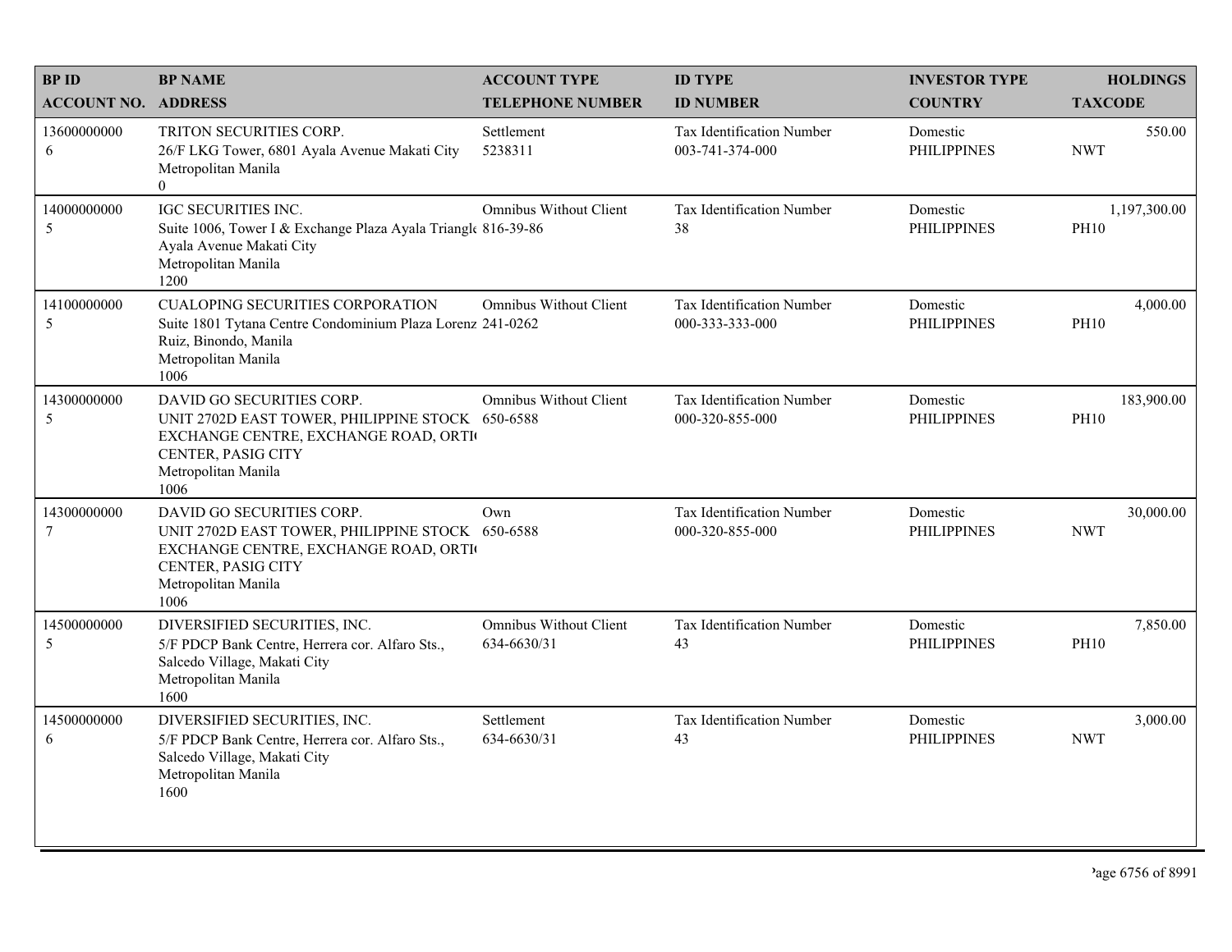| BP ID<br>ACCOUNT NO. | BP NAME<br>ADDRESS | ACCOUNT TYPE<br>TELEPHONE NUMBER | ID TYPE<br>ID NUMBER | INVESTOR TYPE<br>COUNTRY | HOLDINGS<br>TAXCODE |
|---|---|---|---|---|---|
| 13600000000<br>6 | TRITON SECURITIES CORP.<br>26/F LKG Tower, 6801 Ayala Avenue Makati City<br>Metropolitan Manila<br>0 | Settlement<br>5238311 | Tax Identification Number<br>003-741-374-000 | Domestic<br>PHILIPPINES | 550.00<br>NWT |
| 14000000000<br>5 | IGC SECURITIES INC.<br>Suite 1006, Tower I & Exchange Plaza Ayala Triangl<br>Ayala Avenue Makati City<br>Metropolitan Manila<br>1200 | Omnibus Without Client<br>816-39-86 | Tax Identification Number<br>38 | Domestic<br>PHILIPPINES | 1,197,300.00<br>PH10 |
| 14100000000<br>5 | CUALOPING SECURITIES CORPORATION<br>Suite 1801 Tytana Centre Condominium Plaza Lorenz<br>Ruiz, Binondo, Manila<br>Metropolitan Manila<br>1006 | Omnibus Without Client<br>241-0262 | Tax Identification Number<br>000-333-333-000 | Domestic<br>PHILIPPINES | 4,000.00<br>PH10 |
| 14300000000<br>5 | DAVID GO SECURITIES CORP.<br>UNIT 2702D EAST TOWER, PHILIPPINE STOCK<br>EXCHANGE CENTRE, EXCHANGE ROAD, ORTI<br>CENTER, PASIG CITY<br>Metropolitan Manila<br>1006 | Omnibus Without Client<br>650-6588 | Tax Identification Number<br>000-320-855-000 | Domestic<br>PHILIPPINES | 183,900.00<br>PH10 |
| 14300000000<br>7 | DAVID GO SECURITIES CORP.<br>UNIT 2702D EAST TOWER, PHILIPPINE STOCK<br>EXCHANGE CENTRE, EXCHANGE ROAD, ORTI<br>CENTER, PASIG CITY<br>Metropolitan Manila<br>1006 | Own<br>650-6588 | Tax Identification Number<br>000-320-855-000 | Domestic<br>PHILIPPINES | 30,000.00<br>NWT |
| 14500000000<br>5 | DIVERSIFIED SECURITIES, INC.<br>5/F PDCP Bank Centre, Herrera cor. Alfaro Sts.,<br>Salcedo Village, Makati City<br>Metropolitan Manila<br>1600 | Omnibus Without Client<br>634-6630/31 | Tax Identification Number<br>43 | Domestic<br>PHILIPPINES | 7,850.00<br>PH10 |
| 14500000000<br>6 | DIVERSIFIED SECURITIES, INC.<br>5/F PDCP Bank Centre, Herrera cor. Alfaro Sts.,<br>Salcedo Village, Makati City<br>Metropolitan Manila<br>1600 | Settlement<br>634-6630/31 | Tax Identification Number<br>43 | Domestic<br>PHILIPPINES | 3,000.00<br>NWT |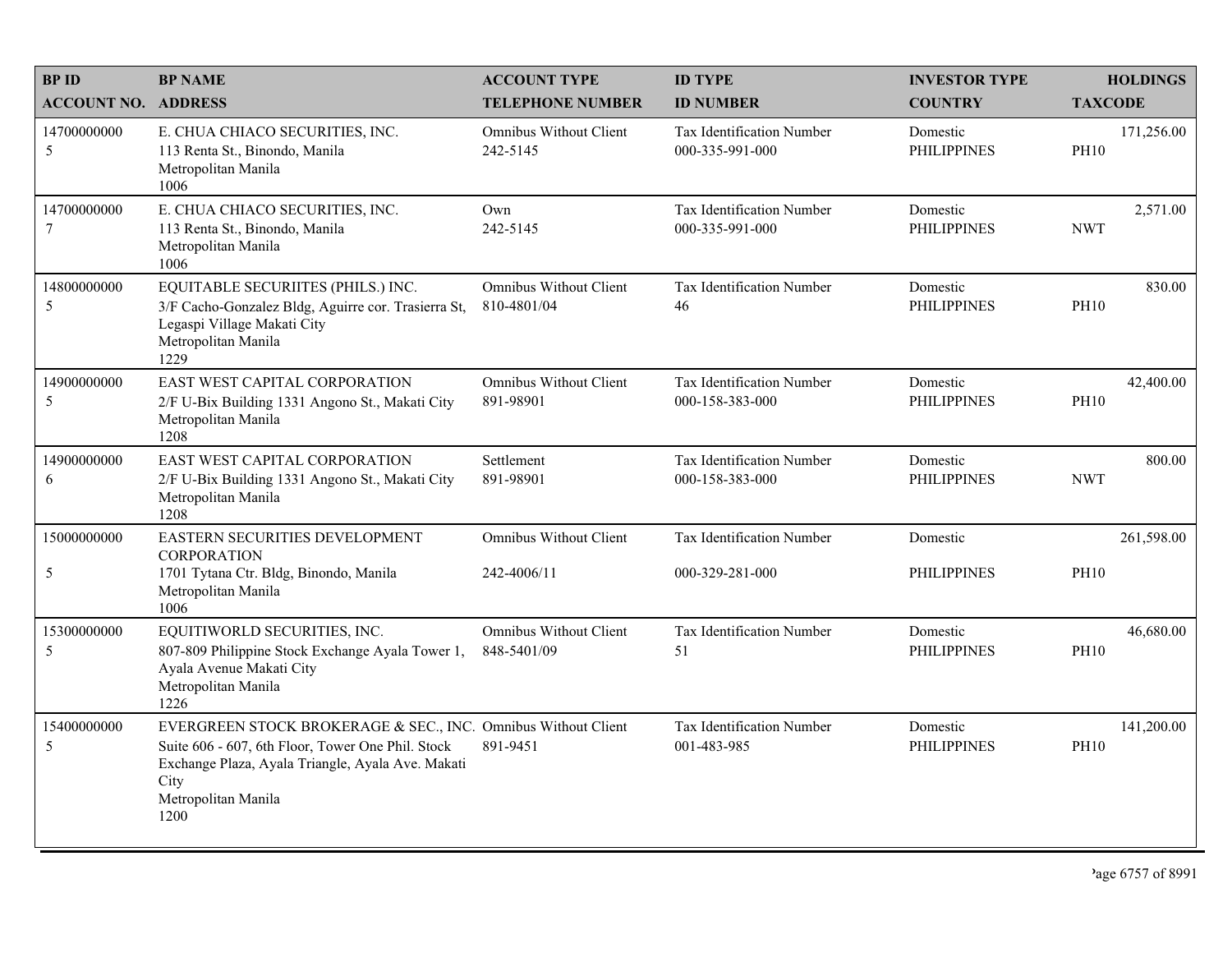| BP ID<br>ACCOUNT NO. | BP NAME<br>ADDRESS | ACCOUNT TYPE<br>TELEPHONE NUMBER | ID TYPE<br>ID NUMBER | INVESTOR TYPE<br>COUNTRY | HOLDINGS<br>TAXCODE |
|---|---|---|---|---|---|
| 14700000000<br>5 | E. CHUA CHIACO SECURITIES, INC.<br>113 Renta St., Binondo, Manila<br>Metropolitan Manila<br>1006 | Omnibus Without Client<br>242-5145 | Tax Identification Number<br>000-335-991-000 | Domestic<br>PHILIPPINES | 171,256.00<br>PH10 |
| 14700000000<br>7 | E. CHUA CHIACO SECURITIES, INC.<br>113 Renta St., Binondo, Manila<br>Metropolitan Manila<br>1006 | Own<br>242-5145 | Tax Identification Number<br>000-335-991-000 | Domestic<br>PHILIPPINES | 2,571.00<br>NWT |
| 14800000000<br>5 | EQUITABLE SECURIITES (PHILS.) INC.<br>3/F Cacho-Gonzalez Bldg, Aguirre cor. Trasierra St, Legaspi Village Makati City<br>Metropolitan Manila<br>1229 | Omnibus Without Client<br>810-4801/04 | Tax Identification Number<br>46 | Domestic<br>PHILIPPINES | 830.00<br>PH10 |
| 14900000000<br>5 | EAST WEST CAPITAL CORPORATION<br>2/F U-Bix Building 1331 Angono St., Makati City<br>Metropolitan Manila<br>1208 | Omnibus Without Client<br>891-98901 | Tax Identification Number<br>000-158-383-000 | Domestic<br>PHILIPPINES | 42,400.00<br>PH10 |
| 14900000000<br>6 | EAST WEST CAPITAL CORPORATION<br>2/F U-Bix Building 1331 Angono St., Makati City<br>Metropolitan Manila<br>1208 | Settlement<br>891-98901 | Tax Identification Number<br>000-158-383-000 | Domestic<br>PHILIPPINES | 800.00<br>NWT |
| 15000000000<br>5 | EASTERN SECURITIES DEVELOPMENT CORPORATION<br>1701 Tytana Ctr. Bldg, Binondo, Manila<br>Metropolitan Manila<br>1006 | Omnibus Without Client<br>242-4006/11 | Tax Identification Number<br>000-329-281-000 | Domestic<br>PHILIPPINES | 261,598.00<br>PH10 |
| 15300000000<br>5 | EQUITIWORLD SECURITIES, INC.<br>807-809 Philippine Stock Exchange Ayala Tower 1, Ayala Avenue Makati City<br>Metropolitan Manila<br>1226 | Omnibus Without Client<br>848-5401/09 | Tax Identification Number<br>51 | Domestic<br>PHILIPPINES | 46,680.00<br>PH10 |
| 15400000000<br>5 | EVERGREEN STOCK BROKERAGE & SEC., INC.<br>Suite 606 - 607, 6th Floor, Tower One Phil. Stock Exchange Plaza, Ayala Triangle, Ayala Ave. Makati City<br>Metropolitan Manila<br>1200 | Omnibus Without Client<br>891-9451 | Tax Identification Number<br>001-483-985 | Domestic<br>PHILIPPINES | 141,200.00<br>PH10 |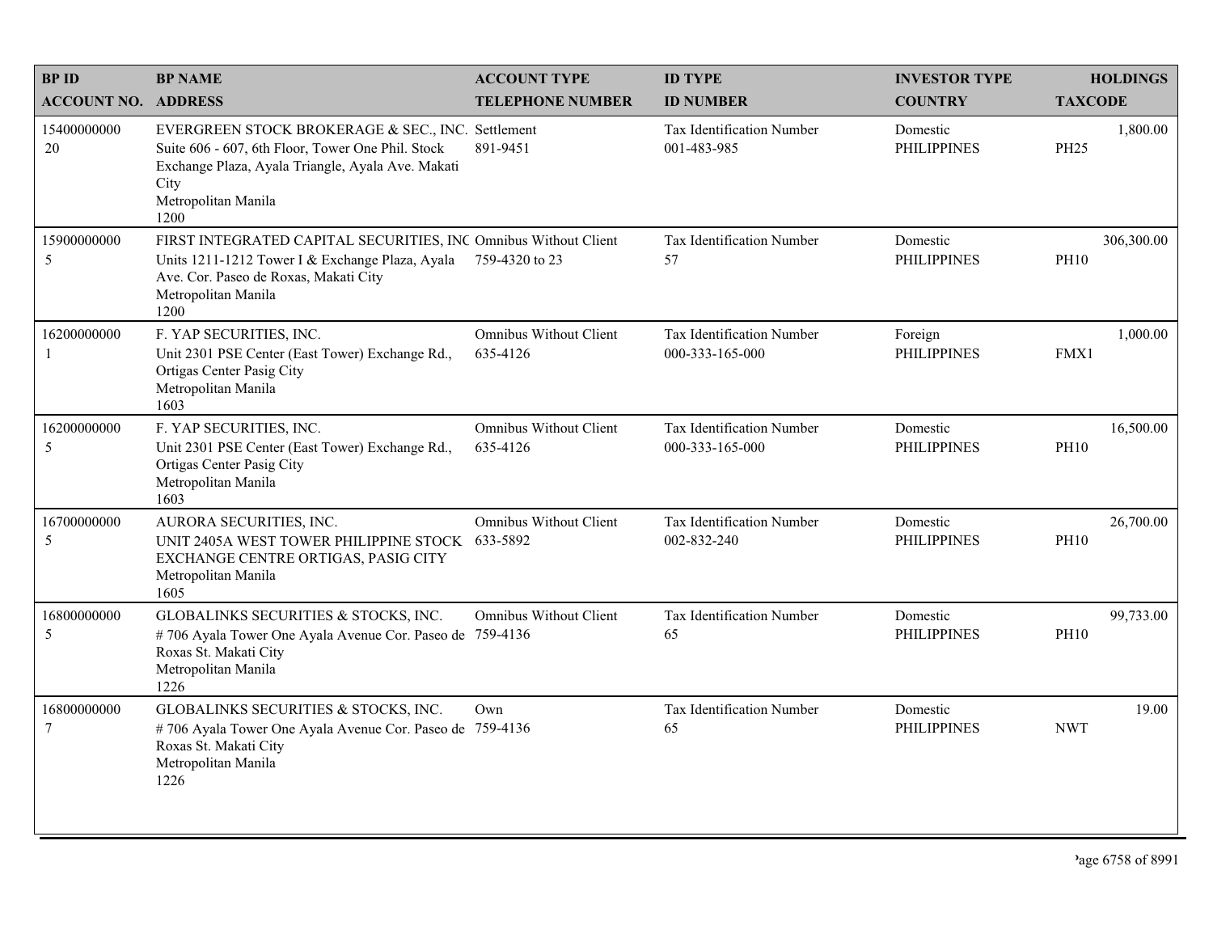| BP ID<br>ACCOUNT NO. | BP NAME<br>ADDRESS | ACCOUNT TYPE<br>TELEPHONE NUMBER | ID TYPE<br>ID NUMBER | INVESTOR TYPE<br>COUNTRY | HOLDINGS<br>TAXCODE |
|---|---|---|---|---|---|
| 15400000000<br>20 | EVERGREEN STOCK BROKERAGE & SEC., INC.<br>Suite 606 - 607, 6th Floor, Tower One Phil. Stock Exchange Plaza, Ayala Triangle, Ayala Ave. Makati City<br>Metropolitan Manila<br>1200 | Settlement<br>891-9451 | Tax Identification Number<br>001-483-985 | Domestic<br>PHILIPPINES | 1,800.00<br>PH25 |
| 15900000000<br>5 | FIRST INTEGRATED CAPITAL SECURITIES, INC<br>Units 1211-1212 Tower I & Exchange Plaza, Ayala Ave. Cor. Paseo de Roxas, Makati City<br>Metropolitan Manila<br>1200 | Omnibus Without Client<br>759-4320 to 23 | Tax Identification Number<br>57 | Domestic<br>PHILIPPINES | 306,300.00<br>PH10 |
| 16200000000<br>1 | F. YAP SECURITIES, INC.<br>Unit 2301 PSE Center (East Tower) Exchange Rd., Ortigas Center Pasig City<br>Metropolitan Manila<br>1603 | Omnibus Without Client<br>635-4126 | Tax Identification Number<br>000-333-165-000 | Foreign<br>PHILIPPINES | 1,000.00<br>FMX1 |
| 16200000000<br>5 | F. YAP SECURITIES, INC.<br>Unit 2301 PSE Center (East Tower) Exchange Rd., Ortigas Center Pasig City<br>Metropolitan Manila<br>1603 | Omnibus Without Client<br>635-4126 | Tax Identification Number<br>000-333-165-000 | Domestic<br>PHILIPPINES | 16,500.00<br>PH10 |
| 16700000000<br>5 | AURORA SECURITIES, INC.<br>UNIT 2405A WEST TOWER PHILIPPINE STOCK EXCHANGE CENTRE ORTIGAS, PASIG CITY<br>Metropolitan Manila<br>1605 | Omnibus Without Client<br>633-5892 | Tax Identification Number<br>002-832-240 | Domestic<br>PHILIPPINES | 26,700.00<br>PH10 |
| 16800000000<br>5 | GLOBALINKS SECURITIES & STOCKS, INC.<br># 706 Ayala Tower One Ayala Avenue Cor. Paseo de Roxas St. Makati City<br>Metropolitan Manila<br>1226 | Omnibus Without Client<br>759-4136 | Tax Identification Number<br>65 | Domestic<br>PHILIPPINES | 99,733.00<br>PH10 |
| 16800000000<br>7 | GLOBALINKS SECURITIES & STOCKS, INC.<br># 706 Ayala Tower One Ayala Avenue Cor. Paseo de Roxas St. Makati City<br>Metropolitan Manila<br>1226 | Own<br>759-4136 | Tax Identification Number<br>65 | Domestic<br>PHILIPPINES | 19.00<br>NWT |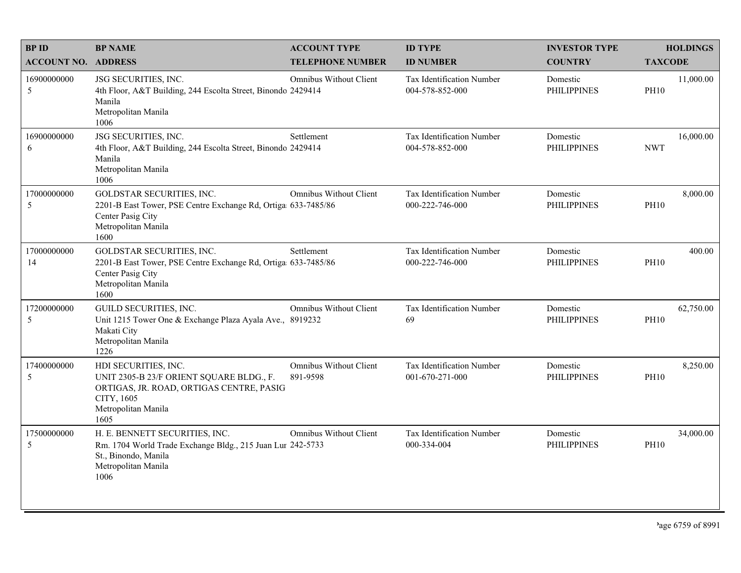| BP ID<br>ACCOUNT NO. | BP NAME<br>ADDRESS | ACCOUNT TYPE<br>TELEPHONE NUMBER | ID TYPE<br>ID NUMBER | INVESTOR TYPE<br>COUNTRY | HOLDINGS<br>TAXCODE |
|---|---|---|---|---|---|
| 16900000000<br>5 | JSG SECURITIES, INC.<br>4th Floor, A&T Building, 244 Escolta Street, Binondo Manila<br>Metropolitan Manila<br>1006 | Omnibus Without Client<br>2429414 | Tax Identification Number<br>004-578-852-000 | Domestic<br>PHILIPPINES | 11,000.00<br>PH10 |
| 16900000000<br>6 | JSG SECURITIES, INC.<br>4th Floor, A&T Building, 244 Escolta Street, Binondo Manila<br>Metropolitan Manila<br>1006 | Settlement<br>2429414 | Tax Identification Number<br>004-578-852-000 | Domestic<br>PHILIPPINES | 16,000.00<br>NWT |
| 17000000000<br>5 | GOLDSTAR SECURITIES, INC.<br>2201-B East Tower, PSE Centre Exchange Rd, Ortiga Center Pasig City<br>Metropolitan Manila<br>1600 | Omnibus Without Client<br>633-7485/86 | Tax Identification Number<br>000-222-746-000 | Domestic<br>PHILIPPINES | 8,000.00<br>PH10 |
| 17000000000<br>14 | GOLDSTAR SECURITIES, INC.<br>2201-B East Tower, PSE Centre Exchange Rd, Ortiga Center Pasig City<br>Metropolitan Manila<br>1600 | Settlement<br>633-7485/86 | Tax Identification Number<br>000-222-746-000 | Domestic<br>PHILIPPINES | 400.00<br>PH10 |
| 17200000000<br>5 | GUILD SECURITIES, INC.<br>Unit 1215 Tower One & Exchange Plaza Ayala Ave., Makati City<br>Metropolitan Manila<br>1226 | Omnibus Without Client<br>8919232 | Tax Identification Number<br>69 | Domestic<br>PHILIPPINES | 62,750.00<br>PH10 |
| 17400000000<br>5 | HDI SECURITIES, INC.<br>UNIT 2305-B 23/F ORIENT SQUARE BLDG., F. ORTIGAS, JR. ROAD, ORTIGAS CENTRE, PASIG CITY, 1605<br>Metropolitan Manila<br>1605 | Omnibus Without Client<br>891-9598 | Tax Identification Number<br>001-670-271-000 | Domestic<br>PHILIPPINES | 8,250.00<br>PH10 |
| 17500000000<br>5 | H. E. BENNETT SECURITIES, INC.<br>Rm. 1704 World Trade Exchange Bldg., 215 Juan Lur St., Binondo, Manila<br>Metropolitan Manila<br>1006 | Omnibus Without Client<br>242-5733 | Tax Identification Number<br>000-334-004 | Domestic<br>PHILIPPINES | 34,000.00<br>PH10 |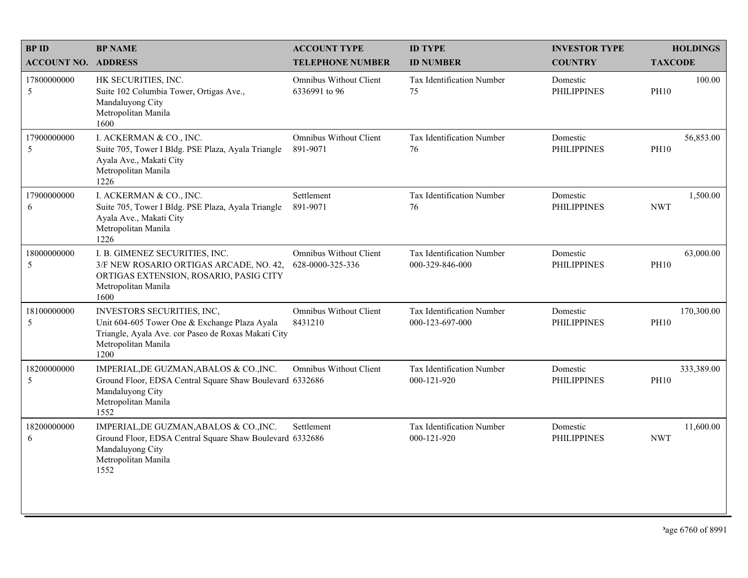| BP ID<br>ACCOUNT NO. | BP NAME<br>ADDRESS | ACCOUNT TYPE<br>TELEPHONE NUMBER | ID TYPE<br>ID NUMBER | INVESTOR TYPE<br>COUNTRY | HOLDINGS<br>TAXCODE |
|---|---|---|---|---|---|
| 17800000000<br>5 | HK SECURITIES, INC.<br>Suite 102 Columbia Tower, Ortigas Ave., Mandaluyong City<br>Metropolitan Manila<br>1600 | Omnibus Without Client<br>6336991 to 96 | Tax Identification Number<br>75 | Domestic<br>PHILIPPINES | 100.00<br>PH10 |
| 17900000000<br>5 | I. ACKERMAN & CO., INC.<br>Suite 705, Tower I Bldg. PSE Plaza, Ayala Triangle Ayala Ave., Makati City<br>Metropolitan Manila<br>1226 | Omnibus Without Client<br>891-9071 | Tax Identification Number<br>76 | Domestic<br>PHILIPPINES | 56,853.00<br>PH10 |
| 17900000000<br>6 | I. ACKERMAN & CO., INC.<br>Suite 705, Tower I Bldg. PSE Plaza, Ayala Triangle Ayala Ave., Makati City<br>Metropolitan Manila<br>1226 | Settlement<br>891-9071 | Tax Identification Number<br>76 | Domestic<br>PHILIPPINES | 1,500.00<br>NWT |
| 18000000000<br>5 | I. B. GIMENEZ SECURITIES, INC.<br>3/F NEW ROSARIO ORTIGAS ARCADE, NO. 42, ORTIGAS EXTENSION, ROSARIO, PASIG CITY<br>Metropolitan Manila<br>1600 | Omnibus Without Client<br>628-0000-325-336 | Tax Identification Number<br>000-329-846-000 | Domestic<br>PHILIPPINES | 63,000.00<br>PH10 |
| 18100000000<br>5 | INVESTORS SECURITIES, INC,<br>Unit 604-605 Tower One & Exchange Plaza Ayala Triangle, Ayala Ave. cor Paseo de Roxas Makati City<br>Metropolitan Manila<br>1200 | Omnibus Without Client<br>8431210 | Tax Identification Number<br>000-123-697-000 | Domestic<br>PHILIPPINES | 170,300.00<br>PH10 |
| 18200000000<br>5 | IMPERIAL,DE GUZMAN,ABALOS & CO.,INC.<br>Ground Floor, EDSA Central Square Shaw Boulevard Mandaluyong City<br>Metropolitan Manila<br>1552 | Omnibus Without Client<br>6332686 | Tax Identification Number<br>000-121-920 | Domestic<br>PHILIPPINES | 333,389.00<br>PH10 |
| 18200000000<br>6 | IMPERIAL,DE GUZMAN,ABALOS & CO.,INC.<br>Ground Floor, EDSA Central Square Shaw Boulevard Mandaluyong City<br>Metropolitan Manila<br>1552 | Settlement<br>6332686 | Tax Identification Number<br>000-121-920 | Domestic<br>PHILIPPINES | 11,600.00<br>NWT |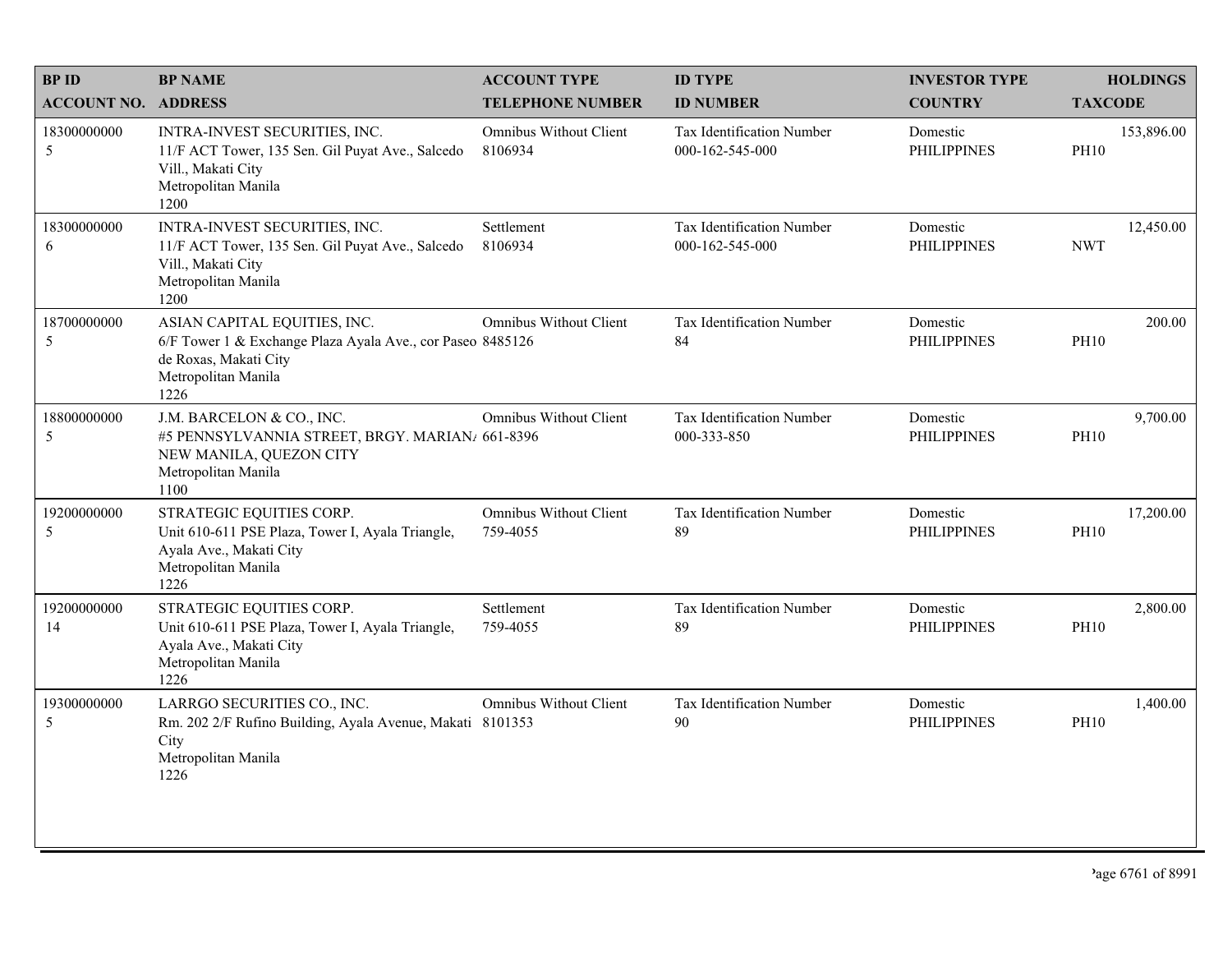| BP ID<br>ACCOUNT NO. | BP NAME<br>ADDRESS | ACCOUNT TYPE<br>TELEPHONE NUMBER | ID TYPE<br>ID NUMBER | INVESTOR TYPE<br>COUNTRY | HOLDINGS<br>TAXCODE |
|---|---|---|---|---|---|
| 18300000000<br>5 | INTRA-INVEST SECURITIES, INC.<br>11/F ACT Tower, 135 Sen. Gil Puyat Ave., Salcedo Vill., Makati City<br>Metropolitan Manila<br>1200 | Omnibus Without Client<br>8106934 | Tax Identification Number<br>000-162-545-000 | Domestic<br>PHILIPPINES | 153,896.00<br>PH10 |
| 18300000000<br>6 | INTRA-INVEST SECURITIES, INC.<br>11/F ACT Tower, 135 Sen. Gil Puyat Ave., Salcedo Vill., Makati City<br>Metropolitan Manila<br>1200 | Settlement<br>8106934 | Tax Identification Number<br>000-162-545-000 | Domestic<br>PHILIPPINES | 12,450.00<br>NWT |
| 18700000000<br>5 | ASIAN CAPITAL EQUITIES, INC.<br>6/F Tower 1 & Exchange Plaza Ayala Ave., cor Paseo de Roxas, Makati City<br>Metropolitan Manila<br>1226 | Omnibus Without Client<br>8485126 | Tax Identification Number<br>84 | Domestic<br>PHILIPPINES | 200.00<br>PH10 |
| 18800000000<br>5 | J.M. BARCELON & CO., INC.<br>#5 PENNSYLVANNIA STREET, BRGY. MARIAN/ NEW MANILA, QUEZON CITY<br>Metropolitan Manila<br>1100 | Omnibus Without Client<br>661-8396 | Tax Identification Number<br>000-333-850 | Domestic<br>PHILIPPINES | 9,700.00<br>PH10 |
| 19200000000<br>5 | STRATEGIC EQUITIES CORP.<br>Unit 610-611 PSE Plaza, Tower I, Ayala Triangle, Ayala Ave., Makati City<br>Metropolitan Manila<br>1226 | Omnibus Without Client<br>759-4055 | Tax Identification Number<br>89 | Domestic<br>PHILIPPINES | 17,200.00<br>PH10 |
| 19200000000<br>14 | STRATEGIC EQUITIES CORP.<br>Unit 610-611 PSE Plaza, Tower I, Ayala Triangle, Ayala Ave., Makati City<br>Metropolitan Manila<br>1226 | Settlement<br>759-4055 | Tax Identification Number<br>89 | Domestic<br>PHILIPPINES | 2,800.00<br>PH10 |
| 19300000000<br>5 | LARRGO SECURITIES CO., INC.<br>Rm. 202 2/F Rufino Building, Ayala Avenue, Makati City<br>Metropolitan Manila<br>1226 | Omnibus Without Client<br>8101353 | Tax Identification Number<br>90 | Domestic<br>PHILIPPINES | 1,400.00<br>PH10 |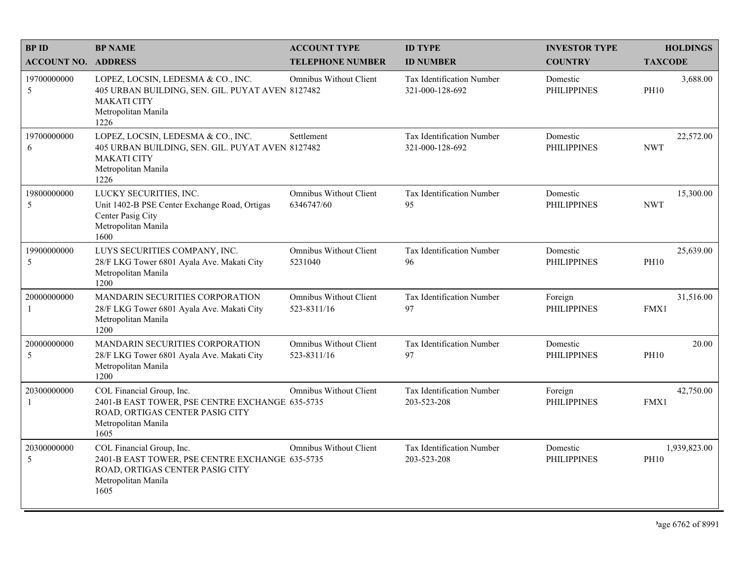| BP ID<br>ACCOUNT NO. | BP NAME<br>ADDRESS | ACCOUNT TYPE<br>TELEPHONE NUMBER | ID TYPE<br>ID NUMBER | INVESTOR TYPE<br>COUNTRY | HOLDINGS<br>TAXCODE |
|---|---|---|---|---|---|
| 19700000000<br>5 | LOPEZ, LOCSIN, LEDESMA & CO., INC.<br>405 URBAN BUILDING, SEN. GIL. PUYAT AVEN<br>MAKATI CITY<br>Metropolitan Manila<br>1226 | Omnibus Without Client<br>8127482 | Tax Identification Number<br>321-000-128-692 | Domestic<br>PHILIPPINES | 3,688.00<br>PH10 |
| 19700000000<br>6 | LOPEZ, LOCSIN, LEDESMA & CO., INC.<br>405 URBAN BUILDING, SEN. GIL. PUYAT AVEN<br>MAKATI CITY<br>Metropolitan Manila<br>1226 | Settlement<br>8127482 | Tax Identification Number<br>321-000-128-692 | Domestic<br>PHILIPPINES | 22,572.00<br>NWT |
| 19800000000<br>5 | LUCKY SECURITIES, INC.<br>Unit 1402-B PSE Center Exchange Road, Ortigas<br>Center Pasig City<br>Metropolitan Manila<br>1600 | Omnibus Without Client<br>6346747/60 | Tax Identification Number<br>95 | Domestic<br>PHILIPPINES | 15,300.00<br>NWT |
| 19900000000<br>5 | LUYS SECURITIES COMPANY, INC.<br>28/F LKG Tower 6801 Ayala Ave. Makati City<br>Metropolitan Manila<br>1200 | Omnibus Without Client<br>5231040 | Tax Identification Number<br>96 | Domestic<br>PHILIPPINES | 25,639.00<br>PH10 |
| 20000000000<br>1 | MANDARIN SECURITIES CORPORATION<br>28/F LKG Tower 6801 Ayala Ave. Makati City<br>Metropolitan Manila<br>1200 | Omnibus Without Client<br>523-8311/16 | Tax Identification Number<br>97 | Foreign<br>PHILIPPINES | 31,516.00<br>FMX1 |
| 20000000000<br>5 | MANDARIN SECURITIES CORPORATION<br>28/F LKG Tower 6801 Ayala Ave. Makati City<br>Metropolitan Manila<br>1200 | Omnibus Without Client<br>523-8311/16 | Tax Identification Number<br>97 | Domestic<br>PHILIPPINES | 20.00<br>PH10 |
| 20300000000<br>1 | COL Financial Group, Inc.<br>2401-B EAST TOWER, PSE CENTRE EXCHANGE<br>ROAD, ORTIGAS CENTER PASIG CITY<br>Metropolitan Manila<br>1605 | Omnibus Without Client<br>635-5735 | Tax Identification Number<br>203-523-208 | Foreign<br>PHILIPPINES | 42,750.00<br>FMX1 |
| 20300000000<br>5 | COL Financial Group, Inc.<br>2401-B EAST TOWER, PSE CENTRE EXCHANGE<br>ROAD, ORTIGAS CENTER PASIG CITY<br>Metropolitan Manila<br>1605 | Omnibus Without Client<br>635-5735 | Tax Identification Number<br>203-523-208 | Domestic<br>PHILIPPINES | 1,939,823.00<br>PH10 |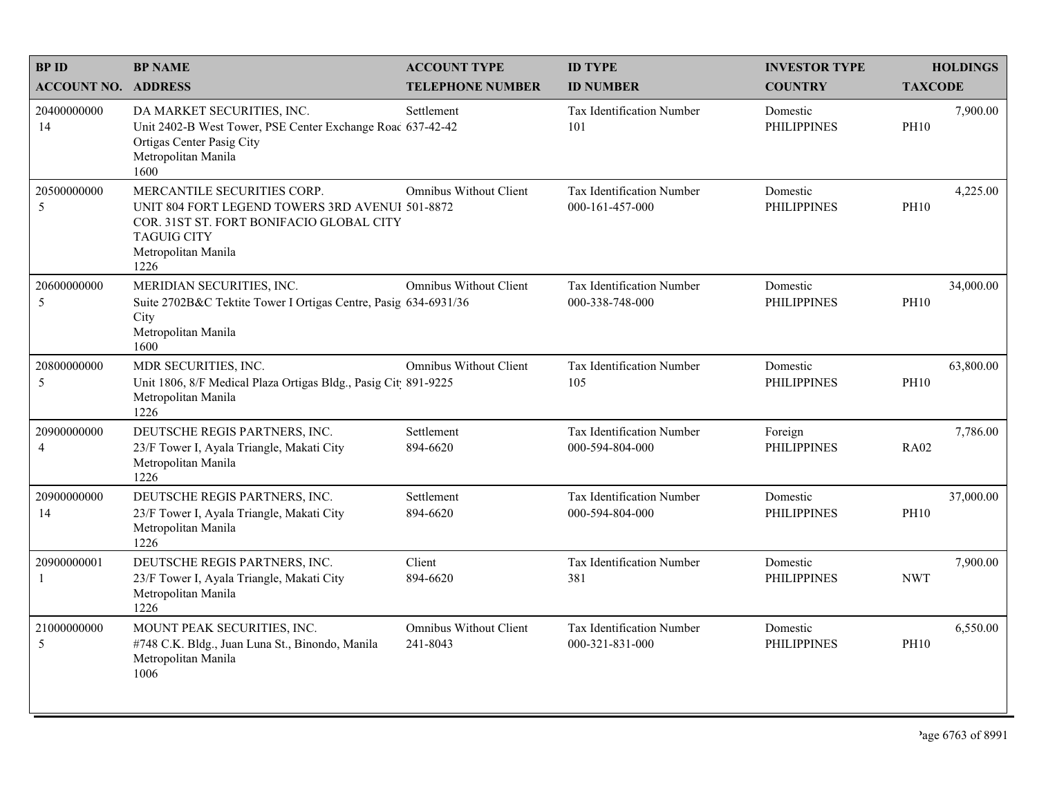| BP ID<br>ACCOUNT NO. | BP NAME<br>ADDRESS | ACCOUNT TYPE<br>TELEPHONE NUMBER | ID TYPE<br>ID NUMBER | INVESTOR TYPE<br>COUNTRY | HOLDINGS<br>TAXCODE |
|---|---|---|---|---|---|
| 20400000000<br>14 | DA MARKET SECURITIES, INC.<br>Unit 2402-B West Tower, PSE Center Exchange Roac<br>Ortigas Center Pasig City<br>Metropolitan Manila<br>1600 | Settlement<br>637-42-42 | Tax Identification Number<br>101 | Domestic<br>PHILIPPINES | 7,900.00<br>PH10 |
| 20500000000<br>5 | MERCANTILE SECURITIES CORP.<br>UNIT 804 FORT LEGEND TOWERS 3RD AVENUI<br>COR. 31ST ST. FORT BONIFACIO GLOBAL CITY<br>TAGUIG CITY<br>Metropolitan Manila<br>1226 | Omnibus Without Client<br>501-8872 | Tax Identification Number<br>000-161-457-000 | Domestic<br>PHILIPPINES | 4,225.00<br>PH10 |
| 20600000000<br>5 | MERIDIAN SECURITIES, INC.<br>Suite 2702B&C Tektite Tower I Ortigas Centre, Pasig<br>City<br>Metropolitan Manila<br>1600 | Omnibus Without Client<br>634-6931/36 | Tax Identification Number<br>000-338-748-000 | Domestic<br>PHILIPPINES | 34,000.00<br>PH10 |
| 20800000000<br>5 | MDR SECURITIES, INC.<br>Unit 1806, 8/F Medical Plaza Ortigas Bldg., Pasig Cit<br>Metropolitan Manila<br>1226 | Omnibus Without Client<br>891-9225 | Tax Identification Number<br>105 | Domestic<br>PHILIPPINES | 63,800.00<br>PH10 |
| 20900000000<br>4 | DEUTSCHE REGIS PARTNERS, INC.<br>23/F Tower I, Ayala Triangle, Makati City<br>Metropolitan Manila<br>1226 | Settlement<br>894-6620 | Tax Identification Number<br>000-594-804-000 | Foreign<br>PHILIPPINES | 7,786.00<br>RA02 |
| 20900000000<br>14 | DEUTSCHE REGIS PARTNERS, INC.<br>23/F Tower I, Ayala Triangle, Makati City<br>Metropolitan Manila<br>1226 | Settlement<br>894-6620 | Tax Identification Number<br>000-594-804-000 | Domestic<br>PHILIPPINES | 37,000.00<br>PH10 |
| 20900000001<br>1 | DEUTSCHE REGIS PARTNERS, INC.<br>23/F Tower I, Ayala Triangle, Makati City<br>Metropolitan Manila<br>1226 | Client<br>894-6620 | Tax Identification Number<br>381 | Domestic<br>PHILIPPINES | 7,900.00<br>NWT |
| 21000000000<br>5 | MOUNT PEAK SECURITIES, INC.<br>#748 C.K. Bldg., Juan Luna St., Binondo, Manila<br>Metropolitan Manila<br>1006 | Omnibus Without Client<br>241-8043 | Tax Identification Number<br>000-321-831-000 | Domestic<br>PHILIPPINES | 6,550.00<br>PH10 |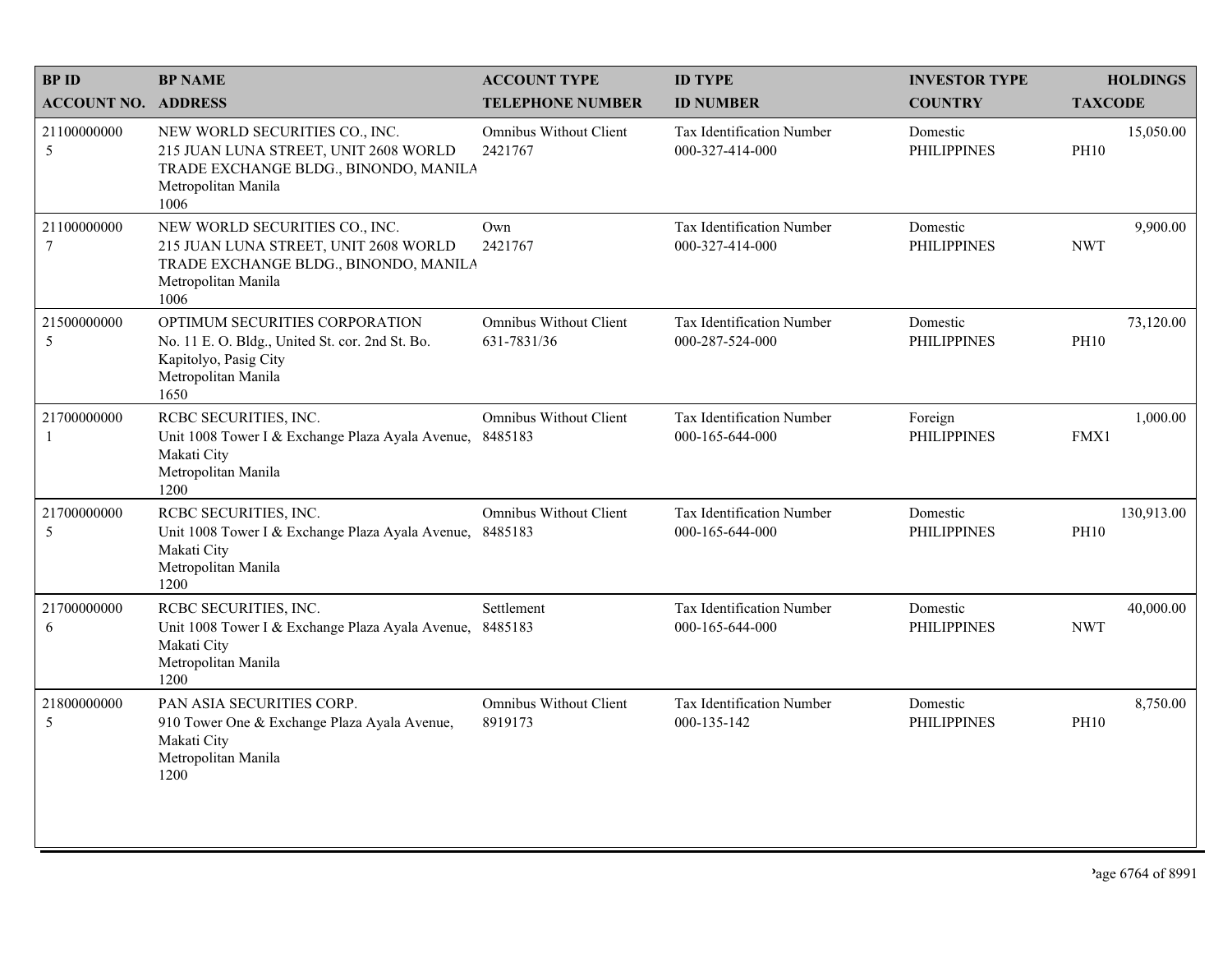| BP ID<br>ACCOUNT NO. | BP NAME<br>ADDRESS | ACCOUNT TYPE<br>TELEPHONE NUMBER | ID TYPE<br>ID NUMBER | INVESTOR TYPE<br>COUNTRY | HOLDINGS<br>TAXCODE |
|---|---|---|---|---|---|
| 21100000000<br>5 | NEW WORLD SECURITIES CO., INC.<br>215 JUAN LUNA STREET, UNIT 2608 WORLD TRADE EXCHANGE BLDG., BINONDO, MANILA<br>Metropolitan Manila<br>1006 | Omnibus Without Client<br>2421767 | Tax Identification Number<br>000-327-414-000 | Domestic<br>PHILIPPINES | 15,050.00<br>PH10 |
| 21100000000<br>7 | NEW WORLD SECURITIES CO., INC.<br>215 JUAN LUNA STREET, UNIT 2608 WORLD TRADE EXCHANGE BLDG., BINONDO, MANILA<br>Metropolitan Manila<br>1006 | Own<br>2421767 | Tax Identification Number<br>000-327-414-000 | Domestic<br>PHILIPPINES | 9,900.00<br>NWT |
| 21500000000<br>5 | OPTIMUM SECURITIES CORPORATION<br>No. 11 E. O. Bldg., United St. cor. 2nd St. Bo. Kapitolyo, Pasig City<br>Metropolitan Manila<br>1650 | Omnibus Without Client<br>631-7831/36 | Tax Identification Number<br>000-287-524-000 | Domestic<br>PHILIPPINES | 73,120.00<br>PH10 |
| 21700000000<br>1 | RCBC SECURITIES, INC.<br>Unit 1008 Tower I & Exchange Plaza Ayala Avenue, Makati City<br>Metropolitan Manila<br>1200 | Omnibus Without Client<br>8485183 | Tax Identification Number<br>000-165-644-000 | Foreign<br>PHILIPPINES | 1,000.00<br>FMX1 |
| 21700000000<br>5 | RCBC SECURITIES, INC.<br>Unit 1008 Tower I & Exchange Plaza Ayala Avenue, Makati City<br>Metropolitan Manila<br>1200 | Omnibus Without Client<br>8485183 | Tax Identification Number<br>000-165-644-000 | Domestic<br>PHILIPPINES | 130,913.00<br>PH10 |
| 21700000000<br>6 | RCBC SECURITIES, INC.<br>Unit 1008 Tower I & Exchange Plaza Ayala Avenue, Makati City<br>Metropolitan Manila<br>1200 | Settlement<br>8485183 | Tax Identification Number<br>000-165-644-000 | Domestic<br>PHILIPPINES | 40,000.00<br>NWT |
| 21800000000<br>5 | PAN ASIA SECURITIES CORP.<br>910 Tower One & Exchange Plaza Ayala Avenue, Makati City<br>Metropolitan Manila<br>1200 | Omnibus Without Client<br>8919173 | Tax Identification Number<br>000-135-142 | Domestic<br>PHILIPPINES | 8,750.00<br>PH10 |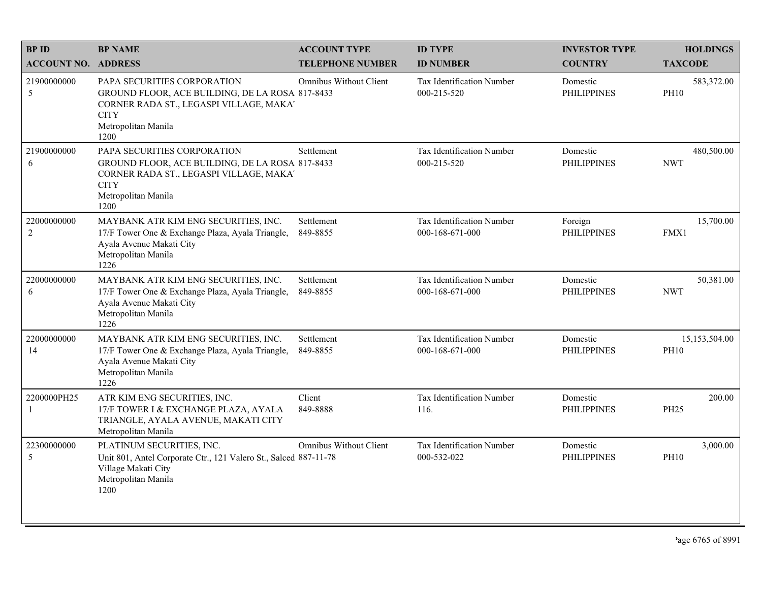| BP ID<br>ACCOUNT NO. | BP NAME<br>ADDRESS | ACCOUNT TYPE<br>TELEPHONE NUMBER | ID TYPE<br>ID NUMBER | INVESTOR TYPE<br>COUNTRY | HOLDINGS<br>TAXCODE |
|---|---|---|---|---|---|
| 21900000000<br>5 | PAPA SECURITIES CORPORATION<br>GROUND FLOOR, ACE BUILDING, DE LA ROSA CORNER RADA ST., LEGASPI VILLAGE, MAKA' CITY<br>Metropolitan Manila<br>1200 | Omnibus Without Client<br>817-8433 | Tax Identification Number<br>000-215-520 | Domestic<br>PHILIPPINES | 583,372.00<br>PH10 |
| 21900000000<br>6 | PAPA SECURITIES CORPORATION<br>GROUND FLOOR, ACE BUILDING, DE LA ROSA CORNER RADA ST., LEGASPI VILLAGE, MAKA' CITY<br>Metropolitan Manila<br>1200 | Settlement<br>817-8433 | Tax Identification Number<br>000-215-520 | Domestic<br>PHILIPPINES | 480,500.00<br>NWT |
| 22000000000<br>2 | MAYBANK ATR KIM ENG SECURITIES, INC.<br>17/F Tower One & Exchange Plaza, Ayala Triangle, Ayala Avenue Makati City<br>Metropolitan Manila<br>1226 | Settlement<br>849-8855 | Tax Identification Number<br>000-168-671-000 | Foreign<br>PHILIPPINES | 15,700.00<br>FMX1 |
| 22000000000<br>6 | MAYBANK ATR KIM ENG SECURITIES, INC.<br>17/F Tower One & Exchange Plaza, Ayala Triangle, Ayala Avenue Makati City<br>Metropolitan Manila<br>1226 | Settlement<br>849-8855 | Tax Identification Number<br>000-168-671-000 | Domestic<br>PHILIPPINES | 50,381.00<br>NWT |
| 22000000000<br>14 | MAYBANK ATR KIM ENG SECURITIES, INC.<br>17/F Tower One & Exchange Plaza, Ayala Triangle, Ayala Avenue Makati City<br>Metropolitan Manila<br>1226 | Settlement<br>849-8855 | Tax Identification Number<br>000-168-671-000 | Domestic<br>PHILIPPINES | 15,153,504.00<br>PH10 |
| 2200000PH25<br>1 | ATR KIM ENG SECURITIES, INC.<br>17/F TOWER I & EXCHANGE PLAZA, AYALA TRIANGLE, AYALA AVENUE, MAKATI CITY<br>Metropolitan Manila | Client<br>849-8888 | Tax Identification Number<br>116. | Domestic<br>PHILIPPINES | 200.00<br>PH25 |
| 22300000000<br>5 | PLATINUM SECURITIES, INC.<br>Unit 801, Antel Corporate Ctr., 121 Valero St., Salced Village Makati City<br>Metropolitan Manila<br>1200 | Omnibus Without Client<br>887-11-78 | Tax Identification Number<br>000-532-022 | Domestic<br>PHILIPPINES | 3,000.00<br>PH10 |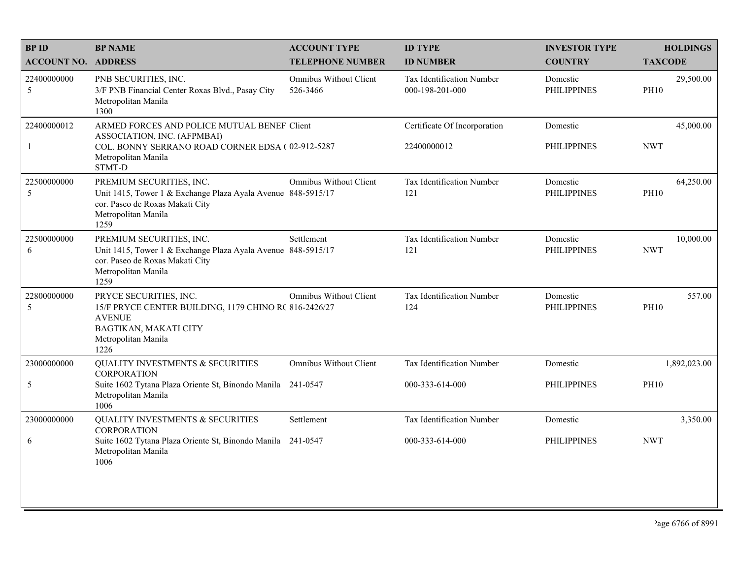| BP ID<br>ACCOUNT NO. | BP NAME<br>ADDRESS | ACCOUNT TYPE<br>TELEPHONE NUMBER | ID TYPE<br>ID NUMBER | INVESTOR TYPE<br>COUNTRY | HOLDINGS<br>TAXCODE |
|---|---|---|---|---|---|
| 22400000000<br>5 | PNB SECURITIES, INC.<br>3/F PNB Financial Center Roxas Blvd., Pasay City<br>Metropolitan Manila<br>1300 | Omnibus Without Client<br>526-3466 | Tax Identification Number<br>000-198-201-000 | Domestic<br>PHILIPPINES | 29,500.00<br>PH10 |
| 22400000012<br>1 | ARMED FORCES AND POLICE MUTUAL BENEF ASSOCIATION, INC. (AFPMBAI)<br>COL. BONNY SERRANO ROAD CORNER EDSA (<br>Metropolitan Manila<br>STMT-D | Client<br>02-912-5287 | Certificate Of Incorporation<br>22400000012 | Domestic<br>PHILIPPINES | 45,000.00<br>NWT |
| 22500000000<br>5 | PREMIUM SECURITIES, INC.<br>Unit 1415, Tower 1 & Exchange Plaza Ayala Avenue cor. Paseo de Roxas Makati City<br>Metropolitan Manila<br>1259 | Omnibus Without Client<br>848-5915/17 | Tax Identification Number<br>121 | Domestic<br>PHILIPPINES | 64,250.00<br>PH10 |
| 22500000000<br>6 | PREMIUM SECURITIES, INC.<br>Unit 1415, Tower 1 & Exchange Plaza Ayala Avenue cor. Paseo de Roxas Makati City<br>Metropolitan Manila<br>1259 | Settlement<br>848-5915/17 | Tax Identification Number<br>121 | Domestic<br>PHILIPPINES | 10,000.00<br>NWT |
| 22800000000<br>5 | PRYCE SECURITIES, INC.<br>15/F PRYCE CENTER BUILDING, 1179 CHINO R( AVENUE<br>BAGTIKAN, MAKATI CITY<br>Metropolitan Manila<br>1226 | Omnibus Without Client<br>816-2426/27 | Tax Identification Number<br>124 | Domestic<br>PHILIPPINES | 557.00<br>PH10 |
| 23000000000<br>5 | QUALITY INVESTMENTS & SECURITIES CORPORATION<br>Suite 1602 Tytana Plaza Oriente St, Binondo Manila<br>Metropolitan Manila<br>1006 | Omnibus Without Client<br>241-0547 | Tax Identification Number<br>000-333-614-000 | Domestic<br>PHILIPPINES | 1,892,023.00<br>PH10 |
| 23000000000<br>6 | QUALITY INVESTMENTS & SECURITIES CORPORATION<br>Suite 1602 Tytana Plaza Oriente St, Binondo Manila<br>Metropolitan Manila<br>1006 | Settlement<br>241-0547 | Tax Identification Number<br>000-333-614-000 | Domestic<br>PHILIPPINES | 3,350.00<br>NWT |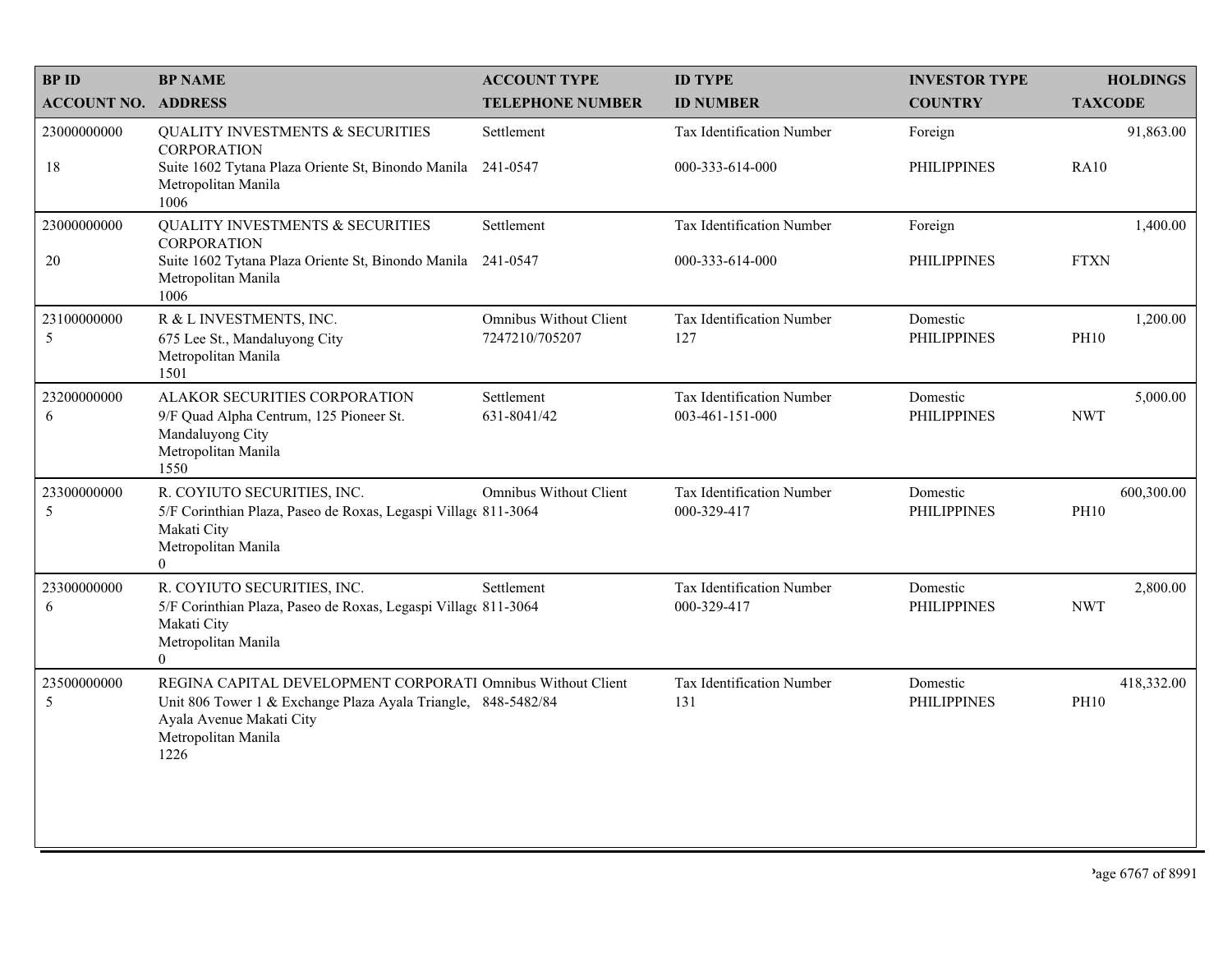| BP ID<br>ACCOUNT NO. | BP NAME<br>ADDRESS | ACCOUNT TYPE<br>TELEPHONE NUMBER | ID TYPE<br>ID NUMBER | INVESTOR TYPE<br>COUNTRY | HOLDINGS<br>TAXCODE |
|---|---|---|---|---|---|
| 23000000000<br>18 | QUALITY INVESTMENTS & SECURITIES CORPORATION<br>Suite 1602 Tytana Plaza Oriente St, Binondo Manila Metropolitan Manila 1006 | Settlement<br>241-0547 | Tax Identification Number<br>000-333-614-000 | Foreign<br>PHILIPPINES | 91,863.00<br>RA10 |
| 23000000000<br>20 | QUALITY INVESTMENTS & SECURITIES CORPORATION<br>Suite 1602 Tytana Plaza Oriente St, Binondo Manila Metropolitan Manila 1006 | Settlement<br>241-0547 | Tax Identification Number<br>000-333-614-000 | Foreign<br>PHILIPPINES | 1,400.00<br>FTXN |
| 23100000000<br>5 | R & L INVESTMENTS, INC.<br>675 Lee St., Mandaluyong City Metropolitan Manila 1501 | Omnibus Without Client<br>7247210/705207 | Tax Identification Number<br>127 | Domestic<br>PHILIPPINES | 1,200.00<br>PH10 |
| 23200000000<br>6 | ALAKOR SECURITIES CORPORATION<br>9/F Quad Alpha Centrum, 125 Pioneer St. Mandaluyong City Metropolitan Manila 1550 | Settlement<br>631-8041/42 | Tax Identification Number<br>003-461-151-000 | Domestic<br>PHILIPPINES | 5,000.00<br>NWT |
| 23300000000<br>5 | R. COYIUTO SECURITIES, INC.<br>5/F Corinthian Plaza, Paseo de Roxas, Legaspi Village Makati City Metropolitan Manila 0 | Omnibus Without Client<br>811-3064 | Tax Identification Number<br>000-329-417 | Domestic<br>PHILIPPINES | 600,300.00<br>PH10 |
| 23300000000<br>6 | R. COYIUTO SECURITIES, INC.<br>5/F Corinthian Plaza, Paseo de Roxas, Legaspi Village Makati City Metropolitan Manila 0 | Settlement<br>811-3064 | Tax Identification Number<br>000-329-417 | Domestic<br>PHILIPPINES | 2,800.00<br>NWT |
| 23500000000<br>5 | REGINA CAPITAL DEVELOPMENT CORPORATI<br>Unit 806 Tower 1 & Exchange Plaza Ayala Triangle, Ayala Avenue Makati City Metropolitan Manila 1226 | Omnibus Without Client<br>848-5482/84 | Tax Identification Number<br>131 | Domestic<br>PHILIPPINES | 418,332.00<br>PH10 |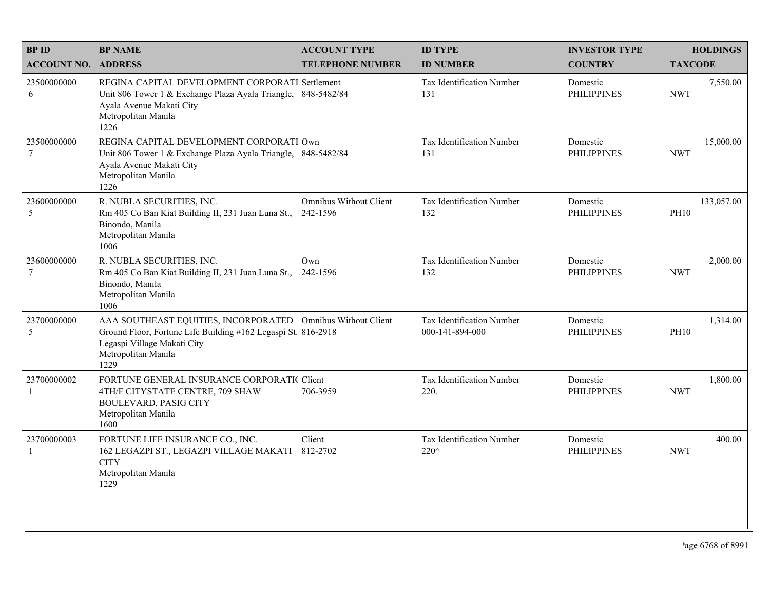| BP ID<br>ACCOUNT NO. | BP NAME<br>ADDRESS | ACCOUNT TYPE<br>TELEPHONE NUMBER | ID TYPE<br>ID NUMBER | INVESTOR TYPE<br>COUNTRY | HOLDINGS<br>TAXCODE |
|---|---|---|---|---|---|
| 23500000000<br>6 | REGINA CAPITAL DEVELOPMENT CORPORATI<br>Unit 806 Tower 1 & Exchange Plaza Ayala Triangle, Ayala Avenue Makati City<br>Metropolitan Manila<br>1226 | Settlement<br>848-5482/84 | Tax Identification Number<br>131 | Domestic<br>PHILIPPINES | 7,550.00<br>NWT |
| 23500000000<br>7 | REGINA CAPITAL DEVELOPMENT CORPORATI<br>Unit 806 Tower 1 & Exchange Plaza Ayala Triangle, Ayala Avenue Makati City<br>Metropolitan Manila<br>1226 | Own<br>848-5482/84 | Tax Identification Number<br>131 | Domestic<br>PHILIPPINES | 15,000.00<br>NWT |
| 23600000000<br>5 | R. NUBLA SECURITIES, INC.<br>Rm 405 Co Ban Kiat Building II, 231 Juan Luna St., Binondo, Manila<br>Metropolitan Manila<br>1006 | Omnibus Without Client<br>242-1596 | Tax Identification Number<br>132 | Domestic<br>PHILIPPINES | 133,057.00<br>PH10 |
| 23600000000<br>7 | R. NUBLA SECURITIES, INC.<br>Rm 405 Co Ban Kiat Building II, 231 Juan Luna St., Binondo, Manila<br>Metropolitan Manila<br>1006 | Own<br>242-1596 | Tax Identification Number<br>132 | Domestic<br>PHILIPPINES | 2,000.00<br>NWT |
| 23700000000<br>5 | AAA SOUTHEAST EQUITIES, INCORPORATED<br>Ground Floor, Fortune Life Building #162 Legaspi St. Legaspi Village Makati City<br>Metropolitan Manila<br>1229 | Omnibus Without Client<br>816-2918 | Tax Identification Number<br>000-141-894-000 | Domestic<br>PHILIPPINES | 1,314.00<br>PH10 |
| 23700000002<br>1 | FORTUNE GENERAL INSURANCE CORPORATI(<br>4TH/F CITYSTATE CENTRE, 709 SHAW BOULEVARD, PASIG CITY<br>Metropolitan Manila<br>1600 | Client<br>706-3959 | Tax Identification Number<br>220. | Domestic<br>PHILIPPINES | 1,800.00<br>NWT |
| 23700000003<br>1 | FORTUNE LIFE INSURANCE CO., INC.<br>162 LEGAZPI ST., LEGAZPI VILLAGE MAKATI CITY<br>Metropolitan Manila<br>1229 | Client<br>812-2702 | Tax Identification Number<br>220^ | Domestic<br>PHILIPPINES | 400.00<br>NWT |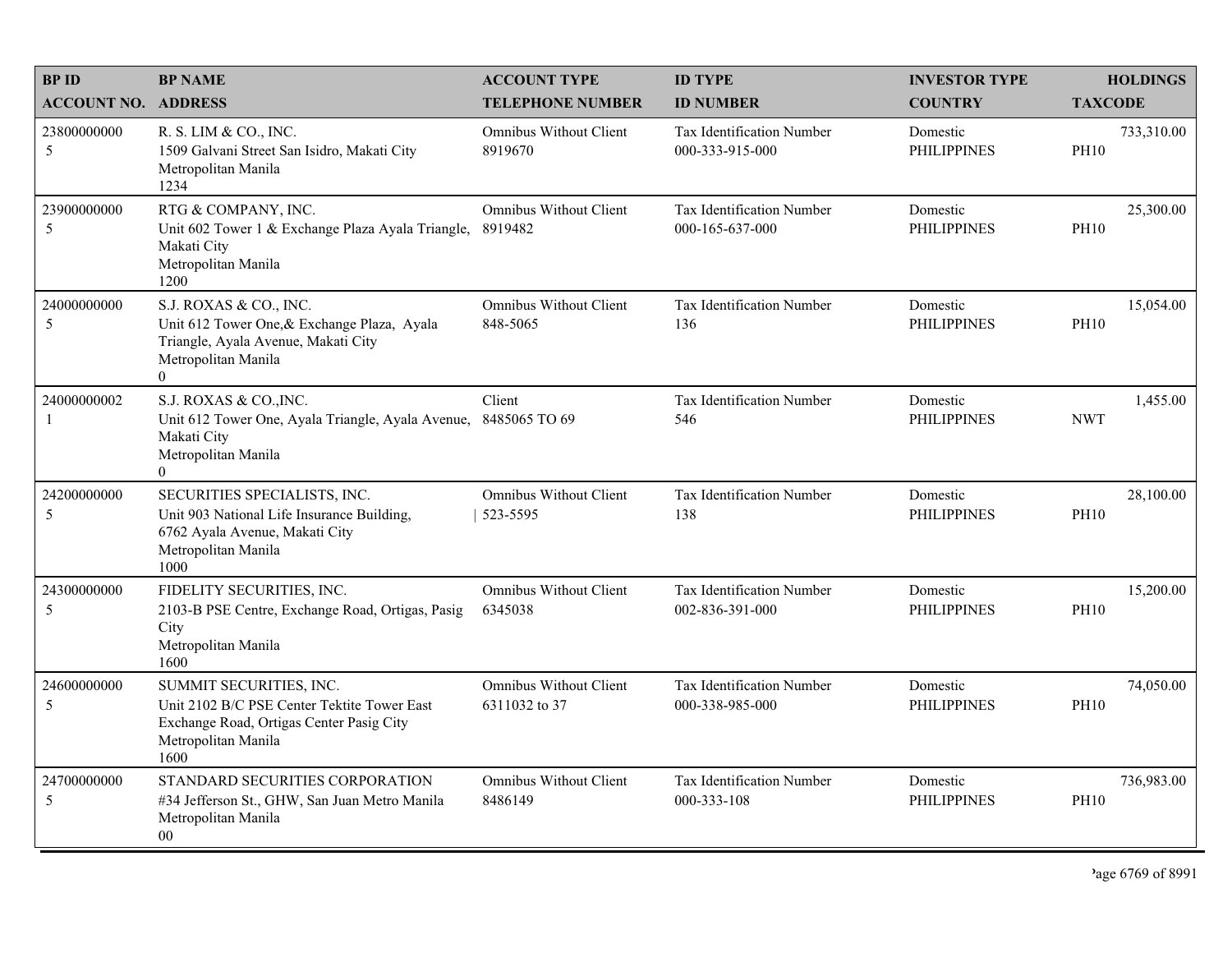| BP ID<br>ACCOUNT NO. | BP NAME<br>ADDRESS | ACCOUNT TYPE<br>TELEPHONE NUMBER | ID TYPE<br>ID NUMBER | INVESTOR TYPE<br>COUNTRY | HOLDINGS<br>TAXCODE |
|---|---|---|---|---|---|
| 23800000000<br>5 | R. S. LIM & CO., INC.<br>1509 Galvani Street San Isidro, Makati City<br>Metropolitan Manila<br>1234 | Omnibus Without Client<br>8919670 | Tax Identification Number<br>000-333-915-000 | Domestic<br>PHILIPPINES | 733,310.00<br>PH10 |
| 23900000000<br>5 | RTG & COMPANY, INC.<br>Unit 602 Tower 1 & Exchange Plaza Ayala Triangle, Makati City<br>Metropolitan Manila<br>1200 | Omnibus Without Client<br>8919482 | Tax Identification Number<br>000-165-637-000 | Domestic<br>PHILIPPINES | 25,300.00<br>PH10 |
| 24000000000<br>5 | S.J. ROXAS & CO., INC.<br>Unit 612 Tower One,& Exchange Plaza, Ayala Triangle, Ayala Avenue, Makati City<br>Metropolitan Manila<br>0 | Omnibus Without Client<br>848-5065 | Tax Identification Number<br>136 | Domestic<br>PHILIPPINES | 15,054.00<br>PH10 |
| 24000000002<br>1 | S.J. ROXAS & CO.,INC.<br>Unit 612 Tower One, Ayala Triangle, Ayala Avenue, Makati City<br>Metropolitan Manila<br>0 | Client<br>8485065 TO 69 | Tax Identification Number<br>546 | Domestic<br>PHILIPPINES | 1,455.00<br>NWT |
| 24200000000<br>5 | SECURITIES SPECIALISTS, INC.<br>Unit 903 National Life Insurance Building,<br>6762 Ayala Avenue, Makati City<br>Metropolitan Manila<br>1000 | Omnibus Without Client<br>523-5595 | Tax Identification Number<br>138 | Domestic<br>PHILIPPINES | 28,100.00<br>PH10 |
| 24300000000<br>5 | FIDELITY SECURITIES, INC.<br>2103-B PSE Centre, Exchange Road, Ortigas, Pasig City<br>Metropolitan Manila<br>1600 | Omnibus Without Client<br>6345038 | Tax Identification Number<br>002-836-391-000 | Domestic<br>PHILIPPINES | 15,200.00<br>PH10 |
| 24600000000<br>5 | SUMMIT SECURITIES, INC.<br>Unit 2102 B/C PSE Center Tektite Tower East Exchange Road, Ortigas Center Pasig City<br>Metropolitan Manila<br>1600 | Omnibus Without Client<br>6311032 to 37 | Tax Identification Number<br>000-338-985-000 | Domestic<br>PHILIPPINES | 74,050.00<br>PH10 |
| 24700000000<br>5 | STANDARD SECURITIES CORPORATION<br>#34 Jefferson St., GHW, San Juan Metro Manila<br>Metropolitan Manila<br>00 | Omnibus Without Client<br>8486149 | Tax Identification Number<br>000-333-108 | Domestic<br>PHILIPPINES | 736,983.00<br>PH10 |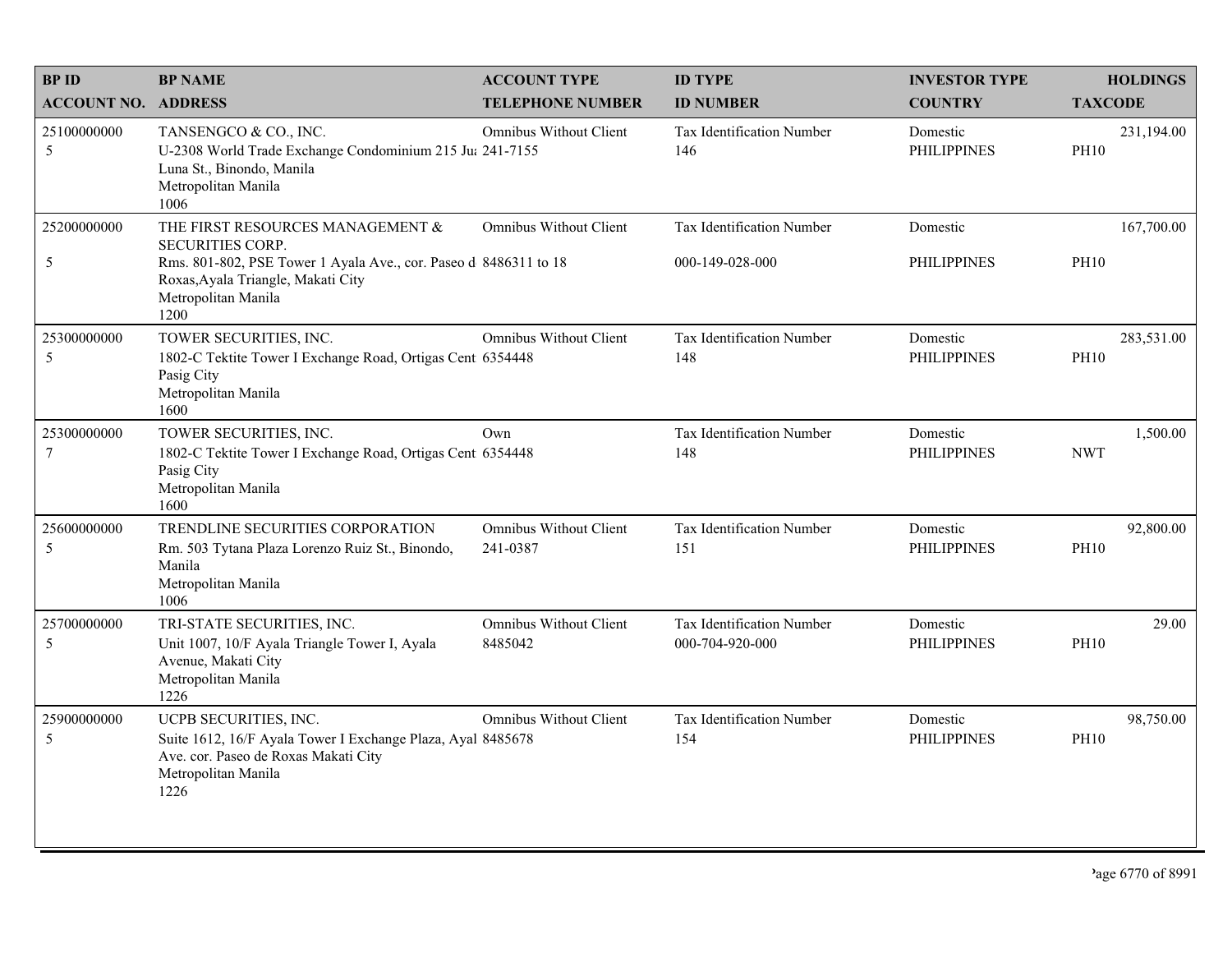| BP ID<br>ACCOUNT NO. | BP NAME<br>ADDRESS | ACCOUNT TYPE<br>TELEPHONE NUMBER | ID TYPE<br>ID NUMBER | INVESTOR TYPE<br>COUNTRY | HOLDINGS<br>TAXCODE |
|---|---|---|---|---|---|
| 25100000000<br>5 | TANSENGCO & CO., INC.<br>U-2308 World Trade Exchange Condominium 215 Jua Luna St., Binondo, Manila<br>Metropolitan Manila<br>1006 | Omnibus Without Client<br>241-7155 | Tax Identification Number<br>146 | Domestic<br>PHILIPPINES | 231,194.00<br>PH10 |
| 25200000000<br>5 | THE FIRST RESOURCES MANAGEMENT & SECURITIES CORP.<br>Rms. 801-802, PSE Tower 1 Ayala Ave., cor. Paseo d Roxas,Ayala Triangle, Makati City<br>Metropolitan Manila<br>1200 | Omnibus Without Client<br>8486311 to 18 | Tax Identification Number<br>000-149-028-000 | Domestic<br>PHILIPPINES | 167,700.00<br>PH10 |
| 25300000000<br>5 | TOWER SECURITIES, INC.<br>1802-C Tektite Tower I Exchange Road, Ortigas Cent Pasig City<br>Metropolitan Manila<br>1600 | Omnibus Without Client<br>6354448 | Tax Identification Number<br>148 | Domestic<br>PHILIPPINES | 283,531.00<br>PH10 |
| 25300000000<br>7 | TOWER SECURITIES, INC.<br>1802-C Tektite Tower I Exchange Road, Ortigas Cent Pasig City<br>Metropolitan Manila<br>1600 | Own<br>6354448 | Tax Identification Number<br>148 | Domestic<br>PHILIPPINES | 1,500.00<br>NWT |
| 25600000000<br>5 | TRENDLINE SECURITIES CORPORATION<br>Rm. 503 Tytana Plaza Lorenzo Ruiz St., Binondo, Manila<br>Metropolitan Manila<br>1006 | Omnibus Without Client<br>241-0387 | Tax Identification Number<br>151 | Domestic<br>PHILIPPINES | 92,800.00<br>PH10 |
| 25700000000<br>5 | TRI-STATE SECURITIES, INC.<br>Unit 1007, 10/F Ayala Triangle Tower I, Ayala Avenue, Makati City<br>Metropolitan Manila<br>1226 | Omnibus Without Client<br>8485042 | Tax Identification Number<br>000-704-920-000 | Domestic<br>PHILIPPINES | 29.00<br>PH10 |
| 25900000000<br>5 | UCPB SECURITIES, INC.<br>Suite 1612, 16/F Ayala Tower I Exchange Plaza, Ayal Ave. cor. Paseo de Roxas Makati City<br>Metropolitan Manila<br>1226 | Omnibus Without Client<br>8485678 | Tax Identification Number<br>154 | Domestic<br>PHILIPPINES | 98,750.00<br>PH10 |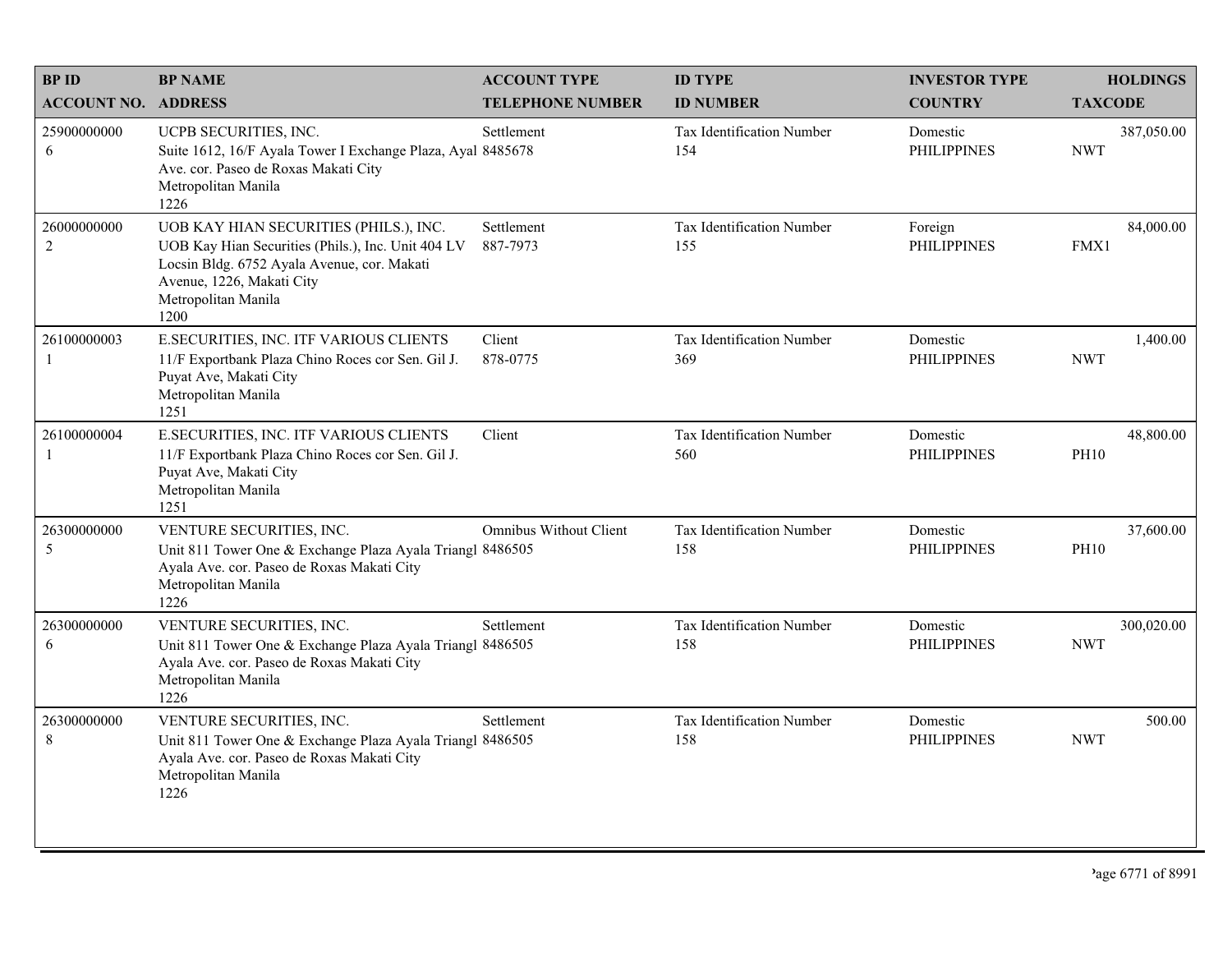| BP ID<br>ACCOUNT NO. | BP NAME<br>ADDRESS | ACCOUNT TYPE<br>TELEPHONE NUMBER | ID TYPE<br>ID NUMBER | INVESTOR TYPE<br>COUNTRY | HOLDINGS<br>TAXCODE |
|---|---|---|---|---|---|
| 25900000000<br>6 | UCPB SECURITIES, INC.<br>Suite 1612, 16/F Ayala Tower I Exchange Plaza, Ayal Ave. cor. Paseo de Roxas Makati City<br>Metropolitan Manila<br>1226 | Settlement<br>8485678 | Tax Identification Number<br>154 | Domestic<br>PHILIPPINES | 387,050.00<br>NWT |
| 26000000000<br>2 | UOB KAY HIAN SECURITIES (PHILS.), INC.<br>UOB Kay Hian Securities (Phils.), Inc. Unit 404 LV Locsin Bldg. 6752 Ayala Avenue, cor. Makati Avenue, 1226, Makati City<br>Metropolitan Manila<br>1200 | Settlement<br>887-7973 | Tax Identification Number<br>155 | Foreign<br>PHILIPPINES | 84,000.00<br>FMX1 |
| 26100000003<br>1 | E.SECURITIES, INC. ITF VARIOUS CLIENTS<br>11/F Exportbank Plaza Chino Roces cor Sen. Gil J. Puyat Ave, Makati City<br>Metropolitan Manila<br>1251 | Client<br>878-0775 | Tax Identification Number<br>369 | Domestic<br>PHILIPPINES | 1,400.00<br>NWT |
| 26100000004<br>1 | E.SECURITIES, INC. ITF VARIOUS CLIENTS<br>11/F Exportbank Plaza Chino Roces cor Sen. Gil J. Puyat Ave, Makati City<br>Metropolitan Manila<br>1251 | Client | Tax Identification Number<br>560 | Domestic<br>PHILIPPINES | 48,800.00<br>PH10 |
| 26300000000<br>5 | VENTURE SECURITIES, INC.<br>Unit 811 Tower One & Exchange Plaza Ayala Triangl Ayala Ave. cor. Paseo de Roxas Makati City<br>Metropolitan Manila<br>1226 | Omnibus Without Client<br>8486505 | Tax Identification Number<br>158 | Domestic<br>PHILIPPINES | 37,600.00<br>PH10 |
| 26300000000<br>6 | VENTURE SECURITIES, INC.<br>Unit 811 Tower One & Exchange Plaza Ayala Triangl Ayala Ave. cor. Paseo de Roxas Makati City<br>Metropolitan Manila<br>1226 | Settlement<br>8486505 | Tax Identification Number<br>158 | Domestic<br>PHILIPPINES | 300,020.00<br>NWT |
| 26300000000<br>8 | VENTURE SECURITIES, INC.<br>Unit 811 Tower One & Exchange Plaza Ayala Triangl Ayala Ave. cor. Paseo de Roxas Makati City<br>Metropolitan Manila<br>1226 | Settlement<br>8486505 | Tax Identification Number<br>158 | Domestic<br>PHILIPPINES | 500.00<br>NWT |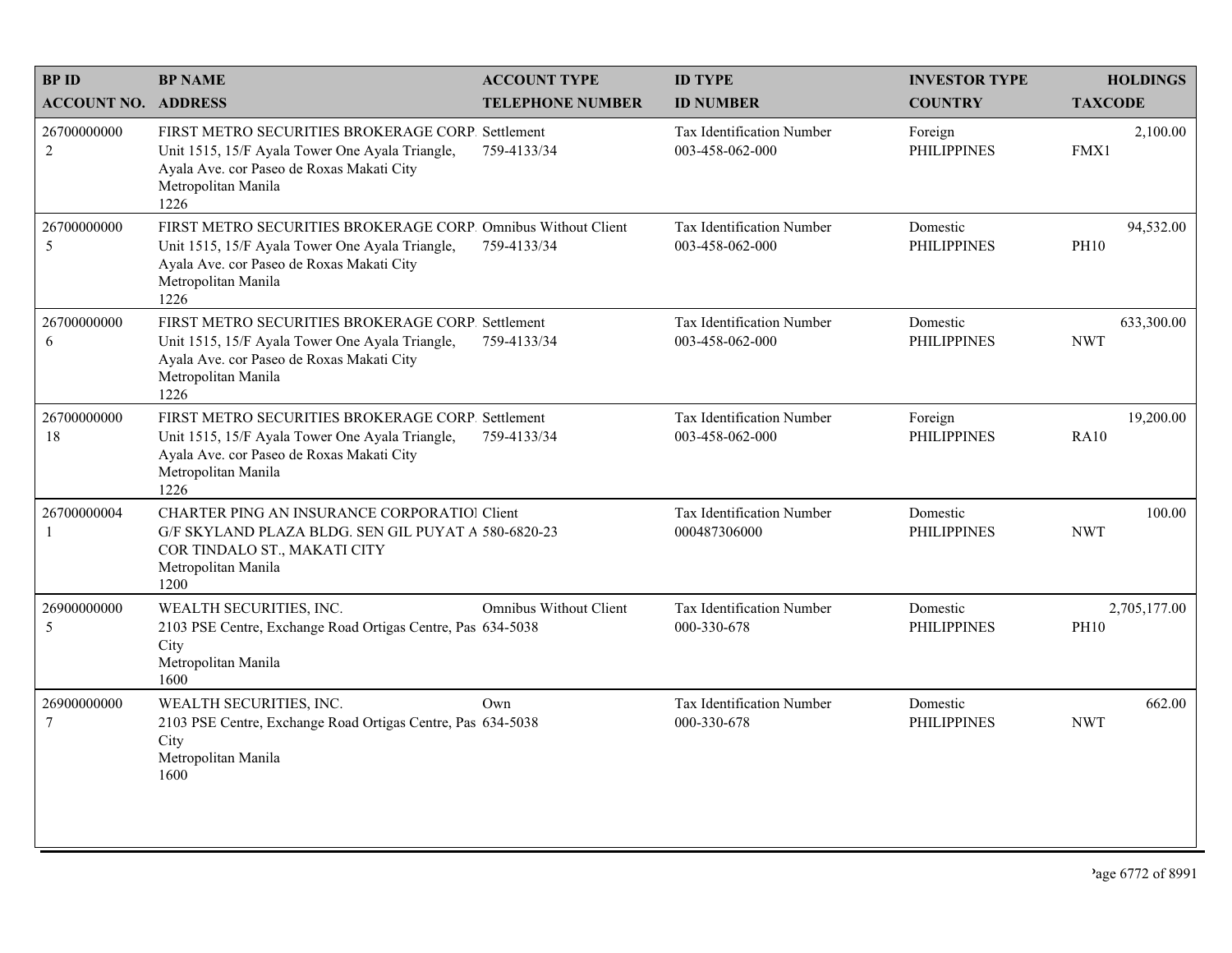| BP ID<br>ACCOUNT NO. | BP NAME<br>ADDRESS | ACCOUNT TYPE<br>TELEPHONE NUMBER | ID TYPE<br>ID NUMBER | INVESTOR TYPE<br>COUNTRY | HOLDINGS<br>TAXCODE |
|---|---|---|---|---|---|
| 26700000000<br>2 | FIRST METRO SECURITIES BROKERAGE CORP.<br>Unit 1515, 15/F Ayala Tower One Ayala Triangle, Ayala Ave. cor Paseo de Roxas Makati City<br>Metropolitan Manila<br>1226 | Settlement<br>759-4133/34 | Tax Identification Number<br>003-458-062-000 | Foreign<br>PHILIPPINES | 2,100.00<br>FMX1 |
| 26700000000<br>5 | FIRST METRO SECURITIES BROKERAGE CORP.<br>Unit 1515, 15/F Ayala Tower One Ayala Triangle, Ayala Ave. cor Paseo de Roxas Makati City<br>Metropolitan Manila<br>1226 | Omnibus Without Client<br>759-4133/34 | Tax Identification Number<br>003-458-062-000 | Domestic<br>PHILIPPINES | 94,532.00<br>PH10 |
| 26700000000<br>6 | FIRST METRO SECURITIES BROKERAGE CORP.<br>Unit 1515, 15/F Ayala Tower One Ayala Triangle, Ayala Ave. cor Paseo de Roxas Makati City<br>Metropolitan Manila<br>1226 | Settlement<br>759-4133/34 | Tax Identification Number<br>003-458-062-000 | Domestic<br>PHILIPPINES | 633,300.00<br>NWT |
| 26700000000<br>18 | FIRST METRO SECURITIES BROKERAGE CORP.<br>Unit 1515, 15/F Ayala Tower One Ayala Triangle, Ayala Ave. cor Paseo de Roxas Makati City<br>Metropolitan Manila<br>1226 | Settlement<br>759-4133/34 | Tax Identification Number<br>003-458-062-000 | Foreign<br>PHILIPPINES | 19,200.00<br>RA10 |
| 26700000004<br>1 | CHARTER PING AN INSURANCE CORPORATIOI<br>G/F SKYLAND PLAZA BLDG. SEN GIL PUYAT A COR TINDALO ST., MAKATI CITY<br>Metropolitan Manila<br>1200 | Client<br>580-6820-23 | Tax Identification Number<br>000487306000 | Domestic<br>PHILIPPINES | 100.00<br>NWT |
| 26900000000<br>5 | WEALTH SECURITIES, INC.<br>2103 PSE Centre, Exchange Road Ortigas Centre, Pas City<br>Metropolitan Manila<br>1600 | Omnibus Without Client<br>634-5038 | Tax Identification Number<br>000-330-678 | Domestic<br>PHILIPPINES | 2,705,177.00<br>PH10 |
| 26900000000<br>7 | WEALTH SECURITIES, INC.<br>2103 PSE Centre, Exchange Road Ortigas Centre, Pas City<br>Metropolitan Manila<br>1600 | Own<br>634-5038 | Tax Identification Number<br>000-330-678 | Domestic<br>PHILIPPINES | 662.00<br>NWT |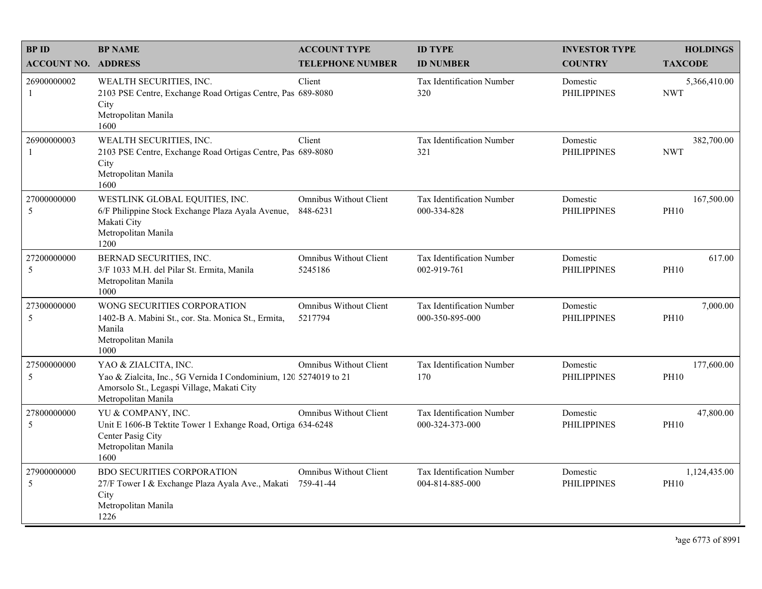| BP ID<br>ACCOUNT NO. | BP NAME<br>ADDRESS | ACCOUNT TYPE<br>TELEPHONE NUMBER | ID TYPE<br>ID NUMBER | INVESTOR TYPE<br>COUNTRY | HOLDINGS<br>TAXCODE |
|---|---|---|---|---|---|
| 26900000002<br>1 | WEALTH SECURITIES, INC.<br>2103 PSE Centre, Exchange Road Ortigas Centre, Pas City<br>Metropolitan Manila<br>1600 | Client<br>689-8080 | Tax Identification Number<br>320 | Domestic<br>PHILIPPINES | 5,366,410.00<br>NWT |
| 26900000003<br>1 | WEALTH SECURITIES, INC.<br>2103 PSE Centre, Exchange Road Ortigas Centre, Pas City<br>Metropolitan Manila<br>1600 | Client<br>689-8080 | Tax Identification Number<br>321 | Domestic<br>PHILIPPINES | 382,700.00<br>NWT |
| 27000000000<br>5 | WESTLINK GLOBAL EQUITIES, INC.<br>6/F Philippine Stock Exchange Plaza Ayala Avenue, Makati City<br>Metropolitan Manila<br>1200 | Omnibus Without Client<br>848-6231 | Tax Identification Number<br>000-334-828 | Domestic<br>PHILIPPINES | 167,500.00<br>PH10 |
| 27200000000<br>5 | BERNAD SECURITIES, INC.<br>3/F 1033 M.H. del Pilar St. Ermita, Manila<br>Metropolitan Manila<br>1000 | Omnibus Without Client<br>5245186 | Tax Identification Number<br>002-919-761 | Domestic<br>PHILIPPINES | 617.00<br>PH10 |
| 27300000000<br>5 | WONG SECURITIES CORPORATION<br>1402-B A. Mabini St., cor. Sta. Monica St., Ermita, Manila<br>Metropolitan Manila<br>1000 | Omnibus Without Client<br>5217794 | Tax Identification Number<br>000-350-895-000 | Domestic<br>PHILIPPINES | 7,000.00<br>PH10 |
| 27500000000<br>5 | YAO & ZIALCITA, INC.<br>Yao & Zialcita, Inc., 5G Vernida I Condominium, 120 Amorsolo St., Legaspi Village, Makati City<br>Metropolitan Manila | Omnibus Without Client<br>5274019 to 21 | Tax Identification Number<br>170 | Domestic<br>PHILIPPINES | 177,600.00<br>PH10 |
| 27800000000<br>5 | YU & COMPANY, INC.<br>Unit E 1606-B Tektite Tower 1 Exhange Road, Ortiga Center Pasig City<br>Metropolitan Manila<br>1600 | Omnibus Without Client<br>634-6248 | Tax Identification Number<br>000-324-373-000 | Domestic<br>PHILIPPINES | 47,800.00<br>PH10 |
| 27900000000<br>5 | BDO SECURITIES CORPORATION<br>27/F Tower I & Exchange Plaza Ayala Ave., Makati City<br>Metropolitan Manila<br>1226 | Omnibus Without Client<br>759-41-44 | Tax Identification Number<br>004-814-885-000 | Domestic<br>PHILIPPINES | 1,124,435.00<br>PH10 |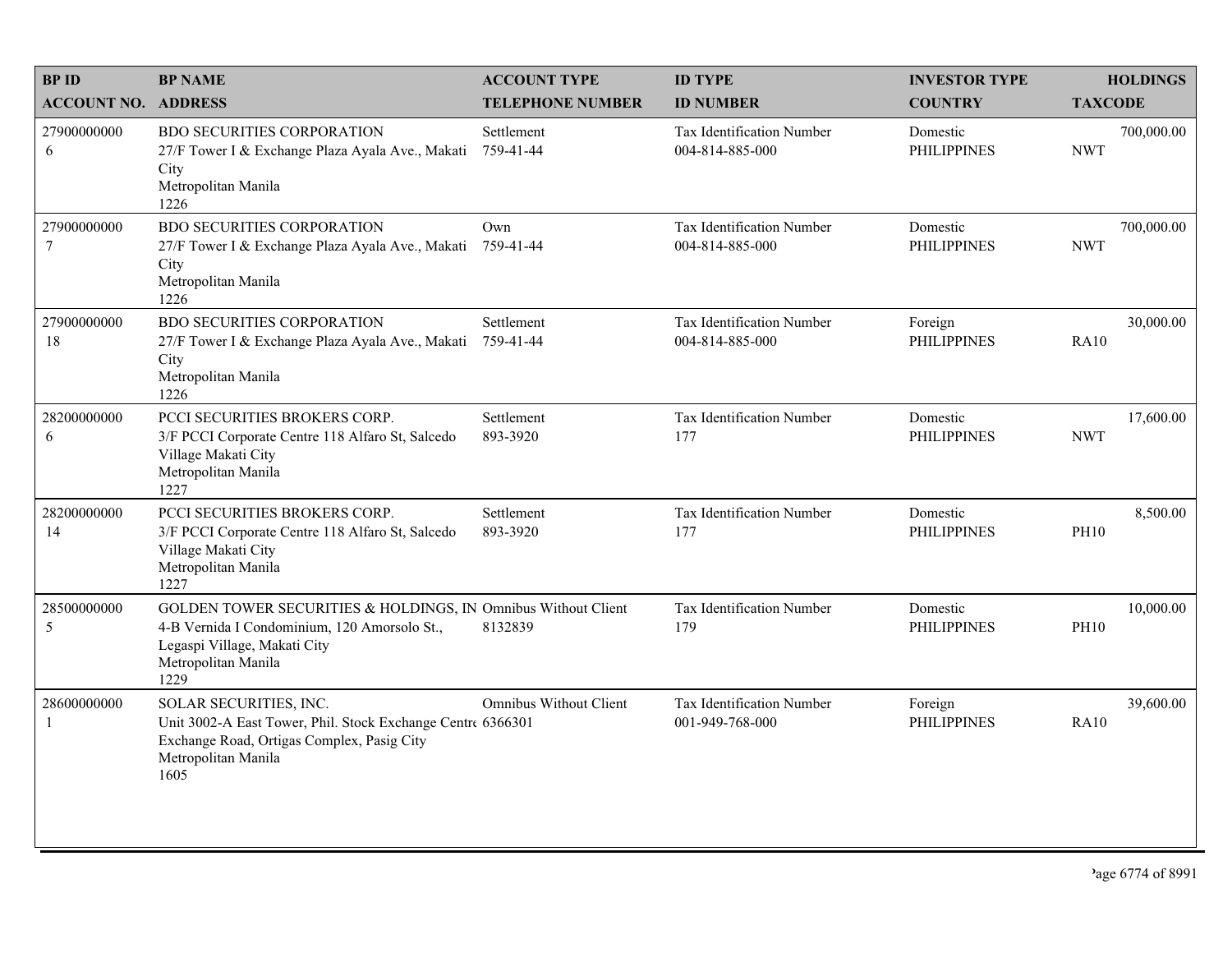| BP ID<br>ACCOUNT NO. | BP NAME<br>ADDRESS | ACCOUNT TYPE<br>TELEPHONE NUMBER | ID TYPE<br>ID NUMBER | INVESTOR TYPE<br>COUNTRY | HOLDINGS<br>TAXCODE |
|---|---|---|---|---|---|
| 27900000000<br>6 | BDO SECURITIES CORPORATION<br>27/F Tower I & Exchange Plaza Ayala Ave., Makati City<br>Metropolitan Manila<br>1226 | Settlement<br>759-41-44 | Tax Identification Number<br>004-814-885-000 | Domestic<br>PHILIPPINES | 700,000.00<br>NWT |
| 27900000000<br>7 | BDO SECURITIES CORPORATION<br>27/F Tower I & Exchange Plaza Ayala Ave., Makati City<br>Metropolitan Manila<br>1226 | Own<br>759-41-44 | Tax Identification Number<br>004-814-885-000 | Domestic<br>PHILIPPINES | 700,000.00<br>NWT |
| 27900000000<br>18 | BDO SECURITIES CORPORATION<br>27/F Tower I & Exchange Plaza Ayala Ave., Makati City<br>Metropolitan Manila<br>1226 | Settlement<br>759-41-44 | Tax Identification Number<br>004-814-885-000 | Foreign<br>PHILIPPINES | 30,000.00<br>RA10 |
| 28200000000<br>6 | PCCI SECURITIES BROKERS CORP.<br>3/F PCCI Corporate Centre 118 Alfaro St, Salcedo Village Makati City<br>Metropolitan Manila<br>1227 | Settlement<br>893-3920 | Tax Identification Number<br>177 | Domestic<br>PHILIPPINES | 17,600.00<br>NWT |
| 28200000000<br>14 | PCCI SECURITIES BROKERS CORP.<br>3/F PCCI Corporate Centre 118 Alfaro St, Salcedo Village Makati City<br>Metropolitan Manila<br>1227 | Settlement<br>893-3920 | Tax Identification Number<br>177 | Domestic<br>PHILIPPINES | 8,500.00<br>PH10 |
| 28500000000<br>5 | GOLDEN TOWER SECURITIES & HOLDINGS, IN<br>4-B Vernida I Condominium, 120 Amorsolo St., Legaspi Village, Makati City<br>Metropolitan Manila<br>1229 | Omnibus Without Client<br>8132839 | Tax Identification Number<br>179 | Domestic<br>PHILIPPINES | 10,000.00<br>PH10 |
| 28600000000<br>1 | SOLAR SECURITIES, INC.<br>Unit 3002-A East Tower, Phil. Stock Exchange Centre Exchange Road, Ortigas Complex, Pasig City<br>Metropolitan Manila<br>1605 | Omnibus Without Client<br>6366301 | Tax Identification Number<br>001-949-768-000 | Foreign<br>PHILIPPINES | 39,600.00<br>RA10 |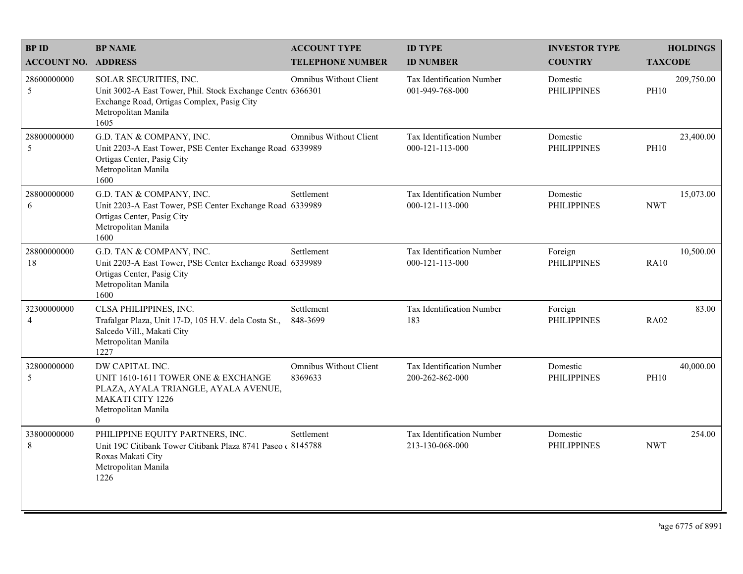| BP ID<br>ACCOUNT NO. | BP NAME<br>ADDRESS | ACCOUNT TYPE<br>TELEPHONE NUMBER | ID TYPE<br>ID NUMBER | INVESTOR TYPE<br>COUNTRY | HOLDINGS<br>TAXCODE |
|---|---|---|---|---|---|
| 28600000000<br>5 | SOLAR SECURITIES, INC.<br>Unit 3002-A East Tower, Phil. Stock Exchange Centre Exchange Road, Ortigas Complex, Pasig City<br>Metropolitan Manila<br>1605 | Omnibus Without Client<br>6366301 | Tax Identification Number<br>001-949-768-000 | Domestic<br>PHILIPPINES | 209,750.00<br>PH10 |
| 28800000000<br>5 | G.D. TAN & COMPANY, INC.<br>Unit 2203-A East Tower, PSE Center Exchange Road, Ortigas Center, Pasig City<br>Metropolitan Manila<br>1600 | Omnibus Without Client<br>6339989 | Tax Identification Number<br>000-121-113-000 | Domestic<br>PHILIPPINES | 23,400.00<br>PH10 |
| 28800000000<br>6 | G.D. TAN & COMPANY, INC.<br>Unit 2203-A East Tower, PSE Center Exchange Road, Ortigas Center, Pasig City<br>Metropolitan Manila<br>1600 | Settlement<br>6339989 | Tax Identification Number<br>000-121-113-000 | Domestic<br>PHILIPPINES | 15,073.00<br>NWT |
| 28800000000<br>18 | G.D. TAN & COMPANY, INC.<br>Unit 2203-A East Tower, PSE Center Exchange Road, Ortigas Center, Pasig City<br>Metropolitan Manila<br>1600 | Settlement<br>6339989 | Tax Identification Number<br>000-121-113-000 | Foreign<br>PHILIPPINES | 10,500.00<br>RA10 |
| 32300000000<br>4 | CLSA PHILIPPINES, INC.<br>Trafalgar Plaza, Unit 17-D, 105 H.V. dela Costa St., Salcedo Vill., Makati City<br>Metropolitan Manila<br>1227 | Settlement<br>848-3699 | Tax Identification Number<br>183 | Foreign<br>PHILIPPINES | 83.00<br>RA02 |
| 32800000000<br>5 | DW CAPITAL INC.<br>UNIT 1610-1611 TOWER ONE & EXCHANGE PLAZA, AYALA TRIANGLE, AYALA AVENUE, MAKATI CITY 1226<br>Metropolitan Manila<br>0 | Omnibus Without Client<br>8369633 | Tax Identification Number<br>200-262-862-000 | Domestic<br>PHILIPPINES | 40,000.00<br>PH10 |
| 33800000000<br>8 | PHILIPPINE EQUITY PARTNERS, INC.<br>Unit 19C Citibank Tower Citibank Plaza 8741 Paseo de Roxas Makati City<br>Metropolitan Manila<br>1226 | Settlement<br>8145788 | Tax Identification Number<br>213-130-068-000 | Domestic<br>PHILIPPINES | 254.00<br>NWT |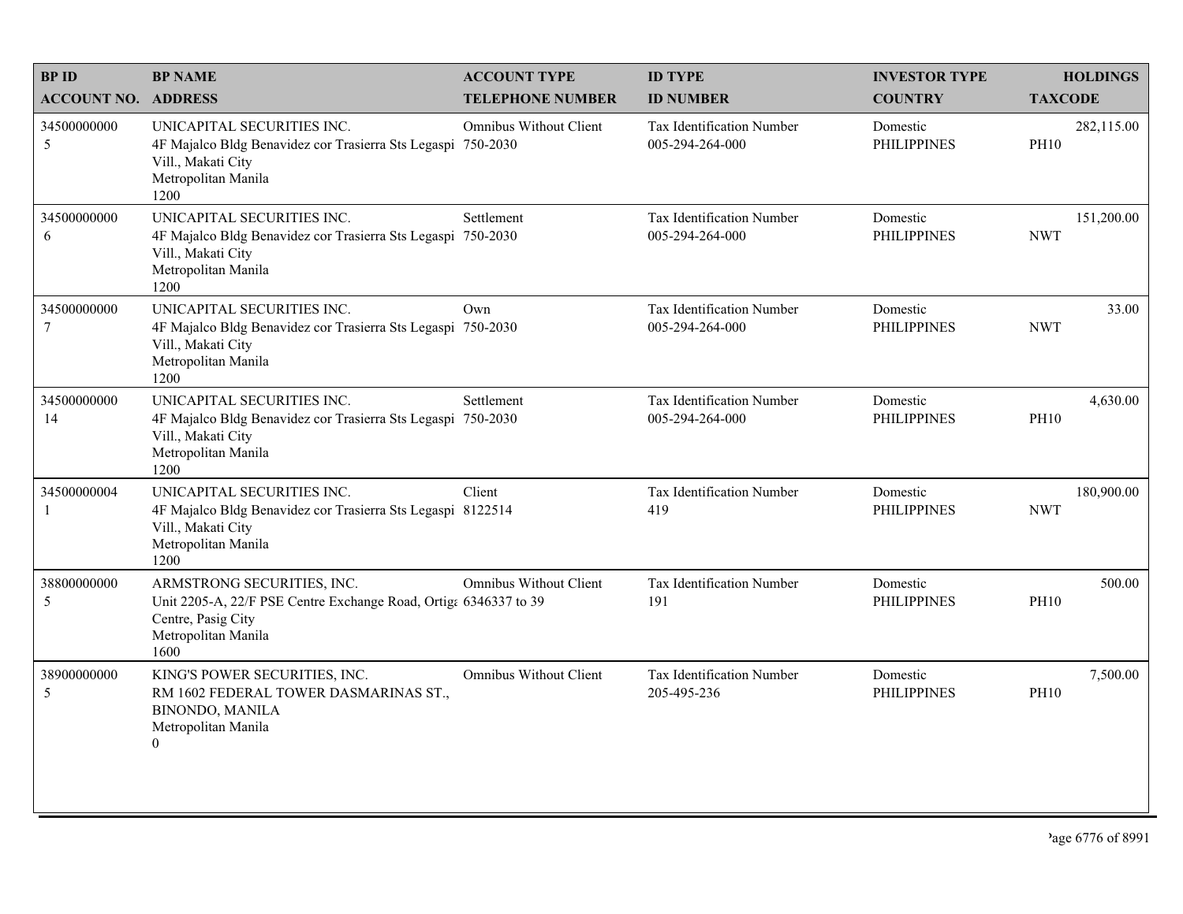| BP ID<br>ACCOUNT NO. | BP NAME<br>ADDRESS | ACCOUNT TYPE<br>TELEPHONE NUMBER | ID TYPE<br>ID NUMBER | INVESTOR TYPE<br>COUNTRY | HOLDINGS<br>TAXCODE |
|---|---|---|---|---|---|
| 34500000000<br>5 | UNICAPITAL SECURITIES INC.<br>4F Majalco Bldg Benavidez cor Trasierra Sts Legaspi Vill., Makati City<br>Metropolitan Manila<br>1200 | Omnibus Without Client<br>750-2030 | Tax Identification Number<br>005-294-264-000 | Domestic<br>PHILIPPINES | 282,115.00<br>PH10 |
| 34500000000<br>6 | UNICAPITAL SECURITIES INC.<br>4F Majalco Bldg Benavidez cor Trasierra Sts Legaspi Vill., Makati City<br>Metropolitan Manila<br>1200 | Settlement<br>750-2030 | Tax Identification Number<br>005-294-264-000 | Domestic<br>PHILIPPINES | 151,200.00<br>NWT |
| 34500000000<br>7 | UNICAPITAL SECURITIES INC.<br>4F Majalco Bldg Benavidez cor Trasierra Sts Legaspi Vill., Makati City<br>Metropolitan Manila<br>1200 | Own<br>750-2030 | Tax Identification Number<br>005-294-264-000 | Domestic<br>PHILIPPINES | 33.00<br>NWT |
| 34500000000<br>14 | UNICAPITAL SECURITIES INC.<br>4F Majalco Bldg Benavidez cor Trasierra Sts Legaspi Vill., Makati City<br>Metropolitan Manila<br>1200 | Settlement<br>750-2030 | Tax Identification Number<br>005-294-264-000 | Domestic<br>PHILIPPINES | 4,630.00<br>PH10 |
| 34500000004<br>1 | UNICAPITAL SECURITIES INC.<br>4F Majalco Bldg Benavidez cor Trasierra Sts Legaspi Vill., Makati City<br>Metropolitan Manila<br>1200 | Client<br>8122514 | Tax Identification Number<br>419 | Domestic<br>PHILIPPINES | 180,900.00<br>NWT |
| 38800000000<br>5 | ARMSTRONG SECURITIES, INC.<br>Unit 2205-A, 22/F PSE Centre Exchange Road, Ortiga Centre, Pasig City<br>Metropolitan Manila<br>1600 | Omnibus Without Client<br>6346337 to 39 | Tax Identification Number<br>191 | Domestic<br>PHILIPPINES | 500.00<br>PH10 |
| 38900000000<br>5 | KING'S POWER SECURITIES, INC.<br>RM 1602 FEDERAL TOWER DASMARINAS ST., BINONDO, MANILA<br>Metropolitan Manila<br>0 | Omnibus Without Client | Tax Identification Number<br>205-495-236 | Domestic<br>PHILIPPINES | 7,500.00<br>PH10 |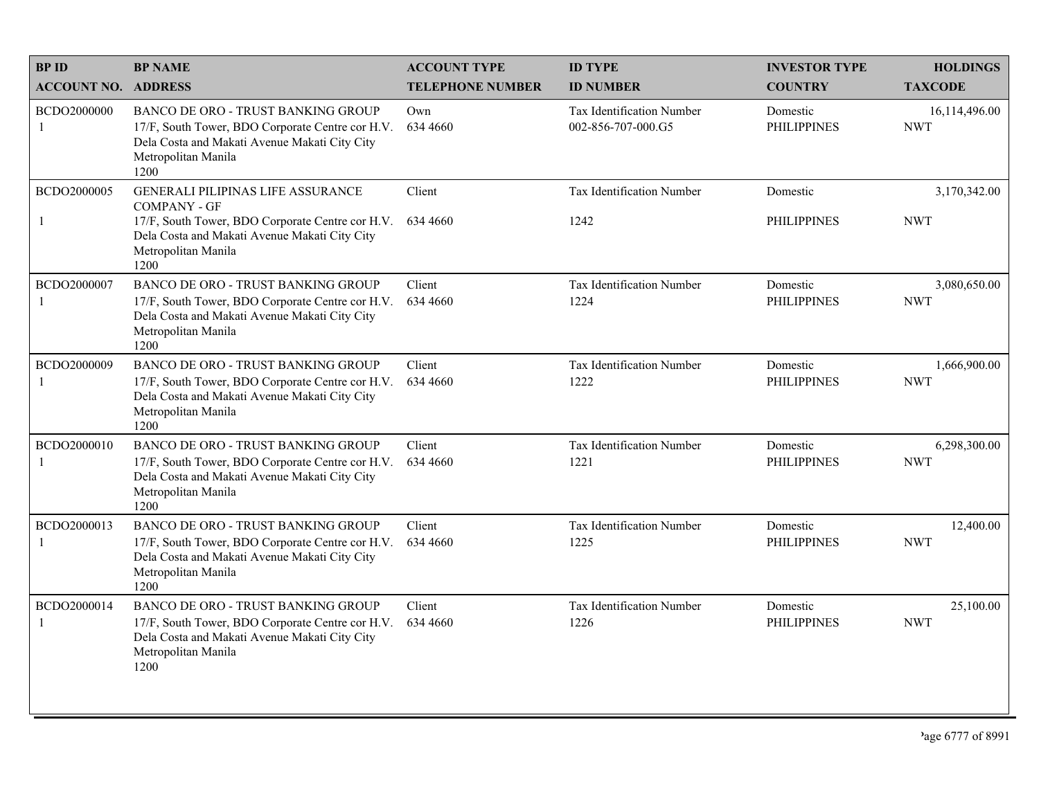| BP ID<br>ACCOUNT NO. | BP NAME<br>ADDRESS | ACCOUNT TYPE<br>TELEPHONE NUMBER | ID TYPE<br>ID NUMBER | INVESTOR TYPE<br>COUNTRY | HOLDINGS<br>TAXCODE |
|---|---|---|---|---|---|
| BCDO2000000<br>1 | BANCO DE ORO - TRUST BANKING GROUP<br>17/F, South Tower, BDO Corporate Centre cor H.V. Dela Costa and Makati Avenue Makati City City Metropolitan Manila<br>1200 | Own<br>634 4660 | Tax Identification Number<br>002-856-707-000.G5 | Domestic<br>PHILIPPINES | 16,114,496.00<br>NWT |
| BCDO2000005<br>1 | GENERALI PILIPINAS LIFE ASSURANCE COMPANY - GF<br>17/F, South Tower, BDO Corporate Centre cor H.V. Dela Costa and Makati Avenue Makati City City Metropolitan Manila<br>1200 | Client<br>634 4660 | Tax Identification Number<br>1242 | Domestic<br>PHILIPPINES | 3,170,342.00<br>NWT |
| BCDO2000007<br>1 | BANCO DE ORO - TRUST BANKING GROUP<br>17/F, South Tower, BDO Corporate Centre cor H.V. Dela Costa and Makati Avenue Makati City City Metropolitan Manila<br>1200 | Client<br>634 4660 | Tax Identification Number<br>1224 | Domestic<br>PHILIPPINES | 3,080,650.00<br>NWT |
| BCDO2000009<br>1 | BANCO DE ORO - TRUST BANKING GROUP<br>17/F, South Tower, BDO Corporate Centre cor H.V. Dela Costa and Makati Avenue Makati City City Metropolitan Manila<br>1200 | Client<br>634 4660 | Tax Identification Number<br>1222 | Domestic<br>PHILIPPINES | 1,666,900.00<br>NWT |
| BCDO2000010<br>1 | BANCO DE ORO - TRUST BANKING GROUP<br>17/F, South Tower, BDO Corporate Centre cor H.V. Dela Costa and Makati Avenue Makati City City Metropolitan Manila<br>1200 | Client<br>634 4660 | Tax Identification Number<br>1221 | Domestic<br>PHILIPPINES | 6,298,300.00<br>NWT |
| BCDO2000013<br>1 | BANCO DE ORO - TRUST BANKING GROUP<br>17/F, South Tower, BDO Corporate Centre cor H.V. Dela Costa and Makati Avenue Makati City City Metropolitan Manila<br>1200 | Client<br>634 4660 | Tax Identification Number<br>1225 | Domestic<br>PHILIPPINES | 12,400.00<br>NWT |
| BCDO2000014<br>1 | BANCO DE ORO - TRUST BANKING GROUP<br>17/F, South Tower, BDO Corporate Centre cor H.V. Dela Costa and Makati Avenue Makati City City Metropolitan Manila<br>1200 | Client<br>634 4660 | Tax Identification Number<br>1226 | Domestic<br>PHILIPPINES | 25,100.00<br>NWT |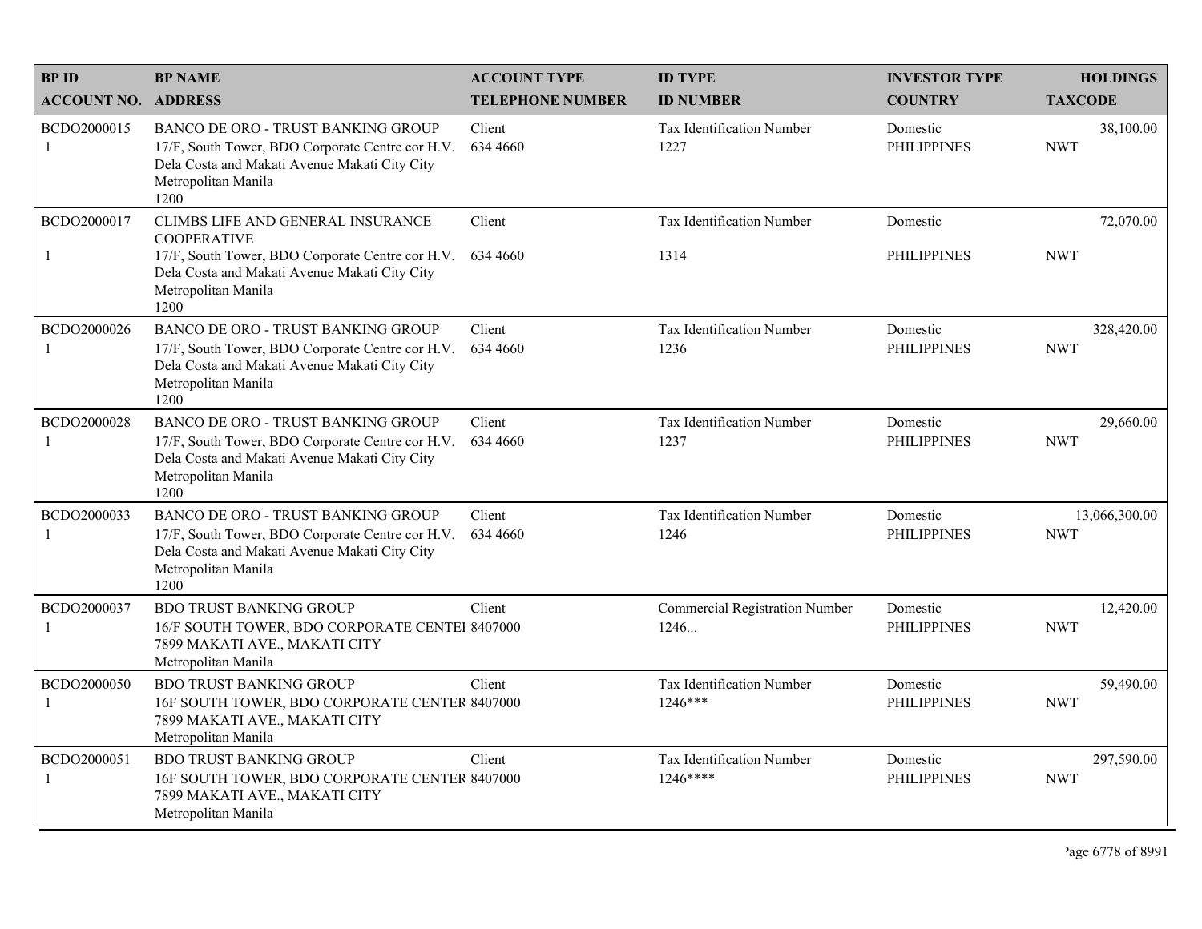| BP ID<br>ACCOUNT NO. | BP NAME<br>ADDRESS | ACCOUNT TYPE<br>TELEPHONE NUMBER | ID TYPE<br>ID NUMBER | INVESTOR TYPE<br>COUNTRY | HOLDINGS<br>TAXCODE |
|---|---|---|---|---|---|
| BCDO2000015<br>1 | BANCO DE ORO - TRUST BANKING GROUP<br>17/F, South Tower, BDO Corporate Centre cor H.V. Dela Costa and Makati Avenue Makati City City<br>Metropolitan Manila<br>1200 | Client<br>634 4660 | Tax Identification Number<br>1227 | Domestic<br>PHILIPPINES | 38,100.00<br>NWT |
| BCDO2000017<br>1 | CLIMBS LIFE AND GENERAL INSURANCE COOPERATIVE<br>17/F, South Tower, BDO Corporate Centre cor H.V. Dela Costa and Makati Avenue Makati City City<br>Metropolitan Manila<br>1200 | Client<br>634 4660 | Tax Identification Number<br>1314 | Domestic<br>PHILIPPINES | 72,070.00<br>NWT |
| BCDO2000026<br>1 | BANCO DE ORO - TRUST BANKING GROUP<br>17/F, South Tower, BDO Corporate Centre cor H.V. Dela Costa and Makati Avenue Makati City City<br>Metropolitan Manila<br>1200 | Client<br>634 4660 | Tax Identification Number<br>1236 | Domestic<br>PHILIPPINES | 328,420.00<br>NWT |
| BCDO2000028<br>1 | BANCO DE ORO - TRUST BANKING GROUP<br>17/F, South Tower, BDO Corporate Centre cor H.V. Dela Costa and Makati Avenue Makati City City<br>Metropolitan Manila<br>1200 | Client<br>634 4660 | Tax Identification Number<br>1237 | Domestic<br>PHILIPPINES | 29,660.00<br>NWT |
| BCDO2000033<br>1 | BANCO DE ORO - TRUST BANKING GROUP<br>17/F, South Tower, BDO Corporate Centre cor H.V. Dela Costa and Makati Avenue Makati City City<br>Metropolitan Manila<br>1200 | Client<br>634 4660 | Tax Identification Number<br>1246 | Domestic<br>PHILIPPINES | 13,066,300.00<br>NWT |
| BCDO2000037<br>1 | BDO TRUST BANKING GROUP<br>16/F SOUTH TOWER, BDO CORPORATE CENTEI 7899 MAKATI AVE., MAKATI CITY<br>Metropolitan Manila | Client<br>8407000 | Commercial Registration Number<br>1246... | Domestic<br>PHILIPPINES | 12,420.00<br>NWT |
| BCDO2000050<br>1 | BDO TRUST BANKING GROUP<br>16F SOUTH TOWER, BDO CORPORATE CENTER 7899 MAKATI AVE., MAKATI CITY<br>Metropolitan Manila | Client<br>8407000 | Tax Identification Number<br>1246*** | Domestic<br>PHILIPPINES | 59,490.00<br>NWT |
| BCDO2000051<br>1 | BDO TRUST BANKING GROUP<br>16F SOUTH TOWER, BDO CORPORATE CENTER 7899 MAKATI AVE., MAKATI CITY<br>Metropolitan Manila | Client<br>8407000 | Tax Identification Number<br>1246**** | Domestic<br>PHILIPPINES | 297,590.00<br>NWT |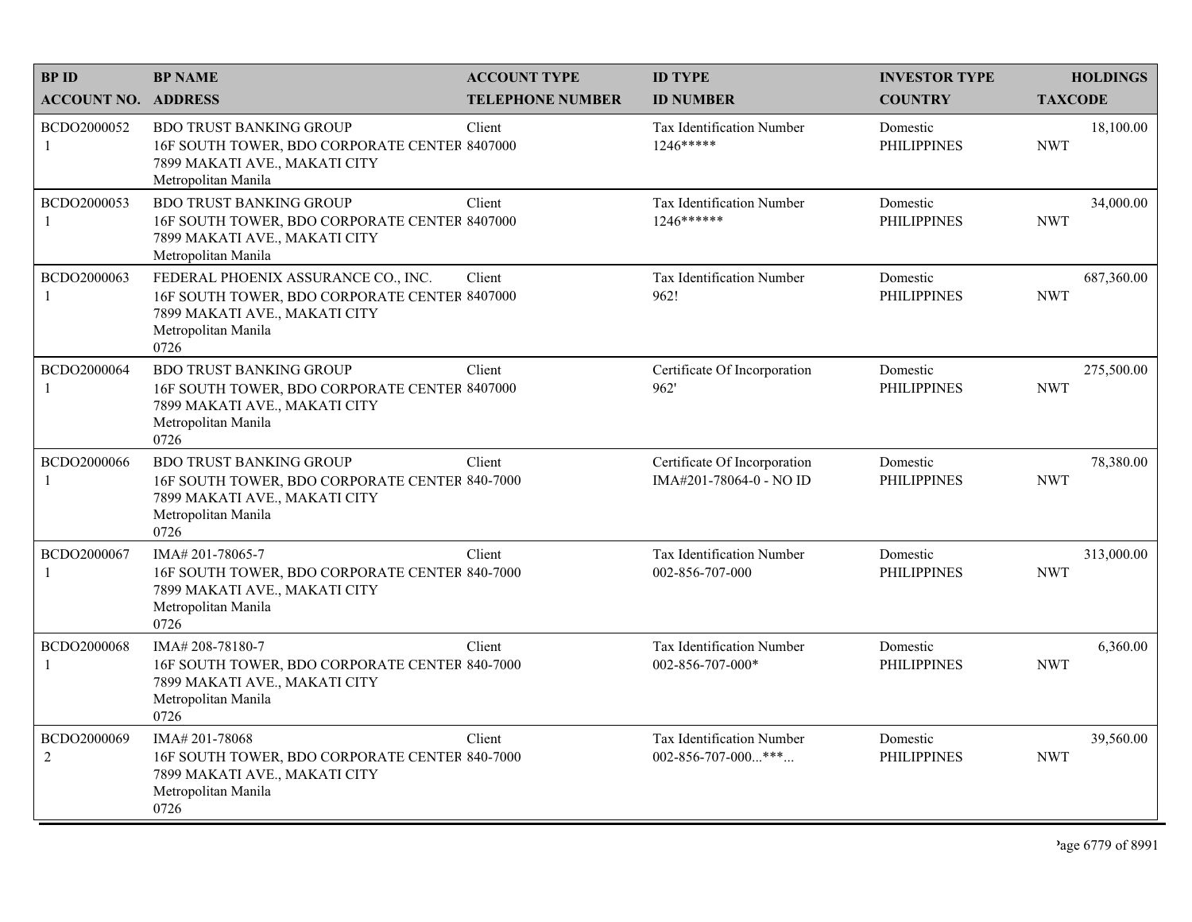| BP ID<br>ACCOUNT NO. | BP NAME<br>ADDRESS | ACCOUNT TYPE<br>TELEPHONE NUMBER | ID TYPE<br>ID NUMBER | INVESTOR TYPE<br>COUNTRY | HOLDINGS<br>TAXCODE |
|---|---|---|---|---|---|
| BCDO2000052<br>1 | BDO TRUST BANKING GROUP<br>16F SOUTH TOWER, BDO CORPORATE CENTER<br>7899 MAKATI AVE., MAKATI CITY<br>Metropolitan Manila | Client<br>8407000 | Tax Identification Number<br>1246***** | Domestic<br>PHILIPPINES | 18,100.00<br>NWT |
| BCDO2000053<br>1 | BDO TRUST BANKING GROUP<br>16F SOUTH TOWER, BDO CORPORATE CENTER<br>7899 MAKATI AVE., MAKATI CITY<br>Metropolitan Manila | Client<br>8407000 | Tax Identification Number<br>1246****** | Domestic<br>PHILIPPINES | 34,000.00<br>NWT |
| BCDO2000063<br>1 | FEDERAL PHOENIX ASSURANCE CO., INC.<br>16F SOUTH TOWER, BDO CORPORATE CENTER<br>7899 MAKATI AVE., MAKATI CITY<br>Metropolitan Manila<br>0726 | Client<br>8407000 | Tax Identification Number<br>962! | Domestic<br>PHILIPPINES | 687,360.00<br>NWT |
| BCDO2000064<br>1 | BDO TRUST BANKING GROUP<br>16F SOUTH TOWER, BDO CORPORATE CENTER<br>7899 MAKATI AVE., MAKATI CITY<br>Metropolitan Manila<br>0726 | Client<br>8407000 | Certificate Of Incorporation<br>962' | Domestic<br>PHILIPPINES | 275,500.00<br>NWT |
| BCDO2000066<br>1 | BDO TRUST BANKING GROUP<br>16F SOUTH TOWER, BDO CORPORATE CENTER<br>7899 MAKATI AVE., MAKATI CITY<br>Metropolitan Manila<br>0726 | Client<br>840-7000 | Certificate Of Incorporation<br>IMA#201-78064-0 - NO ID | Domestic<br>PHILIPPINES | 78,380.00<br>NWT |
| BCDO2000067<br>1 | IMA# 201-78065-7<br>16F SOUTH TOWER, BDO CORPORATE CENTER<br>7899 MAKATI AVE., MAKATI CITY<br>Metropolitan Manila<br>0726 | Client<br>840-7000 | Tax Identification Number<br>002-856-707-000 | Domestic<br>PHILIPPINES | 313,000.00<br>NWT |
| BCDO2000068<br>1 | IMA# 208-78180-7<br>16F SOUTH TOWER, BDO CORPORATE CENTER<br>7899 MAKATI AVE., MAKATI CITY<br>Metropolitan Manila<br>0726 | Client<br>840-7000 | Tax Identification Number<br>002-856-707-000* | Domestic<br>PHILIPPINES | 6,360.00<br>NWT |
| BCDO2000069<br>2 | IMA# 201-78068<br>16F SOUTH TOWER, BDO CORPORATE CENTER<br>7899 MAKATI AVE., MAKATI CITY<br>Metropolitan Manila<br>0726 | Client<br>840-7000 | Tax Identification Number<br>002-856-707-000...***... | Domestic<br>PHILIPPINES | 39,560.00<br>NWT |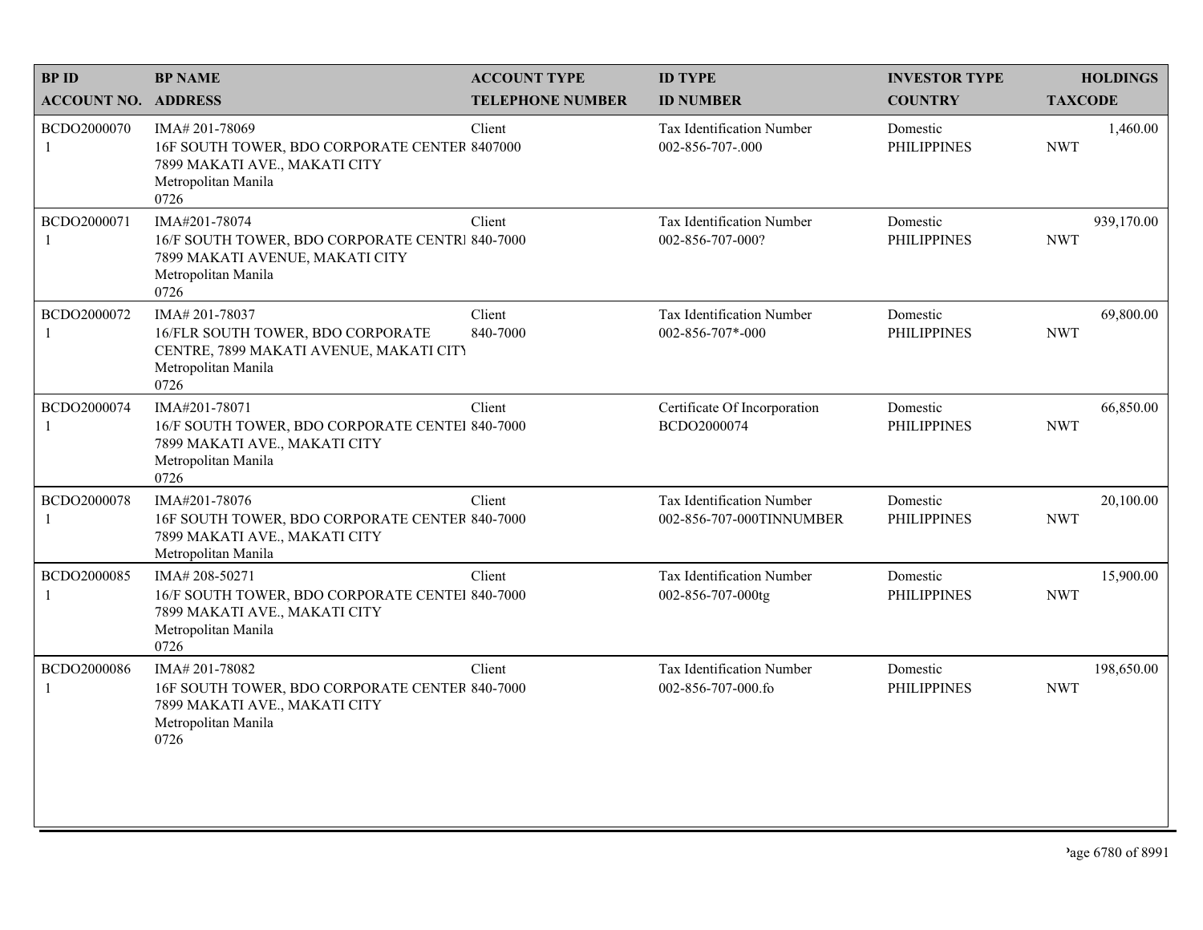| BP ID<br>ACCOUNT NO. | BP NAME<br>ADDRESS | ACCOUNT TYPE<br>TELEPHONE NUMBER | ID TYPE<br>ID NUMBER | INVESTOR TYPE<br>COUNTRY | HOLDINGS<br>TAXCODE |
|---|---|---|---|---|---|
| BCDO2000070<br>1 | IMA# 201-78069<br>16F SOUTH TOWER, BDO CORPORATE CENTER<br>7899 MAKATI AVE., MAKATI CITY<br>Metropolitan Manila<br>0726 | Client<br>8407000 | Tax Identification Number<br>002-856-707-.000 | Domestic<br>PHILIPPINES | 1,460.00<br>NWT |
| BCDO2000071<br>1 | IMA#201-78074<br>16/F SOUTH TOWER, BDO CORPORATE CENTRI<br>7899 MAKATI AVENUE, MAKATI CITY<br>Metropolitan Manila<br>0726 | Client<br>840-7000 | Tax Identification Number<br>002-856-707-000? | Domestic<br>PHILIPPINES | 939,170.00<br>NWT |
| BCDO2000072<br>1 | IMA# 201-78037<br>16/FLR SOUTH TOWER, BDO CORPORATE<br>CENTRE, 7899 MAKATI AVENUE, MAKATI CITY<br>Metropolitan Manila<br>0726 | Client<br>840-7000 | Tax Identification Number<br>002-856-707*-000 | Domestic<br>PHILIPPINES | 69,800.00<br>NWT |
| BCDO2000074<br>1 | IMA#201-78071<br>16/F SOUTH TOWER, BDO CORPORATE CENTEI<br>7899 MAKATI AVE., MAKATI CITY<br>Metropolitan Manila<br>0726 | Client<br>840-7000 | Certificate Of Incorporation<br>BCDO2000074 | Domestic<br>PHILIPPINES | 66,850.00<br>NWT |
| BCDO2000078<br>1 | IMA#201-78076<br>16F SOUTH TOWER, BDO CORPORATE CENTER<br>7899 MAKATI AVE., MAKATI CITY<br>Metropolitan Manila | Client<br>840-7000 | Tax Identification Number<br>002-856-707-000TINNUMBER | Domestic<br>PHILIPPINES | 20,100.00<br>NWT |
| BCDO2000085<br>1 | IMA# 208-50271<br>16/F SOUTH TOWER, BDO CORPORATE CENTEI<br>7899 MAKATI AVE., MAKATI CITY<br>Metropolitan Manila<br>0726 | Client<br>840-7000 | Tax Identification Number<br>002-856-707-000tg | Domestic<br>PHILIPPINES | 15,900.00<br>NWT |
| BCDO2000086<br>1 | IMA# 201-78082<br>16F SOUTH TOWER, BDO CORPORATE CENTER<br>7899 MAKATI AVE., MAKATI CITY<br>Metropolitan Manila<br>0726 | Client<br>840-7000 | Tax Identification Number<br>002-856-707-000.fo | Domestic<br>PHILIPPINES | 198,650.00<br>NWT |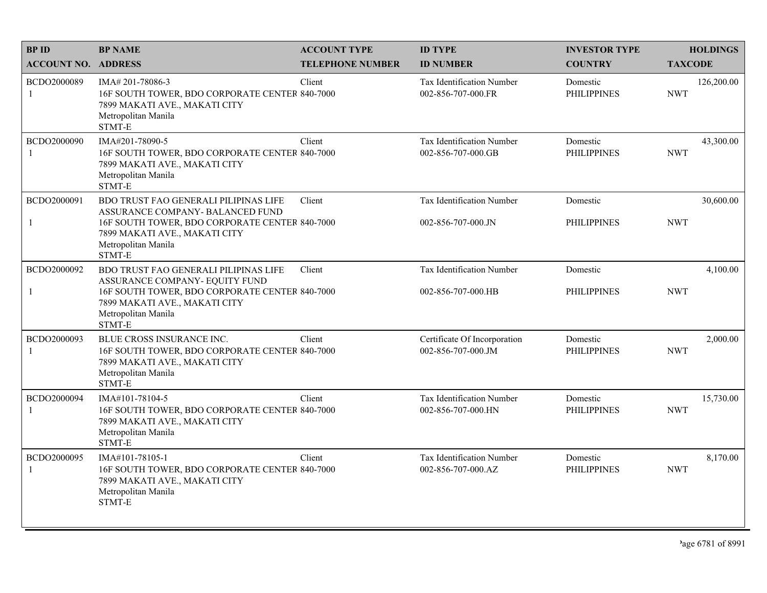| BP ID<br>ACCOUNT NO. | BP NAME<br>ADDRESS | ACCOUNT TYPE<br>TELEPHONE NUMBER | ID TYPE<br>ID NUMBER | INVESTOR TYPE<br>COUNTRY | HOLDINGS<br>TAXCODE |
|---|---|---|---|---|---|
| BCDO2000089<br>1 | IMA# 201-78086-3<br>16F SOUTH TOWER, BDO CORPORATE CENTER<br>7899 MAKATI AVE., MAKATI CITY<br>Metropolitan Manila<br>STMT-E | Client<br>840-7000 | Tax Identification Number<br>002-856-707-000.FR | Domestic<br>PHILIPPINES | 126,200.00<br>NWT |
| BCDO2000090<br>1 | IMA#201-78090-5<br>16F SOUTH TOWER, BDO CORPORATE CENTER<br>7899 MAKATI AVE., MAKATI CITY<br>Metropolitan Manila<br>STMT-E | Client<br>840-7000 | Tax Identification Number<br>002-856-707-000.GB | Domestic<br>PHILIPPINES | 43,300.00<br>NWT |
| BCDO2000091<br>1 | BDO TRUST FAO GENERALI PILIPINAS LIFE ASSURANCE COMPANY- BALANCED FUND<br>16F SOUTH TOWER, BDO CORPORATE CENTER<br>7899 MAKATI AVE., MAKATI CITY<br>Metropolitan Manila<br>STMT-E | Client<br>840-7000 | Tax Identification Number<br>002-856-707-000.JN | Domestic<br>PHILIPPINES | 30,600.00<br>NWT |
| BCDO2000092<br>1 | BDO TRUST FAO GENERALI PILIPINAS LIFE ASSURANCE COMPANY- EQUITY FUND<br>16F SOUTH TOWER, BDO CORPORATE CENTER<br>7899 MAKATI AVE., MAKATI CITY<br>Metropolitan Manila<br>STMT-E | Client<br>840-7000 | Tax Identification Number<br>002-856-707-000.HB | Domestic<br>PHILIPPINES | 4,100.00<br>NWT |
| BCDO2000093<br>1 | BLUE CROSS INSURANCE INC.<br>16F SOUTH TOWER, BDO CORPORATE CENTER<br>7899 MAKATI AVE., MAKATI CITY<br>Metropolitan Manila<br>STMT-E | Client<br>840-7000 | Certificate Of Incorporation<br>002-856-707-000.JM | Domestic<br>PHILIPPINES | 2,000.00<br>NWT |
| BCDO2000094<br>1 | IMA#101-78104-5<br>16F SOUTH TOWER, BDO CORPORATE CENTER<br>7899 MAKATI AVE., MAKATI CITY<br>Metropolitan Manila<br>STMT-E | Client<br>840-7000 | Tax Identification Number<br>002-856-707-000.HN | Domestic<br>PHILIPPINES | 15,730.00<br>NWT |
| BCDO2000095<br>1 | IMA#101-78105-1<br>16F SOUTH TOWER, BDO CORPORATE CENTER<br>7899 MAKATI AVE., MAKATI CITY<br>Metropolitan Manila<br>STMT-E | Client<br>840-7000 | Tax Identification Number<br>002-856-707-000.AZ | Domestic<br>PHILIPPINES | 8,170.00<br>NWT |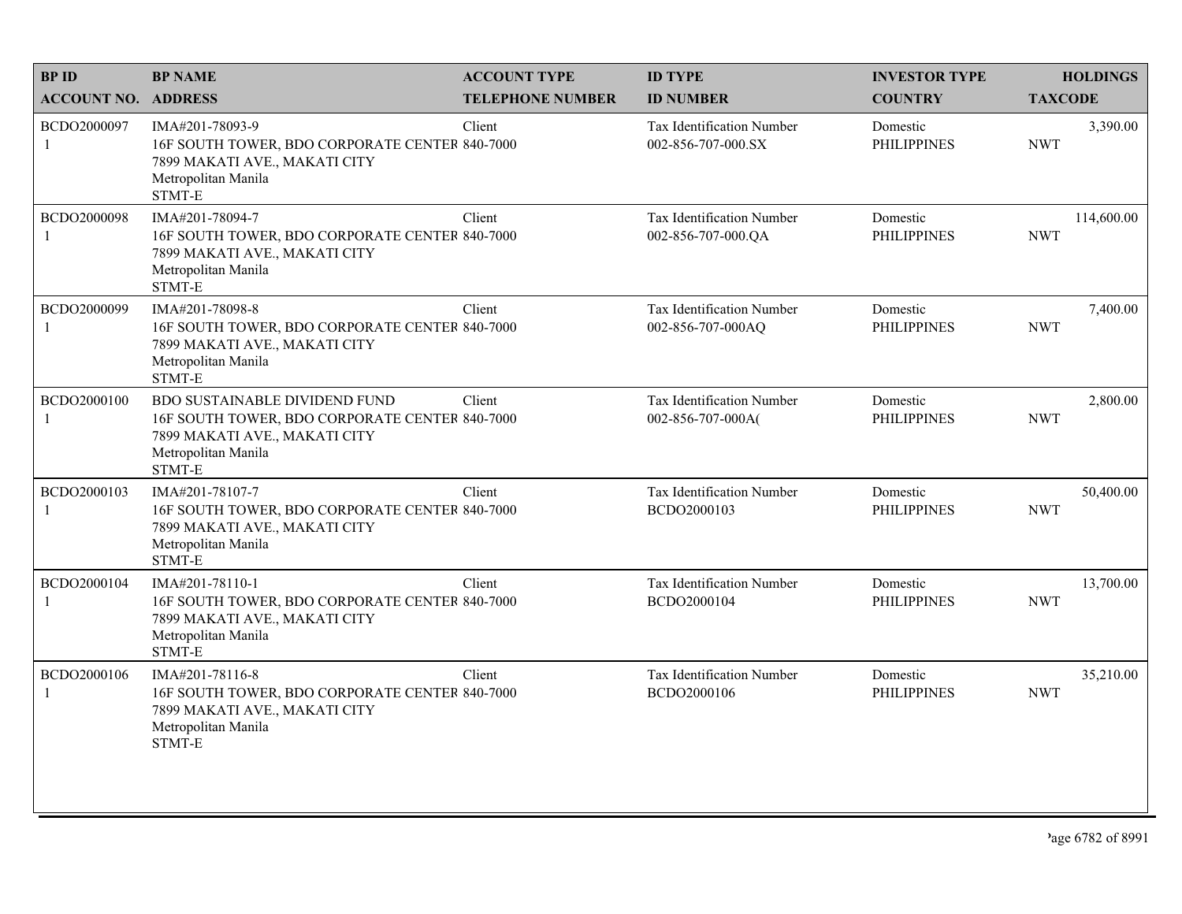| BP ID<br>ACCOUNT NO. | BP NAME<br>ADDRESS | ACCOUNT TYPE<br>TELEPHONE NUMBER | ID TYPE<br>ID NUMBER | INVESTOR TYPE<br>COUNTRY | HOLDINGS<br>TAXCODE |
|---|---|---|---|---|---|
| BCDO2000097<br>1 | IMA#201-78093-9<br>16F SOUTH TOWER, BDO CORPORATE CENTER<br>7899 MAKATI AVE., MAKATI CITY<br>Metropolitan Manila<br>STMT-E | Client<br>840-7000 | Tax Identification Number<br>002-856-707-000.SX | Domestic<br>PHILIPPINES | 3,390.00<br>NWT |
| BCDO2000098<br>1 | IMA#201-78094-7<br>16F SOUTH TOWER, BDO CORPORATE CENTER<br>7899 MAKATI AVE., MAKATI CITY<br>Metropolitan Manila<br>STMT-E | Client<br>840-7000 | Tax Identification Number<br>002-856-707-000.QA | Domestic<br>PHILIPPINES | 114,600.00<br>NWT |
| BCDO2000099<br>1 | IMA#201-78098-8<br>16F SOUTH TOWER, BDO CORPORATE CENTER<br>7899 MAKATI AVE., MAKATI CITY<br>Metropolitan Manila<br>STMT-E | Client<br>840-7000 | Tax Identification Number<br>002-856-707-000AQ | Domestic<br>PHILIPPINES | 7,400.00<br>NWT |
| BCDO2000100<br>1 | BDO SUSTAINABLE DIVIDEND FUND<br>16F SOUTH TOWER, BDO CORPORATE CENTER<br>7899 MAKATI AVE., MAKATI CITY<br>Metropolitan Manila<br>STMT-E | Client<br>840-7000 | Tax Identification Number<br>002-856-707-000A( | Domestic<br>PHILIPPINES | 2,800.00<br>NWT |
| BCDO2000103<br>1 | IMA#201-78107-7<br>16F SOUTH TOWER, BDO CORPORATE CENTER<br>7899 MAKATI AVE., MAKATI CITY<br>Metropolitan Manila<br>STMT-E | Client<br>840-7000 | Tax Identification Number<br>BCDO2000103 | Domestic<br>PHILIPPINES | 50,400.00<br>NWT |
| BCDO2000104<br>1 | IMA#201-78110-1<br>16F SOUTH TOWER, BDO CORPORATE CENTER<br>7899 MAKATI AVE., MAKATI CITY<br>Metropolitan Manila<br>STMT-E | Client<br>840-7000 | Tax Identification Number<br>BCDO2000104 | Domestic<br>PHILIPPINES | 13,700.00<br>NWT |
| BCDO2000106<br>1 | IMA#201-78116-8<br>16F SOUTH TOWER, BDO CORPORATE CENTER<br>7899 MAKATI AVE., MAKATI CITY<br>Metropolitan Manila<br>STMT-E | Client<br>840-7000 | Tax Identification Number<br>BCDO2000106 | Domestic<br>PHILIPPINES | 35,210.00<br>NWT |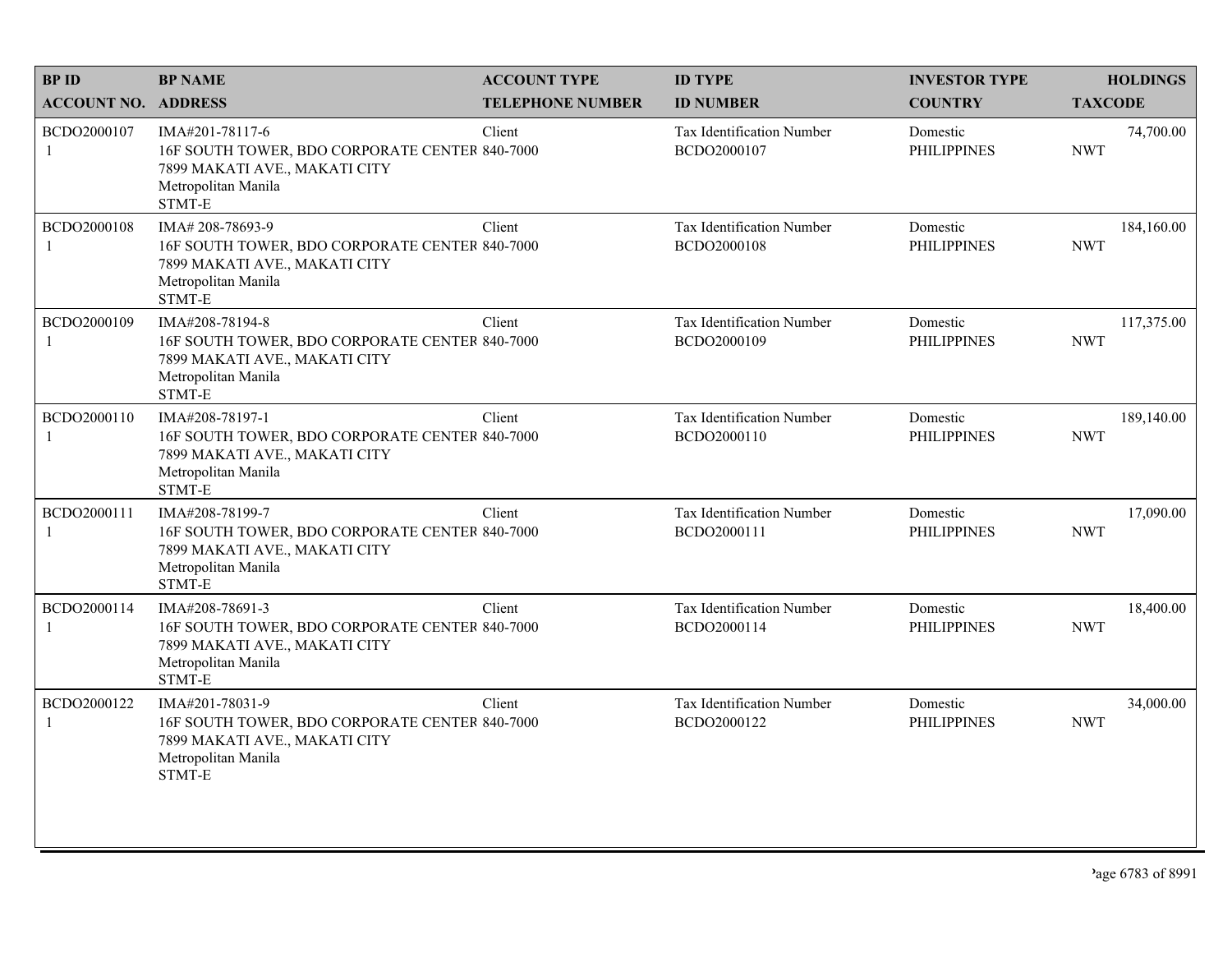| BP ID<br>ACCOUNT NO. | BP NAME<br>ADDRESS | ACCOUNT TYPE<br>TELEPHONE NUMBER | ID TYPE<br>ID NUMBER | INVESTOR TYPE<br>COUNTRY | HOLDINGS<br>TAXCODE |
|---|---|---|---|---|---|
| BCDO2000107<br>1 | IMA#201-78117-6<br>16F SOUTH TOWER, BDO CORPORATE CENTER<br>7899 MAKATI AVE., MAKATI CITY<br>Metropolitan Manila<br>STMT-E | Client<br>840-7000 | Tax Identification Number<br>BCDO2000107 | Domestic<br>PHILIPPINES | 74,700.00<br>NWT |
| BCDO2000108<br>1 | IMA# 208-78693-9<br>16F SOUTH TOWER, BDO CORPORATE CENTER<br>7899 MAKATI AVE., MAKATI CITY<br>Metropolitan Manila<br>STMT-E | Client<br>840-7000 | Tax Identification Number<br>BCDO2000108 | Domestic<br>PHILIPPINES | 184,160.00<br>NWT |
| BCDO2000109<br>1 | IMA#208-78194-8<br>16F SOUTH TOWER, BDO CORPORATE CENTER<br>7899 MAKATI AVE., MAKATI CITY<br>Metropolitan Manila<br>STMT-E | Client<br>840-7000 | Tax Identification Number<br>BCDO2000109 | Domestic<br>PHILIPPINES | 117,375.00<br>NWT |
| BCDO2000110<br>1 | IMA#208-78197-1<br>16F SOUTH TOWER, BDO CORPORATE CENTER<br>7899 MAKATI AVE., MAKATI CITY<br>Metropolitan Manila<br>STMT-E | Client<br>840-7000 | Tax Identification Number<br>BCDO2000110 | Domestic<br>PHILIPPINES | 189,140.00<br>NWT |
| BCDO2000111<br>1 | IMA#208-78199-7<br>16F SOUTH TOWER, BDO CORPORATE CENTER<br>7899 MAKATI AVE., MAKATI CITY<br>Metropolitan Manila<br>STMT-E | Client<br>840-7000 | Tax Identification Number<br>BCDO2000111 | Domestic<br>PHILIPPINES | 17,090.00<br>NWT |
| BCDO2000114<br>1 | IMA#208-78691-3<br>16F SOUTH TOWER, BDO CORPORATE CENTER<br>7899 MAKATI AVE., MAKATI CITY<br>Metropolitan Manila<br>STMT-E | Client<br>840-7000 | Tax Identification Number<br>BCDO2000114 | Domestic<br>PHILIPPINES | 18,400.00<br>NWT |
| BCDO2000122<br>1 | IMA#201-78031-9<br>16F SOUTH TOWER, BDO CORPORATE CENTER<br>7899 MAKATI AVE., MAKATI CITY<br>Metropolitan Manila<br>STMT-E | Client<br>840-7000 | Tax Identification Number<br>BCDO2000122 | Domestic<br>PHILIPPINES | 34,000.00<br>NWT |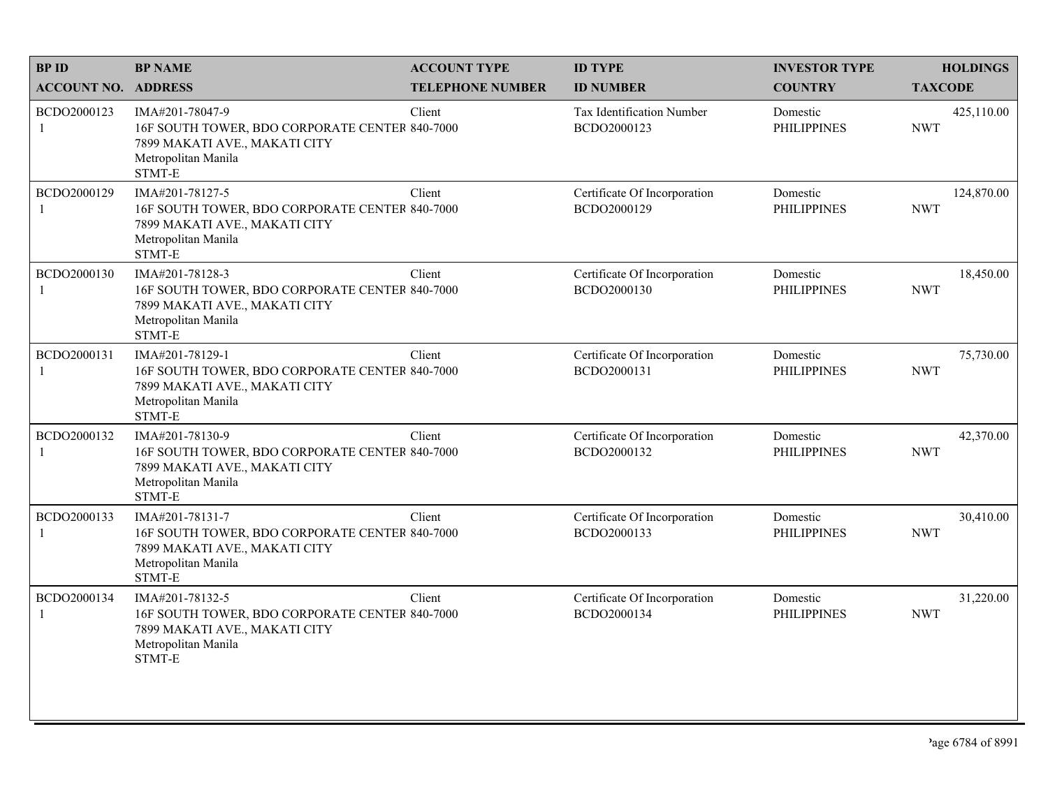| BP ID<br>ACCOUNT NO. | BP NAME<br>ADDRESS | ACCOUNT TYPE<br>TELEPHONE NUMBER | ID TYPE<br>ID NUMBER | INVESTOR TYPE<br>COUNTRY | HOLDINGS<br>TAXCODE |
|---|---|---|---|---|---|
| BCDO2000123<br>1 | IMA#201-78047-9<br>16F SOUTH TOWER, BDO CORPORATE CENTER<br>7899 MAKATI AVE., MAKATI CITY<br>Metropolitan Manila<br>STMT-E | Client<br>840-7000 | Tax Identification Number<br>BCDO2000123 | Domestic<br>PHILIPPINES | 425,110.00<br>NWT |
| BCDO2000129<br>1 | IMA#201-78127-5<br>16F SOUTH TOWER, BDO CORPORATE CENTER<br>7899 MAKATI AVE., MAKATI CITY<br>Metropolitan Manila<br>STMT-E | Client<br>840-7000 | Certificate Of Incorporation<br>BCDO2000129 | Domestic<br>PHILIPPINES | 124,870.00<br>NWT |
| BCDO2000130<br>1 | IMA#201-78128-3<br>16F SOUTH TOWER, BDO CORPORATE CENTER<br>7899 MAKATI AVE., MAKATI CITY<br>Metropolitan Manila<br>STMT-E | Client<br>840-7000 | Certificate Of Incorporation<br>BCDO2000130 | Domestic<br>PHILIPPINES | 18,450.00<br>NWT |
| BCDO2000131<br>1 | IMA#201-78129-1<br>16F SOUTH TOWER, BDO CORPORATE CENTER<br>7899 MAKATI AVE., MAKATI CITY<br>Metropolitan Manila<br>STMT-E | Client<br>840-7000 | Certificate Of Incorporation<br>BCDO2000131 | Domestic<br>PHILIPPINES | 75,730.00<br>NWT |
| BCDO2000132<br>1 | IMA#201-78130-9<br>16F SOUTH TOWER, BDO CORPORATE CENTER<br>7899 MAKATI AVE., MAKATI CITY<br>Metropolitan Manila<br>STMT-E | Client<br>840-7000 | Certificate Of Incorporation<br>BCDO2000132 | Domestic<br>PHILIPPINES | 42,370.00<br>NWT |
| BCDO2000133<br>1 | IMA#201-78131-7<br>16F SOUTH TOWER, BDO CORPORATE CENTER<br>7899 MAKATI AVE., MAKATI CITY<br>Metropolitan Manila<br>STMT-E | Client<br>840-7000 | Certificate Of Incorporation<br>BCDO2000133 | Domestic<br>PHILIPPINES | 30,410.00<br>NWT |
| BCDO2000134<br>1 | IMA#201-78132-5<br>16F SOUTH TOWER, BDO CORPORATE CENTER<br>7899 MAKATI AVE., MAKATI CITY<br>Metropolitan Manila<br>STMT-E | Client<br>840-7000 | Certificate Of Incorporation<br>BCDO2000134 | Domestic<br>PHILIPPINES | 31,220.00<br>NWT |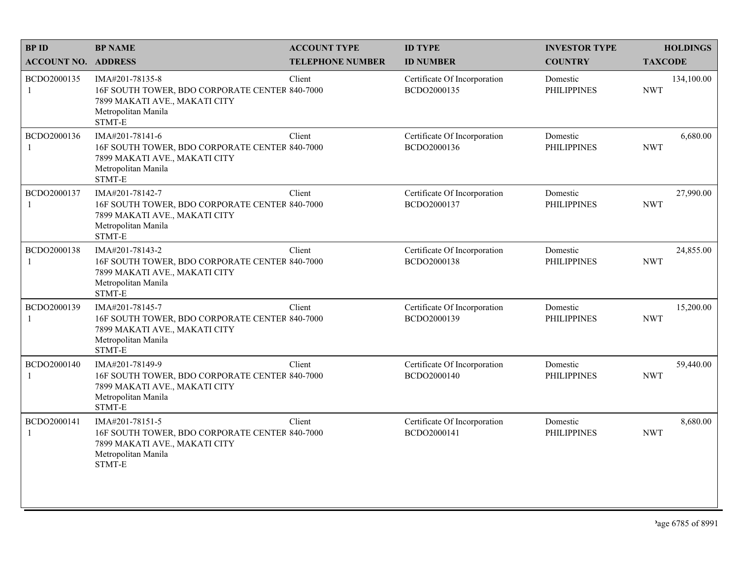| BP ID<br>ACCOUNT NO. | BP NAME<br>ADDRESS | ACCOUNT TYPE<br>TELEPHONE NUMBER | ID TYPE<br>ID NUMBER | INVESTOR TYPE<br>COUNTRY | HOLDINGS<br>TAXCODE |
|---|---|---|---|---|---|
| BCDO2000135<br>1 | IMA#201-78135-8<br>16F SOUTH TOWER, BDO CORPORATE CENTER<br>7899 MAKATI AVE., MAKATI CITY<br>Metropolitan Manila<br>STMT-E | Client<br>840-7000 | Certificate Of Incorporation<br>BCDO2000135 | Domestic<br>PHILIPPINES | 134,100.00<br>NWT |
| BCDO2000136<br>1 | IMA#201-78141-6<br>16F SOUTH TOWER, BDO CORPORATE CENTER<br>7899 MAKATI AVE., MAKATI CITY<br>Metropolitan Manila<br>STMT-E | Client<br>840-7000 | Certificate Of Incorporation<br>BCDO2000136 | Domestic<br>PHILIPPINES | 6,680.00<br>NWT |
| BCDO2000137<br>1 | IMA#201-78142-7<br>16F SOUTH TOWER, BDO CORPORATE CENTER<br>7899 MAKATI AVE., MAKATI CITY<br>Metropolitan Manila<br>STMT-E | Client<br>840-7000 | Certificate Of Incorporation<br>BCDO2000137 | Domestic<br>PHILIPPINES | 27,990.00<br>NWT |
| BCDO2000138<br>1 | IMA#201-78143-2<br>16F SOUTH TOWER, BDO CORPORATE CENTER<br>7899 MAKATI AVE., MAKATI CITY<br>Metropolitan Manila<br>STMT-E | Client<br>840-7000 | Certificate Of Incorporation<br>BCDO2000138 | Domestic<br>PHILIPPINES | 24,855.00<br>NWT |
| BCDO2000139<br>1 | IMA#201-78145-7<br>16F SOUTH TOWER, BDO CORPORATE CENTER<br>7899 MAKATI AVE., MAKATI CITY<br>Metropolitan Manila<br>STMT-E | Client<br>840-7000 | Certificate Of Incorporation<br>BCDO2000139 | Domestic<br>PHILIPPINES | 15,200.00<br>NWT |
| BCDO2000140<br>1 | IMA#201-78149-9<br>16F SOUTH TOWER, BDO CORPORATE CENTER<br>7899 MAKATI AVE., MAKATI CITY<br>Metropolitan Manila<br>STMT-E | Client<br>840-7000 | Certificate Of Incorporation<br>BCDO2000140 | Domestic<br>PHILIPPINES | 59,440.00<br>NWT |
| BCDO2000141<br>1 | IMA#201-78151-5<br>16F SOUTH TOWER, BDO CORPORATE CENTER<br>7899 MAKATI AVE., MAKATI CITY<br>Metropolitan Manila<br>STMT-E | Client<br>840-7000 | Certificate Of Incorporation<br>BCDO2000141 | Domestic<br>PHILIPPINES | 8,680.00<br>NWT |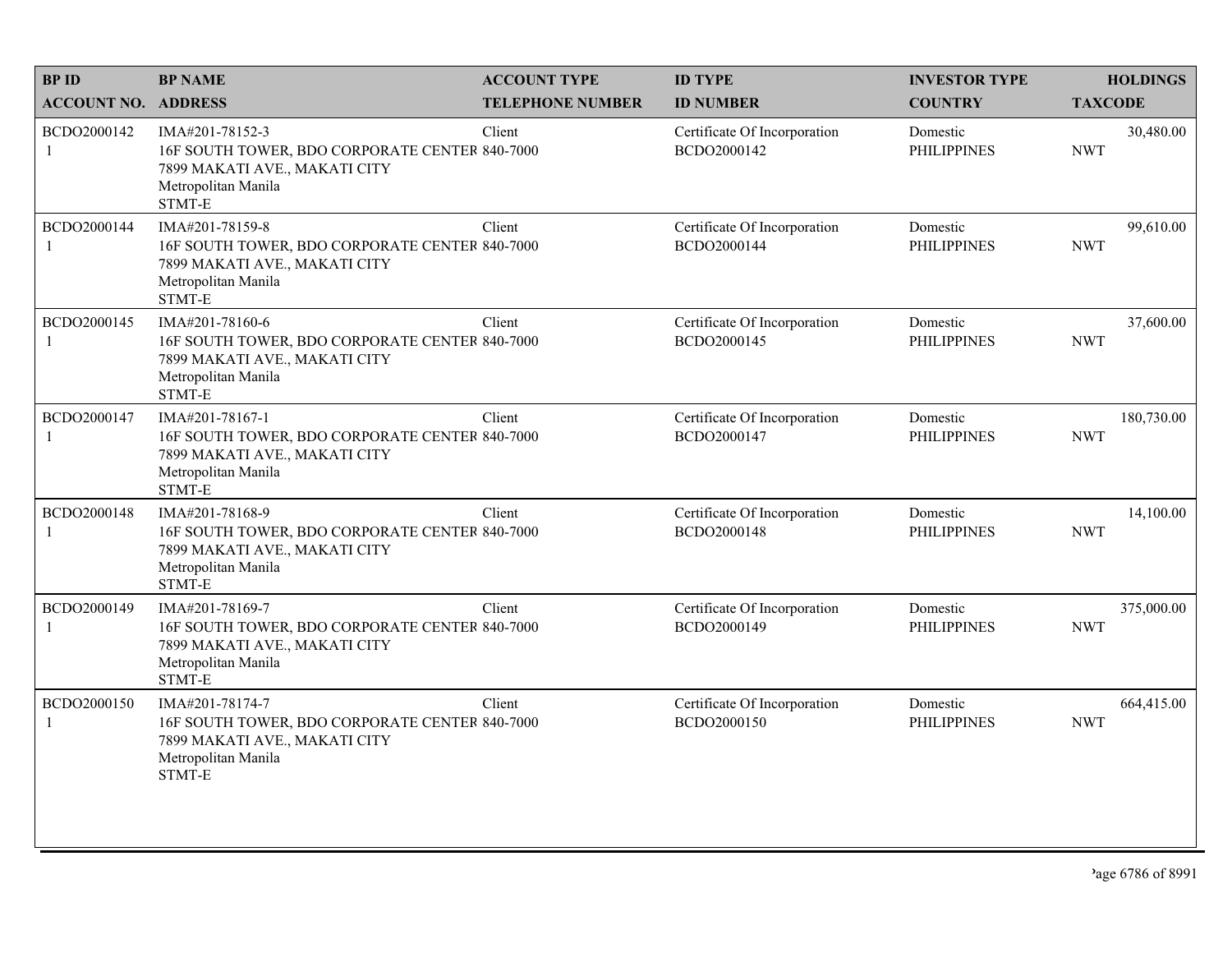| BP ID<br>ACCOUNT NO. | BP NAME<br>ADDRESS | ACCOUNT TYPE<br>TELEPHONE NUMBER | ID TYPE<br>ID NUMBER | INVESTOR TYPE<br>COUNTRY | HOLDINGS<br>TAXCODE |
|---|---|---|---|---|---|
| BCDO2000142<br>1 | IMA#201-78152-3<br>16F SOUTH TOWER, BDO CORPORATE CENTER<br>7899 MAKATI AVE., MAKATI CITY<br>Metropolitan Manila<br>STMT-E | Client<br>840-7000 | Certificate Of Incorporation<br>BCDO2000142 | Domestic<br>PHILIPPINES | 30,480.00<br>NWT |
| BCDO2000144<br>1 | IMA#201-78159-8<br>16F SOUTH TOWER, BDO CORPORATE CENTER<br>7899 MAKATI AVE., MAKATI CITY<br>Metropolitan Manila<br>STMT-E | Client<br>840-7000 | Certificate Of Incorporation<br>BCDO2000144 | Domestic<br>PHILIPPINES | 99,610.00<br>NWT |
| BCDO2000145<br>1 | IMA#201-78160-6<br>16F SOUTH TOWER, BDO CORPORATE CENTER<br>7899 MAKATI AVE., MAKATI CITY<br>Metropolitan Manila<br>STMT-E | Client<br>840-7000 | Certificate Of Incorporation<br>BCDO2000145 | Domestic<br>PHILIPPINES | 37,600.00<br>NWT |
| BCDO2000147<br>1 | IMA#201-78167-1<br>16F SOUTH TOWER, BDO CORPORATE CENTER<br>7899 MAKATI AVE., MAKATI CITY<br>Metropolitan Manila<br>STMT-E | Client<br>840-7000 | Certificate Of Incorporation<br>BCDO2000147 | Domestic<br>PHILIPPINES | 180,730.00<br>NWT |
| BCDO2000148<br>1 | IMA#201-78168-9<br>16F SOUTH TOWER, BDO CORPORATE CENTER<br>7899 MAKATI AVE., MAKATI CITY<br>Metropolitan Manila<br>STMT-E | Client<br>840-7000 | Certificate Of Incorporation<br>BCDO2000148 | Domestic<br>PHILIPPINES | 14,100.00<br>NWT |
| BCDO2000149<br>1 | IMA#201-78169-7<br>16F SOUTH TOWER, BDO CORPORATE CENTER<br>7899 MAKATI AVE., MAKATI CITY<br>Metropolitan Manila<br>STMT-E | Client<br>840-7000 | Certificate Of Incorporation<br>BCDO2000149 | Domestic<br>PHILIPPINES | 375,000.00<br>NWT |
| BCDO2000150<br>1 | IMA#201-78174-7<br>16F SOUTH TOWER, BDO CORPORATE CENTER<br>7899 MAKATI AVE., MAKATI CITY<br>Metropolitan Manila<br>STMT-E | Client<br>840-7000 | Certificate Of Incorporation<br>BCDO2000150 | Domestic<br>PHILIPPINES | 664,415.00<br>NWT |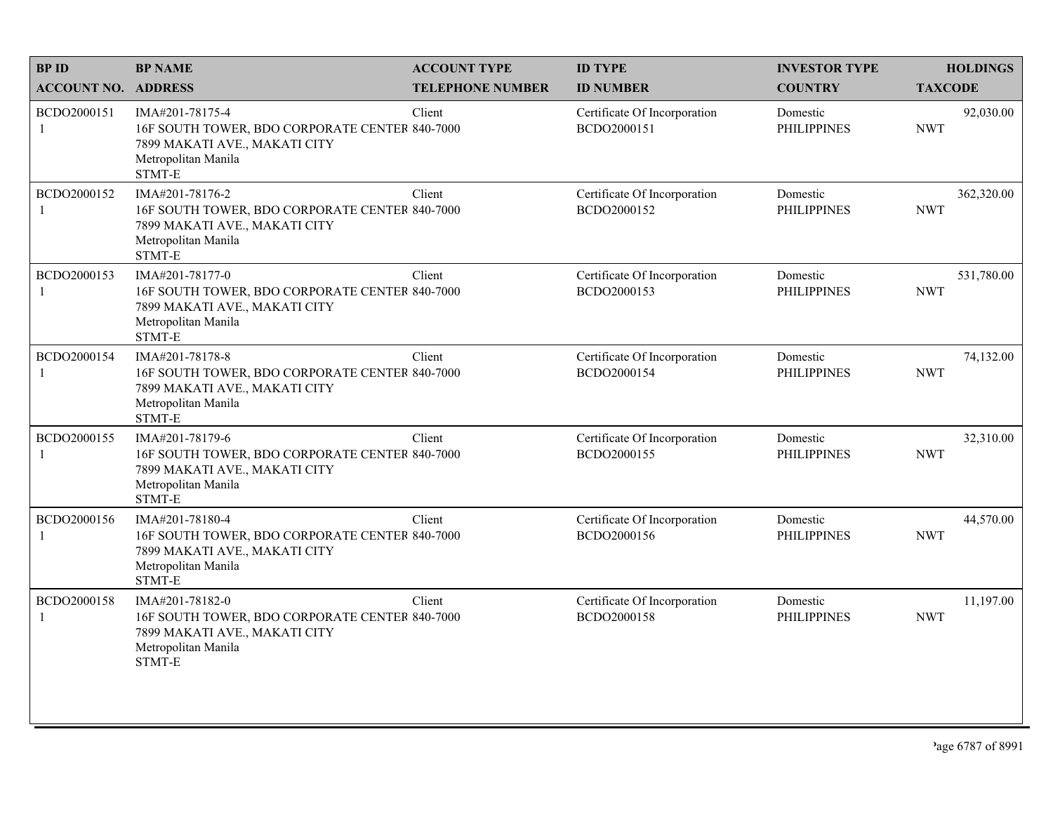| BP ID<br>ACCOUNT NO. | BP NAME<br>ADDRESS | ACCOUNT TYPE<br>TELEPHONE NUMBER | ID TYPE<br>ID NUMBER | INVESTOR TYPE<br>COUNTRY | HOLDINGS<br>TAXCODE |
|---|---|---|---|---|---|
| BCDO2000151<br>1 | IMA#201-78175-4<br>16F SOUTH TOWER, BDO CORPORATE CENTER<br>7899 MAKATI AVE., MAKATI CITY<br>Metropolitan Manila<br>STMT-E | Client<br>840-7000 | Certificate Of Incorporation<br>BCDO2000151 | Domestic<br>PHILIPPINES | 92,030.00<br>NWT |
| BCDO2000152<br>1 | IMA#201-78176-2<br>16F SOUTH TOWER, BDO CORPORATE CENTER<br>7899 MAKATI AVE., MAKATI CITY<br>Metropolitan Manila<br>STMT-E | Client<br>840-7000 | Certificate Of Incorporation<br>BCDO2000152 | Domestic<br>PHILIPPINES | 362,320.00<br>NWT |
| BCDO2000153<br>1 | IMA#201-78177-0<br>16F SOUTH TOWER, BDO CORPORATE CENTER<br>7899 MAKATI AVE., MAKATI CITY<br>Metropolitan Manila<br>STMT-E | Client<br>840-7000 | Certificate Of Incorporation<br>BCDO2000153 | Domestic<br>PHILIPPINES | 531,780.00<br>NWT |
| BCDO2000154<br>1 | IMA#201-78178-8<br>16F SOUTH TOWER, BDO CORPORATE CENTER<br>7899 MAKATI AVE., MAKATI CITY<br>Metropolitan Manila<br>STMT-E | Client<br>840-7000 | Certificate Of Incorporation<br>BCDO2000154 | Domestic<br>PHILIPPINES | 74,132.00<br>NWT |
| BCDO2000155<br>1 | IMA#201-78179-6<br>16F SOUTH TOWER, BDO CORPORATE CENTER<br>7899 MAKATI AVE., MAKATI CITY<br>Metropolitan Manila<br>STMT-E | Client<br>840-7000 | Certificate Of Incorporation<br>BCDO2000155 | Domestic<br>PHILIPPINES | 32,310.00<br>NWT |
| BCDO2000156<br>1 | IMA#201-78180-4<br>16F SOUTH TOWER, BDO CORPORATE CENTER<br>7899 MAKATI AVE., MAKATI CITY<br>Metropolitan Manila<br>STMT-E | Client<br>840-7000 | Certificate Of Incorporation<br>BCDO2000156 | Domestic<br>PHILIPPINES | 44,570.00<br>NWT |
| BCDO2000158<br>1 | IMA#201-78182-0<br>16F SOUTH TOWER, BDO CORPORATE CENTER<br>7899 MAKATI AVE., MAKATI CITY<br>Metropolitan Manila<br>STMT-E | Client<br>840-7000 | Certificate Of Incorporation<br>BCDO2000158 | Domestic<br>PHILIPPINES | 11,197.00<br>NWT |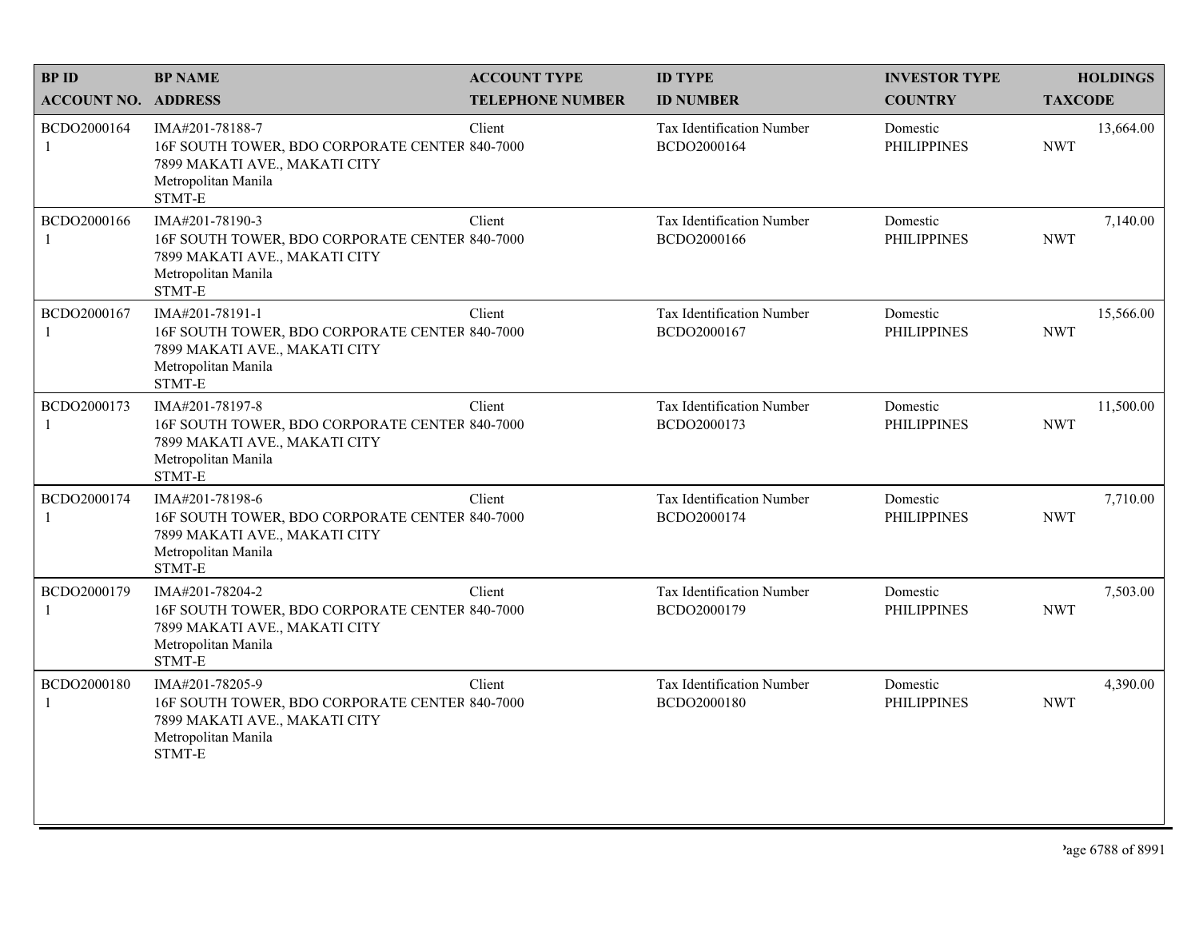| BP ID<br>ACCOUNT NO. | BP NAME<br>ADDRESS | ACCOUNT TYPE<br>TELEPHONE NUMBER | ID TYPE<br>ID NUMBER | INVESTOR TYPE<br>COUNTRY | HOLDINGS<br>TAXCODE |
|---|---|---|---|---|---|
| BCDO2000164<br>1 | IMA#201-78188-7<br>16F SOUTH TOWER, BDO CORPORATE CENTER<br>7899 MAKATI AVE., MAKATI CITY<br>Metropolitan Manila<br>STMT-E | Client<br>840-7000 | Tax Identification Number<br>BCDO2000164 | Domestic<br>PHILIPPINES | 13,664.00<br>NWT |
| BCDO2000166<br>1 | IMA#201-78190-3<br>16F SOUTH TOWER, BDO CORPORATE CENTER<br>7899 MAKATI AVE., MAKATI CITY<br>Metropolitan Manila<br>STMT-E | Client<br>840-7000 | Tax Identification Number<br>BCDO2000166 | Domestic<br>PHILIPPINES | 7,140.00<br>NWT |
| BCDO2000167<br>1 | IMA#201-78191-1<br>16F SOUTH TOWER, BDO CORPORATE CENTER<br>7899 MAKATI AVE., MAKATI CITY<br>Metropolitan Manila<br>STMT-E | Client<br>840-7000 | Tax Identification Number<br>BCDO2000167 | Domestic<br>PHILIPPINES | 15,566.00<br>NWT |
| BCDO2000173<br>1 | IMA#201-78197-8<br>16F SOUTH TOWER, BDO CORPORATE CENTER<br>7899 MAKATI AVE., MAKATI CITY<br>Metropolitan Manila<br>STMT-E | Client<br>840-7000 | Tax Identification Number<br>BCDO2000173 | Domestic<br>PHILIPPINES | 11,500.00<br>NWT |
| BCDO2000174<br>1 | IMA#201-78198-6<br>16F SOUTH TOWER, BDO CORPORATE CENTER<br>7899 MAKATI AVE., MAKATI CITY<br>Metropolitan Manila<br>STMT-E | Client<br>840-7000 | Tax Identification Number<br>BCDO2000174 | Domestic<br>PHILIPPINES | 7,710.00<br>NWT |
| BCDO2000179<br>1 | IMA#201-78204-2<br>16F SOUTH TOWER, BDO CORPORATE CENTER<br>7899 MAKATI AVE., MAKATI CITY<br>Metropolitan Manila<br>STMT-E | Client<br>840-7000 | Tax Identification Number<br>BCDO2000179 | Domestic<br>PHILIPPINES | 7,503.00<br>NWT |
| BCDO2000180<br>1 | IMA#201-78205-9<br>16F SOUTH TOWER, BDO CORPORATE CENTER<br>7899 MAKATI AVE., MAKATI CITY<br>Metropolitan Manila<br>STMT-E | Client<br>840-7000 | Tax Identification Number<br>BCDO2000180 | Domestic<br>PHILIPPINES | 4,390.00<br>NWT |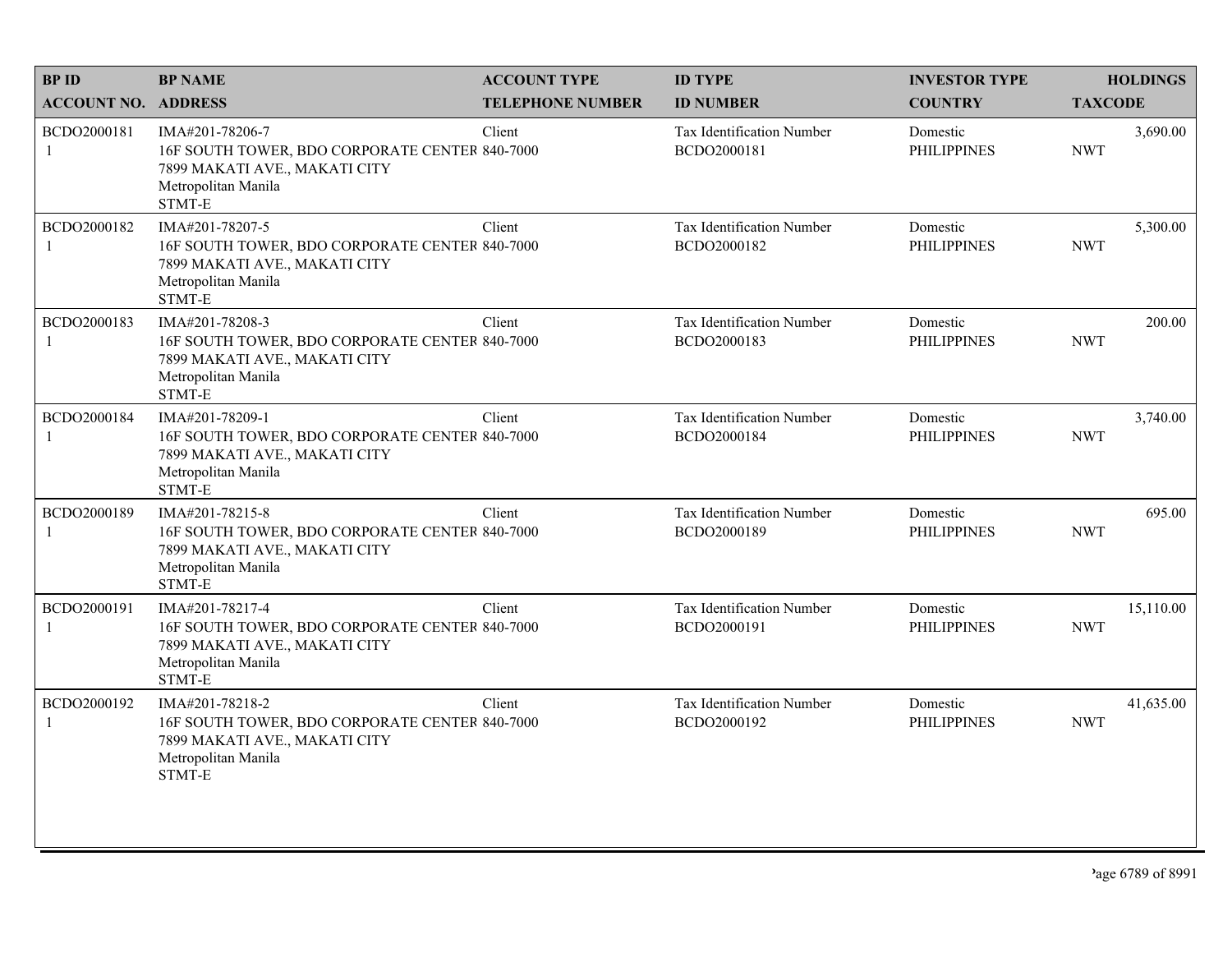| BP ID<br>ACCOUNT NO. | BP NAME<br>ADDRESS | ACCOUNT TYPE<br>TELEPHONE NUMBER | ID TYPE<br>ID NUMBER | INVESTOR TYPE<br>COUNTRY | HOLDINGS<br>TAXCODE |
|---|---|---|---|---|---|
| BCDO2000181<br>1 | IMA#201-78206-7<br>16F SOUTH TOWER, BDO CORPORATE CENTER<br>7899 MAKATI AVE., MAKATI CITY<br>Metropolitan Manila<br>STMT-E | Client<br>840-7000 | Tax Identification Number<br>BCDO2000181 | Domestic<br>PHILIPPINES | 3,690.00<br>NWT |
| BCDO2000182<br>1 | IMA#201-78207-5<br>16F SOUTH TOWER, BDO CORPORATE CENTER<br>7899 MAKATI AVE., MAKATI CITY<br>Metropolitan Manila<br>STMT-E | Client<br>840-7000 | Tax Identification Number<br>BCDO2000182 | Domestic<br>PHILIPPINES | 5,300.00<br>NWT |
| BCDO2000183<br>1 | IMA#201-78208-3<br>16F SOUTH TOWER, BDO CORPORATE CENTER<br>7899 MAKATI AVE., MAKATI CITY<br>Metropolitan Manila<br>STMT-E | Client<br>840-7000 | Tax Identification Number<br>BCDO2000183 | Domestic<br>PHILIPPINES | 200.00<br>NWT |
| BCDO2000184<br>1 | IMA#201-78209-1<br>16F SOUTH TOWER, BDO CORPORATE CENTER<br>7899 MAKATI AVE., MAKATI CITY<br>Metropolitan Manila<br>STMT-E | Client<br>840-7000 | Tax Identification Number<br>BCDO2000184 | Domestic<br>PHILIPPINES | 3,740.00<br>NWT |
| BCDO2000189<br>1 | IMA#201-78215-8<br>16F SOUTH TOWER, BDO CORPORATE CENTER<br>7899 MAKATI AVE., MAKATI CITY<br>Metropolitan Manila<br>STMT-E | Client<br>840-7000 | Tax Identification Number<br>BCDO2000189 | Domestic<br>PHILIPPINES | 695.00<br>NWT |
| BCDO2000191<br>1 | IMA#201-78217-4<br>16F SOUTH TOWER, BDO CORPORATE CENTER<br>7899 MAKATI AVE., MAKATI CITY<br>Metropolitan Manila<br>STMT-E | Client<br>840-7000 | Tax Identification Number<br>BCDO2000191 | Domestic<br>PHILIPPINES | 15,110.00<br>NWT |
| BCDO2000192<br>1 | IMA#201-78218-2<br>16F SOUTH TOWER, BDO CORPORATE CENTER<br>7899 MAKATI AVE., MAKATI CITY<br>Metropolitan Manila<br>STMT-E | Client<br>840-7000 | Tax Identification Number<br>BCDO2000192 | Domestic<br>PHILIPPINES | 41,635.00<br>NWT |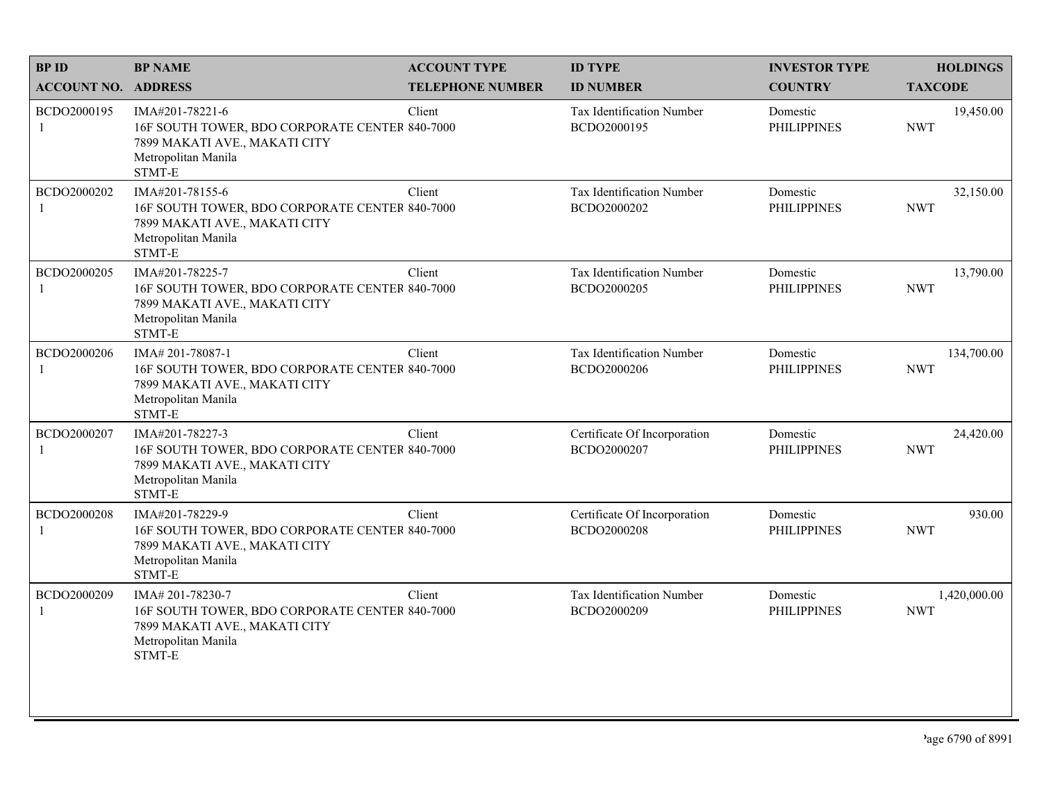| BP ID<br>ACCOUNT NO. | BP NAME<br>ADDRESS | ACCOUNT TYPE<br>TELEPHONE NUMBER | ID TYPE<br>ID NUMBER | INVESTOR TYPE<br>COUNTRY | HOLDINGS<br>TAXCODE |
|---|---|---|---|---|---|
| BCDO2000195<br>1 | IMA#201-78221-6<br>16F SOUTH TOWER, BDO CORPORATE CENTER<br>7899 MAKATI AVE., MAKATI CITY<br>Metropolitan Manila<br>STMT-E | Client<br>840-7000 | Tax Identification Number<br>BCDO2000195 | Domestic<br>PHILIPPINES | 19,450.00<br>NWT |
| BCDO2000202<br>1 | IMA#201-78155-6<br>16F SOUTH TOWER, BDO CORPORATE CENTER<br>7899 MAKATI AVE., MAKATI CITY<br>Metropolitan Manila<br>STMT-E | Client<br>840-7000 | Tax Identification Number<br>BCDO2000202 | Domestic<br>PHILIPPINES | 32,150.00<br>NWT |
| BCDO2000205<br>1 | IMA#201-78225-7<br>16F SOUTH TOWER, BDO CORPORATE CENTER<br>7899 MAKATI AVE., MAKATI CITY<br>Metropolitan Manila<br>STMT-E | Client<br>840-7000 | Tax Identification Number<br>BCDO2000205 | Domestic<br>PHILIPPINES | 13,790.00<br>NWT |
| BCDO2000206<br>1 | IMA# 201-78087-1<br>16F SOUTH TOWER, BDO CORPORATE CENTER<br>7899 MAKATI AVE., MAKATI CITY<br>Metropolitan Manila<br>STMT-E | Client<br>840-7000 | Tax Identification Number<br>BCDO2000206 | Domestic<br>PHILIPPINES | 134,700.00<br>NWT |
| BCDO2000207<br>1 | IMA#201-78227-3<br>16F SOUTH TOWER, BDO CORPORATE CENTER<br>7899 MAKATI AVE., MAKATI CITY<br>Metropolitan Manila<br>STMT-E | Client<br>840-7000 | Certificate Of Incorporation<br>BCDO2000207 | Domestic<br>PHILIPPINES | 24,420.00<br>NWT |
| BCDO2000208<br>1 | IMA#201-78229-9<br>16F SOUTH TOWER, BDO CORPORATE CENTER<br>7899 MAKATI AVE., MAKATI CITY<br>Metropolitan Manila<br>STMT-E | Client<br>840-7000 | Certificate Of Incorporation<br>BCDO2000208 | Domestic<br>PHILIPPINES | 930.00<br>NWT |
| BCDO2000209<br>1 | IMA# 201-78230-7<br>16F SOUTH TOWER, BDO CORPORATE CENTER<br>7899 MAKATI AVE., MAKATI CITY<br>Metropolitan Manila<br>STMT-E | Client<br>840-7000 | Tax Identification Number<br>BCDO2000209 | Domestic<br>PHILIPPINES | 1,420,000.00<br>NWT |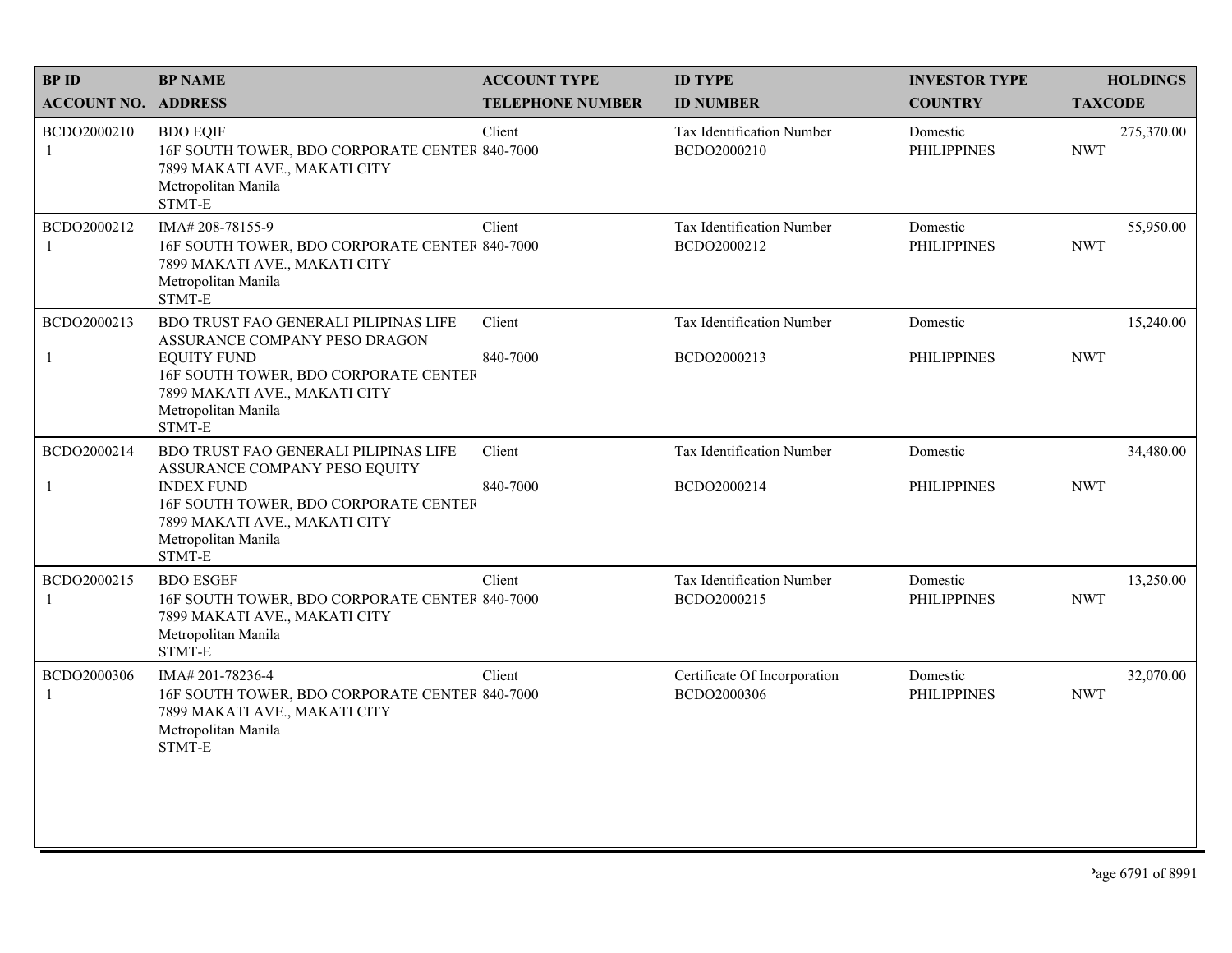| BP ID<br>ACCOUNT NO. | BP NAME<br>ADDRESS | ACCOUNT TYPE<br>TELEPHONE NUMBER | ID TYPE<br>ID NUMBER | INVESTOR TYPE<br>COUNTRY | HOLDINGS<br>TAXCODE |
|---|---|---|---|---|---|
| BCDO2000210<br>1 | BDO EQIF<br>16F SOUTH TOWER, BDO CORPORATE CENTER<br>7899 MAKATI AVE., MAKATI CITY<br>Metropolitan Manila<br>STMT-E | Client<br>840-7000 | Tax Identification Number<br>BCDO2000210 | Domestic<br>PHILIPPINES | 275,370.00<br>NWT |
| BCDO2000212<br>1 | IMA# 208-78155-9<br>16F SOUTH TOWER, BDO CORPORATE CENTER<br>7899 MAKATI AVE., MAKATI CITY<br>Metropolitan Manila<br>STMT-E | Client<br>840-7000 | Tax Identification Number<br>BCDO2000212 | Domestic<br>PHILIPPINES | 55,950.00<br>NWT |
| BCDO2000213<br>1 | BDO TRUST FAO GENERALI PILIPINAS LIFE ASSURANCE COMPANY PESO DRAGON EQUITY FUND<br>16F SOUTH TOWER, BDO CORPORATE CENTER<br>7899 MAKATI AVE., MAKATI CITY<br>Metropolitan Manila<br>STMT-E | Client<br>840-7000 | Tax Identification Number<br>BCDO2000213 | Domestic<br>PHILIPPINES | 15,240.00<br>NWT |
| BCDO2000214<br>1 | BDO TRUST FAO GENERALI PILIPINAS LIFE ASSURANCE COMPANY PESO EQUITY INDEX FUND<br>16F SOUTH TOWER, BDO CORPORATE CENTER<br>7899 MAKATI AVE., MAKATI CITY<br>Metropolitan Manila<br>STMT-E | Client<br>840-7000 | Tax Identification Number<br>BCDO2000214 | Domestic<br>PHILIPPINES | 34,480.00<br>NWT |
| BCDO2000215<br>1 | BDO ESGEF<br>16F SOUTH TOWER, BDO CORPORATE CENTER<br>7899 MAKATI AVE., MAKATI CITY<br>Metropolitan Manila<br>STMT-E | Client<br>840-7000 | Tax Identification Number<br>BCDO2000215 | Domestic<br>PHILIPPINES | 13,250.00<br>NWT |
| BCDO2000306<br>1 | IMA# 201-78236-4<br>16F SOUTH TOWER, BDO CORPORATE CENTER<br>7899 MAKATI AVE., MAKATI CITY<br>Metropolitan Manila<br>STMT-E | Client<br>840-7000 | Certificate Of Incorporation<br>BCDO2000306 | Domestic<br>PHILIPPINES | 32,070.00<br>NWT |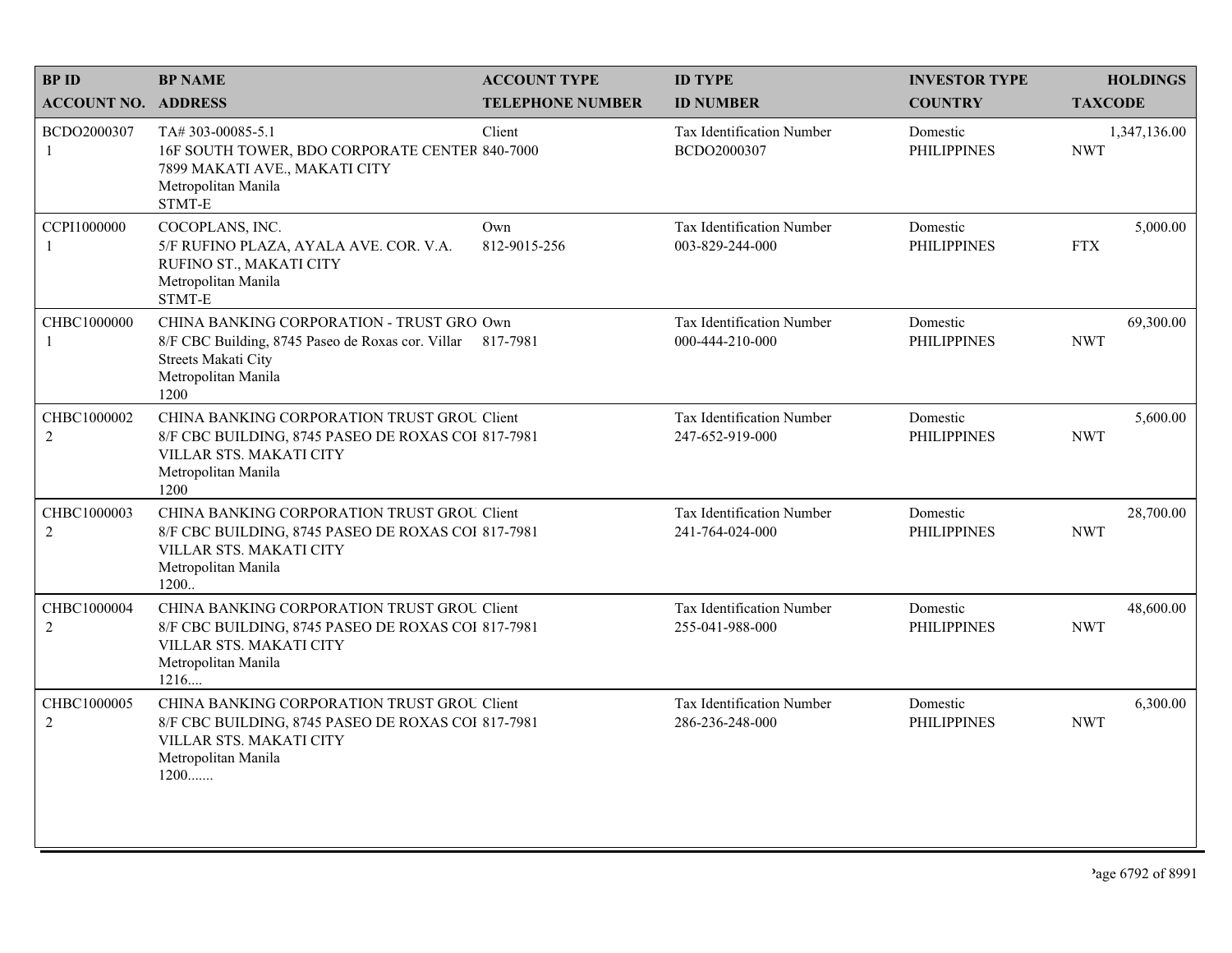| BP ID<br>ACCOUNT NO. | BP NAME<br>ADDRESS | ACCOUNT TYPE<br>TELEPHONE NUMBER | ID TYPE<br>ID NUMBER | INVESTOR TYPE<br>COUNTRY | HOLDINGS<br>TAXCODE |
|---|---|---|---|---|---|
| BCDO2000307<br>1 | TA# 303-00085-5.1<br>16F SOUTH TOWER, BDO CORPORATE CENTER<br>7899 MAKATI AVE., MAKATI CITY<br>Metropolitan Manila<br>STMT-E | Client<br>840-7000 | Tax Identification Number<br>BCDO2000307 | Domestic<br>PHILIPPINES | 1,347,136.00<br>NWT |
| CCPI1000000<br>1 | COCOPLANS, INC.<br>5/F RUFINO PLAZA, AYALA AVE. COR. V.A. RUFINO ST., MAKATI CITY<br>Metropolitan Manila<br>STMT-E | Own<br>812-9015-256 | Tax Identification Number<br>003-829-244-000 | Domestic<br>PHILIPPINES | 5,000.00<br>FTX |
| CHBC1000000<br>1 | CHINA BANKING CORPORATION - TRUST GRO<br>8/F CBC Building, 8745 Paseo de Roxas cor. Villar Streets Makati City<br>Metropolitan Manila<br>1200 | Own<br>817-7981 | Tax Identification Number<br>000-444-210-000 | Domestic<br>PHILIPPINES | 69,300.00<br>NWT |
| CHBC1000002<br>2 | CHINA BANKING CORPORATION TRUST GROU<br>8/F CBC BUILDING, 8745 PASEO DE ROXAS COI<br>VILLAR STS. MAKATI CITY<br>Metropolitan Manila<br>1200 | Client<br>817-7981 | Tax Identification Number<br>247-652-919-000 | Domestic<br>PHILIPPINES | 5,600.00<br>NWT |
| CHBC1000003<br>2 | CHINA BANKING CORPORATION TRUST GROU<br>8/F CBC BUILDING, 8745 PASEO DE ROXAS COI<br>VILLAR STS. MAKATI CITY<br>Metropolitan Manila<br>1200.. | Client<br>817-7981 | Tax Identification Number<br>241-764-024-000 | Domestic<br>PHILIPPINES | 28,700.00<br>NWT |
| CHBC1000004<br>2 | CHINA BANKING CORPORATION TRUST GROU<br>8/F CBC BUILDING, 8745 PASEO DE ROXAS COI<br>VILLAR STS. MAKATI CITY<br>Metropolitan Manila<br>1216.... | Client<br>817-7981 | Tax Identification Number<br>255-041-988-000 | Domestic<br>PHILIPPINES | 48,600.00<br>NWT |
| CHBC1000005<br>2 | CHINA BANKING CORPORATION TRUST GROU<br>8/F CBC BUILDING, 8745 PASEO DE ROXAS COI<br>VILLAR STS. MAKATI CITY<br>Metropolitan Manila<br>1200....... | Client<br>817-7981 | Tax Identification Number<br>286-236-248-000 | Domestic<br>PHILIPPINES | 6,300.00<br>NWT |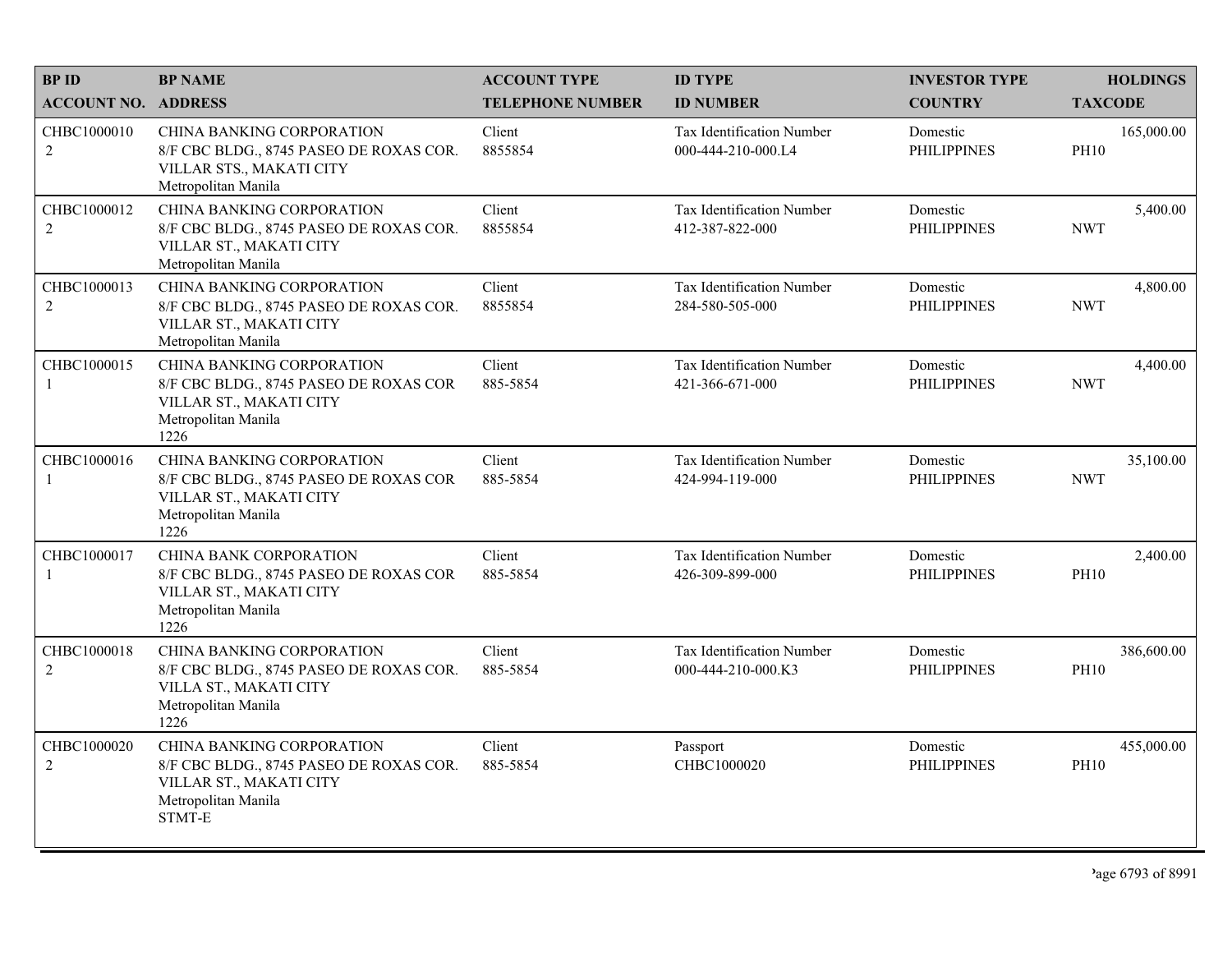| BP ID<br>ACCOUNT NO. | BP NAME<br>ADDRESS | ACCOUNT TYPE<br>TELEPHONE NUMBER | ID TYPE<br>ID NUMBER | INVESTOR TYPE<br>COUNTRY | HOLDINGS<br>TAXCODE |
|---|---|---|---|---|---|
| CHBC1000010<br>2 | CHINA BANKING CORPORATION<br>8/F CBC BLDG., 8745 PASEO DE ROXAS COR. VILLAR STS., MAKATI CITY<br>Metropolitan Manila | Client<br>8855854 | Tax Identification Number<br>000-444-210-000.L4 | Domestic<br>PHILIPPINES | 165,000.00<br>PH10 |
| CHBC1000012<br>2 | CHINA BANKING CORPORATION<br>8/F CBC BLDG., 8745 PASEO DE ROXAS COR. VILLAR ST., MAKATI CITY<br>Metropolitan Manila | Client<br>8855854 | Tax Identification Number<br>412-387-822-000 | Domestic<br>PHILIPPINES | 5,400.00<br>NWT |
| CHBC1000013<br>2 | CHINA BANKING CORPORATION<br>8/F CBC BLDG., 8745 PASEO DE ROXAS COR. VILLAR ST., MAKATI CITY<br>Metropolitan Manila | Client<br>8855854 | Tax Identification Number<br>284-580-505-000 | Domestic<br>PHILIPPINES | 4,800.00<br>NWT |
| CHBC1000015<br>1 | CHINA BANKING CORPORATION<br>8/F CBC BLDG., 8745 PASEO DE ROXAS COR VILLAR ST., MAKATI CITY<br>Metropolitan Manila<br>1226 | Client<br>885-5854 | Tax Identification Number<br>421-366-671-000 | Domestic<br>PHILIPPINES | 4,400.00<br>NWT |
| CHBC1000016<br>1 | CHINA BANKING CORPORATION<br>8/F CBC BLDG., 8745 PASEO DE ROXAS COR VILLAR ST., MAKATI CITY<br>Metropolitan Manila<br>1226 | Client<br>885-5854 | Tax Identification Number<br>424-994-119-000 | Domestic<br>PHILIPPINES | 35,100.00<br>NWT |
| CHBC1000017<br>1 | CHINA BANK CORPORATION<br>8/F CBC BLDG., 8745 PASEO DE ROXAS COR VILLAR ST., MAKATI CITY<br>Metropolitan Manila<br>1226 | Client<br>885-5854 | Tax Identification Number<br>426-309-899-000 | Domestic<br>PHILIPPINES | 2,400.00<br>PH10 |
| CHBC1000018<br>2 | CHINA BANKING CORPORATION<br>8/F CBC BLDG., 8745 PASEO DE ROXAS COR. VILLA ST., MAKATI CITY<br>Metropolitan Manila<br>1226 | Client<br>885-5854 | Tax Identification Number<br>000-444-210-000.K3 | Domestic<br>PHILIPPINES | 386,600.00<br>PH10 |
| CHBC1000020<br>2 | CHINA BANKING CORPORATION<br>8/F CBC BLDG., 8745 PASEO DE ROXAS COR. VILLAR ST., MAKATI CITY<br>Metropolitan Manila<br>STMT-E | Client<br>885-5854 | Passport<br>CHBC1000020 | Domestic<br>PHILIPPINES | 455,000.00<br>PH10 |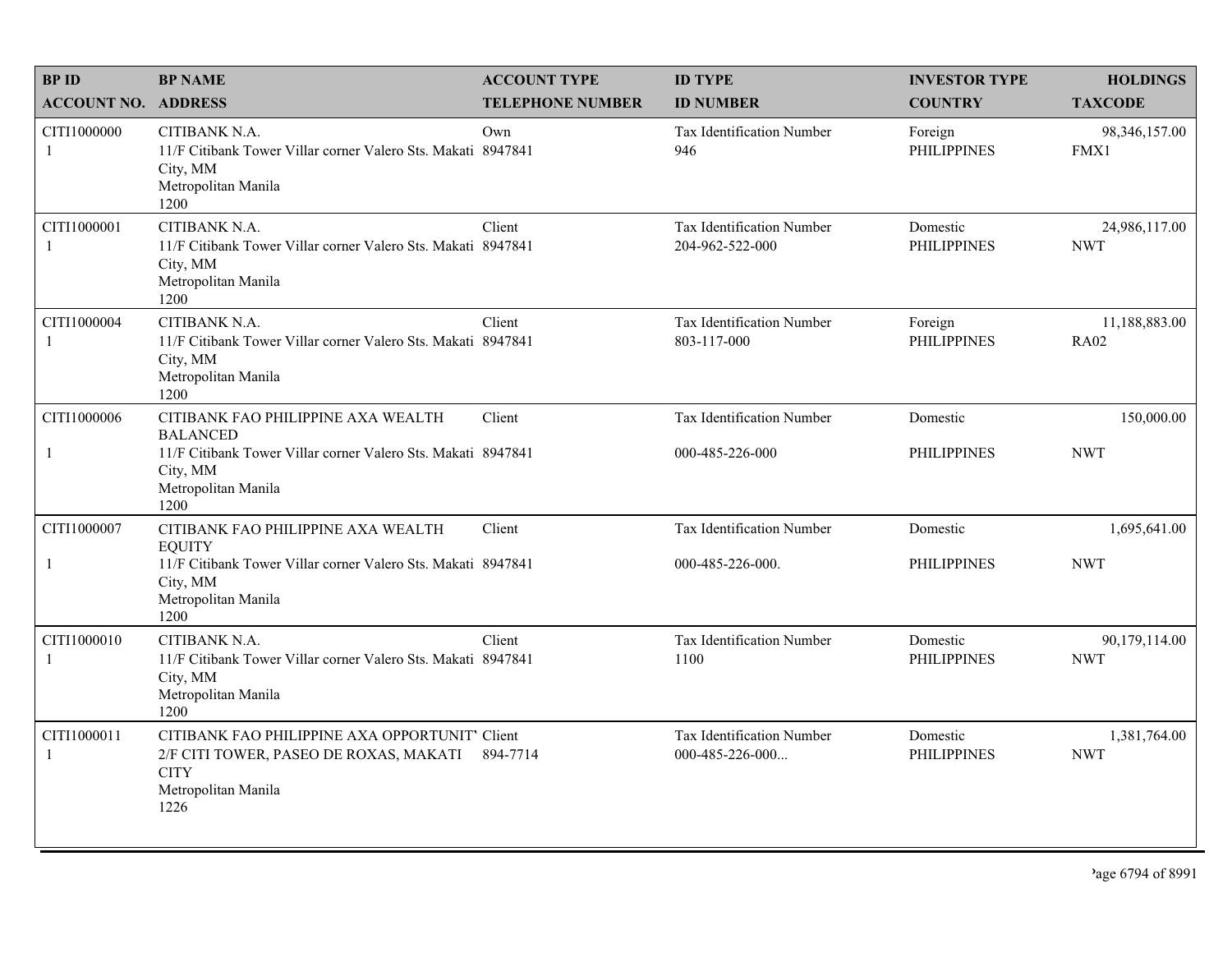| BP ID<br>ACCOUNT NO. | BP NAME<br>ADDRESS | ACCOUNT TYPE<br>TELEPHONE NUMBER | ID TYPE<br>ID NUMBER | INVESTOR TYPE<br>COUNTRY | HOLDINGS<br>TAXCODE |
|---|---|---|---|---|---|
| CITI1000000<br>1 | CITIBANK N.A.<br>11/F Citibank Tower Villar corner Valero Sts. Makati City, MM<br>Metropolitan Manila<br>1200 | Own<br>8947841 | Tax Identification Number<br>946 | Foreign<br>PHILIPPINES | 98,346,157.00<br>FMX1 |
| CITI1000001<br>1 | CITIBANK N.A.<br>11/F Citibank Tower Villar corner Valero Sts. Makati City, MM<br>Metropolitan Manila<br>1200 | Client<br>8947841 | Tax Identification Number<br>204-962-522-000 | Domestic<br>PHILIPPINES | 24,986,117.00<br>NWT |
| CITI1000004<br>1 | CITIBANK N.A.<br>11/F Citibank Tower Villar corner Valero Sts. Makati City, MM<br>Metropolitan Manila<br>1200 | Client<br>8947841 | Tax Identification Number<br>803-117-000 | Foreign<br>PHILIPPINES | 11,188,883.00<br>RA02 |
| CITI1000006<br>1 | CITIBANK FAO PHILIPPINE AXA WEALTH BALANCED<br>11/F Citibank Tower Villar corner Valero Sts. Makati City, MM<br>Metropolitan Manila<br>1200 | Client<br>8947841 | Tax Identification Number<br>000-485-226-000 | Domestic<br>PHILIPPINES | 150,000.00<br>NWT |
| CITI1000007<br>1 | CITIBANK FAO PHILIPPINE AXA WEALTH EQUITY<br>11/F Citibank Tower Villar corner Valero Sts. Makati City, MM<br>Metropolitan Manila<br>1200 | Client<br>8947841 | Tax Identification Number<br>000-485-226-000. | Domestic<br>PHILIPPINES | 1,695,641.00<br>NWT |
| CITI1000010<br>1 | CITIBANK N.A.<br>11/F Citibank Tower Villar corner Valero Sts. Makati City, MM<br>Metropolitan Manila<br>1200 | Client<br>8947841 | Tax Identification Number<br>1100 | Domestic<br>PHILIPPINES | 90,179,114.00<br>NWT |
| CITI1000011<br>1 | CITIBANK FAO PHILIPPINE AXA OPPORTUNIT'<br>2/F CITI TOWER, PASEO DE ROXAS, MAKATI CITY<br>Metropolitan Manila<br>1226 | Client<br>894-7714 | Tax Identification Number<br>000-485-226-000... | Domestic<br>PHILIPPINES | 1,381,764.00<br>NWT |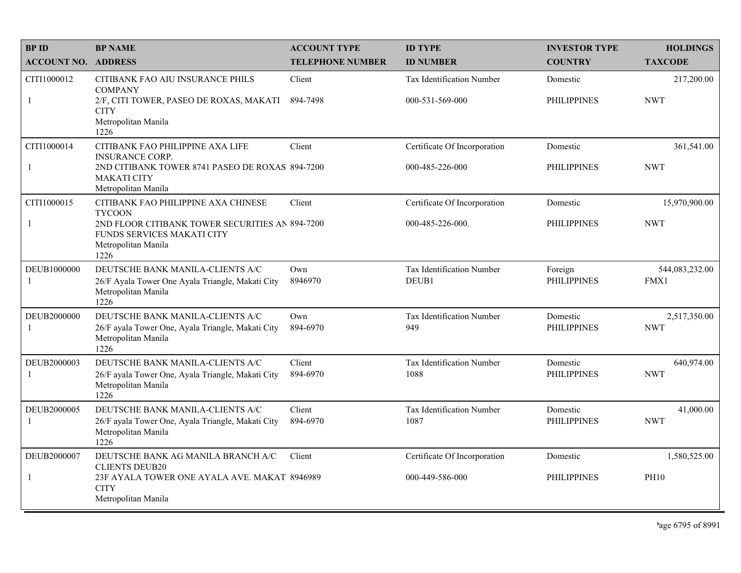| BP ID<br>ACCOUNT NO. | BP NAME<br>ADDRESS | ACCOUNT TYPE<br>TELEPHONE NUMBER | ID TYPE<br>ID NUMBER | INVESTOR TYPE<br>COUNTRY | HOLDINGS<br>TAXCODE |
|---|---|---|---|---|---|
| CITI1000012<br>1 | CITIBANK FAO AIU INSURANCE PHILS COMPANY<br>2/F, CITI TOWER, PASEO DE ROXAS, MAKATI CITY<br>Metropolitan Manila<br>1226 | Client<br>894-7498 | Tax Identification Number<br>000-531-569-000 | Domestic<br>PHILIPPINES | 217,200.00<br>NWT |
| CITI1000014<br>1 | CITIBANK FAO PHILIPPINE AXA LIFE INSURANCE CORP.<br>2ND CITIBANK TOWER 8741 PASEO DE ROXAS MAKATI CITY<br>Metropolitan Manila | Client<br>894-7200 | Certificate Of Incorporation<br>000-485-226-000 | Domestic<br>PHILIPPINES | 361,541.00<br>NWT |
| CITI1000015<br>1 | CITIBANK FAO PHILIPPINE AXA CHINESE TYCOON<br>2ND FLOOR CITIBANK TOWER SECURITIES AN FUNDS SERVICES MAKATI CITY<br>Metropolitan Manila<br>1226 | Client<br>894-7200 | Certificate Of Incorporation<br>000-485-226-000. | Domestic<br>PHILIPPINES | 15,970,900.00<br>NWT |
| DEUB1000000<br>1 | DEUTSCHE BANK MANILA-CLIENTS A/C<br>26/F Ayala Tower One Ayala Triangle, Makati City<br>Metropolitan Manila<br>1226 | Own<br>8946970 | Tax Identification Number<br>DEUB1 | Foreign<br>PHILIPPINES | 544,083,232.00<br>FMX1 |
| DEUB2000000<br>1 | DEUTSCHE BANK MANILA-CLIENTS A/C<br>26/F ayala Tower One, Ayala Triangle, Makati City<br>Metropolitan Manila<br>1226 | Own<br>894-6970 | Tax Identification Number<br>949 | Domestic<br>PHILIPPINES | 2,517,350.00<br>NWT |
| DEUB2000003<br>1 | DEUTSCHE BANK MANILA-CLIENTS A/C<br>26/F ayala Tower One, Ayala Triangle, Makati City<br>Metropolitan Manila<br>1226 | Client<br>894-6970 | Tax Identification Number<br>1088 | Domestic<br>PHILIPPINES | 640,974.00<br>NWT |
| DEUB2000005<br>1 | DEUTSCHE BANK MANILA-CLIENTS A/C<br>26/F ayala Tower One, Ayala Triangle, Makati City<br>Metropolitan Manila<br>1226 | Client<br>894-6970 | Tax Identification Number<br>1087 | Domestic<br>PHILIPPINES | 41,000.00<br>NWT |
| DEUB2000007<br>1 | DEUTSCHE BANK AG MANILA BRANCH A/C CLIENTS DEUB20<br>23F AYALA TOWER ONE AYALA AVE. MAKAT CITY<br>Metropolitan Manila | Client<br>8946989 | Certificate Of Incorporation<br>000-449-586-000 | Domestic<br>PHILIPPINES | 1,580,525.00<br>PH10 |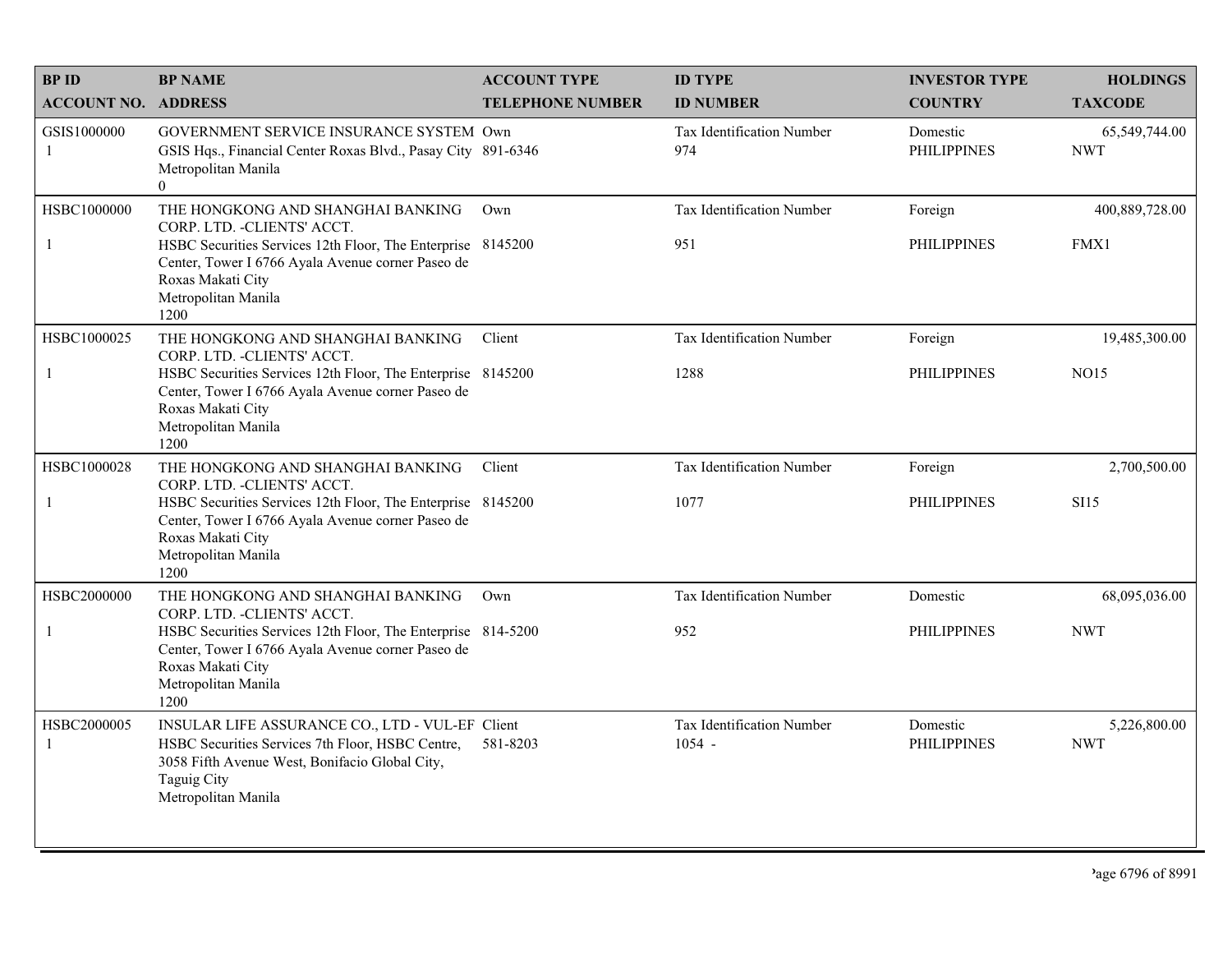| BP ID<br>ACCOUNT NO. | BP NAME<br>ADDRESS | ACCOUNT TYPE<br>TELEPHONE NUMBER | ID TYPE<br>ID NUMBER | INVESTOR TYPE<br>COUNTRY | HOLDINGS<br>TAXCODE |
|---|---|---|---|---|---|
| GSIS1000000<br>1 | GOVERNMENT SERVICE INSURANCE SYSTEM<br>GSIS Hqs., Financial Center Roxas Blvd., Pasay City<br>Metropolitan Manila<br>0 | Own<br>891-6346 | Tax Identification Number<br>974 | Domestic<br>PHILIPPINES | 65,549,744.00<br>NWT |
| HSBC1000000<br>1 | THE HONGKONG AND SHANGHAI BANKING CORP. LTD. -CLIENTS' ACCT.<br>HSBC Securities Services 12th Floor, The Enterprise Center, Tower I 6766 Ayala Avenue corner Paseo de Roxas Makati City<br>Metropolitan Manila<br>1200 | Own<br>8145200 | Tax Identification Number<br>951 | Foreign<br>PHILIPPINES | 400,889,728.00<br>FMX1 |
| HSBC1000025<br>1 | THE HONGKONG AND SHANGHAI BANKING CORP. LTD. -CLIENTS' ACCT.<br>HSBC Securities Services 12th Floor, The Enterprise Center, Tower I 6766 Ayala Avenue corner Paseo de Roxas Makati City<br>Metropolitan Manila<br>1200 | Client<br>8145200 | Tax Identification Number<br>1288 | Foreign<br>PHILIPPINES | 19,485,300.00<br>NO15 |
| HSBC1000028<br>1 | THE HONGKONG AND SHANGHAI BANKING CORP. LTD. -CLIENTS' ACCT.<br>HSBC Securities Services 12th Floor, The Enterprise Center, Tower I 6766 Ayala Avenue corner Paseo de Roxas Makati City<br>Metropolitan Manila<br>1200 | Client<br>8145200 | Tax Identification Number<br>1077 | Foreign<br>PHILIPPINES | 2,700,500.00<br>SI15 |
| HSBC2000000<br>1 | THE HONGKONG AND SHANGHAI BANKING CORP. LTD. -CLIENTS' ACCT.<br>HSBC Securities Services 12th Floor, The Enterprise Center, Tower I 6766 Ayala Avenue corner Paseo de Roxas Makati City<br>Metropolitan Manila<br>1200 | Own<br>814-5200 | Tax Identification Number<br>952 | Domestic<br>PHILIPPINES | 68,095,036.00<br>NWT |
| HSBC2000005<br>1 | INSULAR LIFE ASSURANCE CO., LTD - VUL-EF<br>HSBC Securities Services 7th Floor, HSBC Centre, 3058 Fifth Avenue West, Bonifacio Global City, Taguig City<br>Metropolitan Manila | Client<br>581-8203 | Tax Identification Number<br>1054 - | Domestic<br>PHILIPPINES | 5,226,800.00<br>NWT |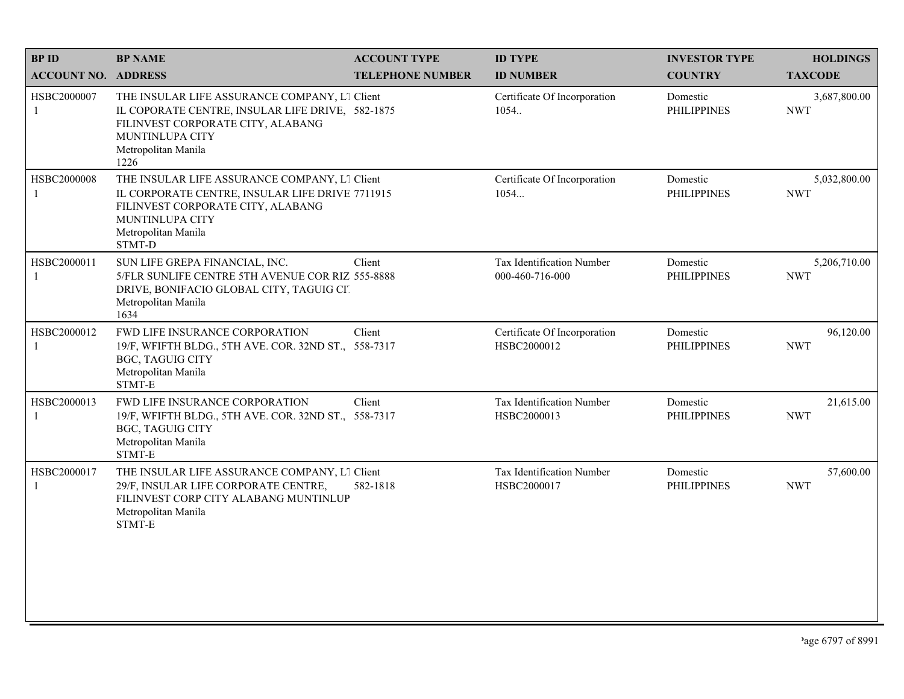| BP ID<br>ACCOUNT NO. | BP NAME<br>ADDRESS | ACCOUNT TYPE<br>TELEPHONE NUMBER | ID TYPE<br>ID NUMBER | INVESTOR TYPE<br>COUNTRY | HOLDINGS<br>TAXCODE |
|---|---|---|---|---|---|
| HSBC2000007<br>1 | THE INSULAR LIFE ASSURANCE COMPANY, LT<br>IL COPORATE CENTRE, INSULAR LIFE DRIVE, FILINVEST CORPORATE CITY, ALABANG MUNTINLUPA CITY<br>Metropolitan Manila<br>1226 | Client<br>582-1875 | Certificate Of Incorporation<br>1054.. | Domestic<br>PHILIPPINES | 3,687,800.00<br>NWT |
| HSBC2000008<br>1 | THE INSULAR LIFE ASSURANCE COMPANY, LT<br>IL CORPORATE CENTRE, INSULAR LIFE DRIVE FILINVEST CORPORATE CITY, ALABANG MUNTINLUPA CITY<br>Metropolitan Manila<br>STMT-D | Client<br>7711915 | Certificate Of Incorporation<br>1054... | Domestic<br>PHILIPPINES | 5,032,800.00<br>NWT |
| HSBC2000011<br>1 | SUN LIFE GREPA FINANCIAL, INC.<br>5/FLR SUNLIFE CENTRE 5TH AVENUE COR RIZ DRIVE, BONIFACIO GLOBAL CITY, TAGUIG CIT<br>Metropolitan Manila<br>1634 | Client<br>555-8888 | Tax Identification Number<br>000-460-716-000 | Domestic<br>PHILIPPINES | 5,206,710.00<br>NWT |
| HSBC2000012<br>1 | FWD LIFE INSURANCE CORPORATION<br>19/F, WFIFTH BLDG., 5TH AVE. COR. 32ND ST., BGC, TAGUIG CITY<br>Metropolitan Manila<br>STMT-E | Client<br>558-7317 | Certificate Of Incorporation<br>HSBC2000012 | Domestic<br>PHILIPPINES | 96,120.00<br>NWT |
| HSBC2000013<br>1 | FWD LIFE INSURANCE CORPORATION<br>19/F, WFIFTH BLDG., 5TH AVE. COR. 32ND ST., BGC, TAGUIG CITY<br>Metropolitan Manila<br>STMT-E | Client<br>558-7317 | Tax Identification Number<br>HSBC2000013 | Domestic<br>PHILIPPINES | 21,615.00<br>NWT |
| HSBC2000017<br>1 | THE INSULAR LIFE ASSURANCE COMPANY, LT<br>29/F, INSULAR LIFE CORPORATE CENTRE, FILINVEST CORP CITY ALABANG MUNTINLUP<br>Metropolitan Manila<br>STMT-E | Client<br>582-1818 | Tax Identification Number<br>HSBC2000017 | Domestic<br>PHILIPPINES | 57,600.00<br>NWT |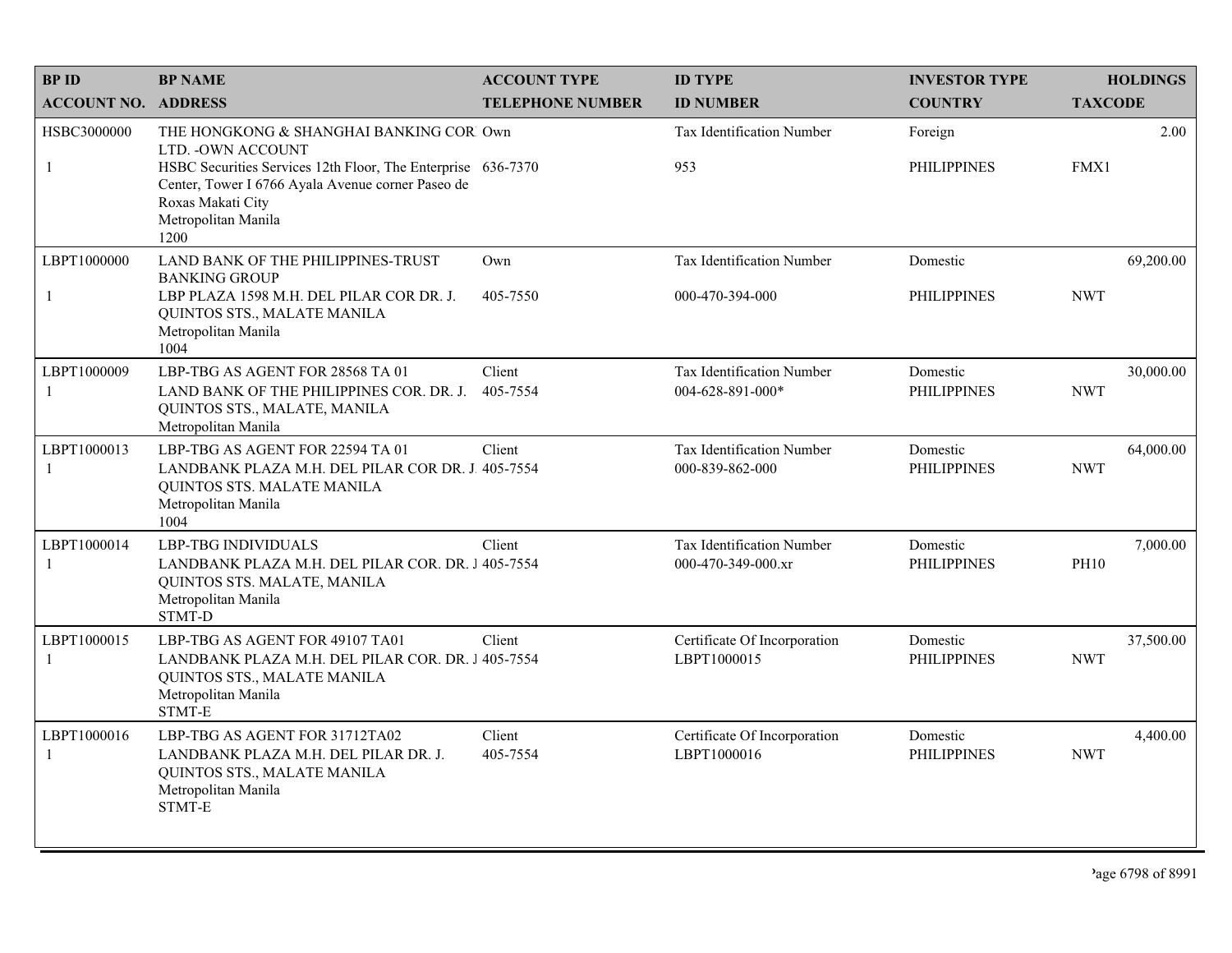| BP ID<br>ACCOUNT NO. | BP NAME<br>ADDRESS | ACCOUNT TYPE<br>TELEPHONE NUMBER | ID TYPE<br>ID NUMBER | INVESTOR TYPE<br>COUNTRY | HOLDINGS<br>TAXCODE |
|---|---|---|---|---|---|
| HSBC3000000<br>1 | THE HONGKONG & SHANGHAI BANKING COR LTD. -OWN ACCOUNT<br>HSBC Securities Services 12th Floor, The Enterprise Center, Tower I 6766 Ayala Avenue corner Paseo de Roxas Makati City<br>Metropolitan Manila<br>1200 | Own<br>636-7370 | Tax Identification Number<br>953 | Foreign<br>PHILIPPINES | 2.00<br>FMX1 |
| LBPT1000000<br>1 | LAND BANK OF THE PHILIPPINES-TRUST BANKING GROUP<br>LBP PLAZA 1598 M.H. DEL PILAR COR DR. J. QUINTOS STS., MALATE MANILA<br>Metropolitan Manila<br>1004 | Own<br>405-7550 | Tax Identification Number<br>000-470-394-000 | Domestic<br>PHILIPPINES | 69,200.00<br>NWT |
| LBPT1000009<br>1 | LBP-TBG AS AGENT FOR 28568 TA 01<br>LAND BANK OF THE PHILIPPINES COR. DR. J. QUINTOS STS., MALATE, MANILA<br>Metropolitan Manila | Client<br>405-7554 | Tax Identification Number<br>004-628-891-000* | Domestic<br>PHILIPPINES | 30,000.00<br>NWT |
| LBPT1000013<br>1 | LBP-TBG AS AGENT FOR 22594 TA 01<br>LANDBANK PLAZA M.H. DEL PILAR COR DR. J. QUINTOS STS. MALATE MANILA<br>Metropolitan Manila<br>1004 | Client<br>405-7554 | Tax Identification Number<br>000-839-862-000 | Domestic<br>PHILIPPINES | 64,000.00<br>NWT |
| LBPT1000014<br>1 | LBP-TBG INDIVIDUALS<br>LANDBANK PLAZA M.H. DEL PILAR COR. DR. J QUINTOS STS. MALATE, MANILA<br>Metropolitan Manila<br>STMT-D | Client<br>405-7554 | Tax Identification Number<br>000-470-349-000.xr | Domestic<br>PHILIPPINES | 7,000.00<br>PH10 |
| LBPT1000015<br>1 | LBP-TBG AS AGENT FOR 49107 TA01<br>LANDBANK PLAZA M.H. DEL PILAR COR. DR. J QUINTOS STS., MALATE MANILA<br>Metropolitan Manila<br>STMT-E | Client<br>405-7554 | Certificate Of Incorporation<br>LBPT1000015 | Domestic<br>PHILIPPINES | 37,500.00<br>NWT |
| LBPT1000016<br>1 | LBP-TBG AS AGENT FOR 31712TA02<br>LANDBANK PLAZA M.H. DEL PILAR DR. J. QUINTOS STS., MALATE MANILA<br>Metropolitan Manila<br>STMT-E | Client<br>405-7554 | Certificate Of Incorporation<br>LBPT1000016 | Domestic<br>PHILIPPINES | 4,400.00<br>NWT |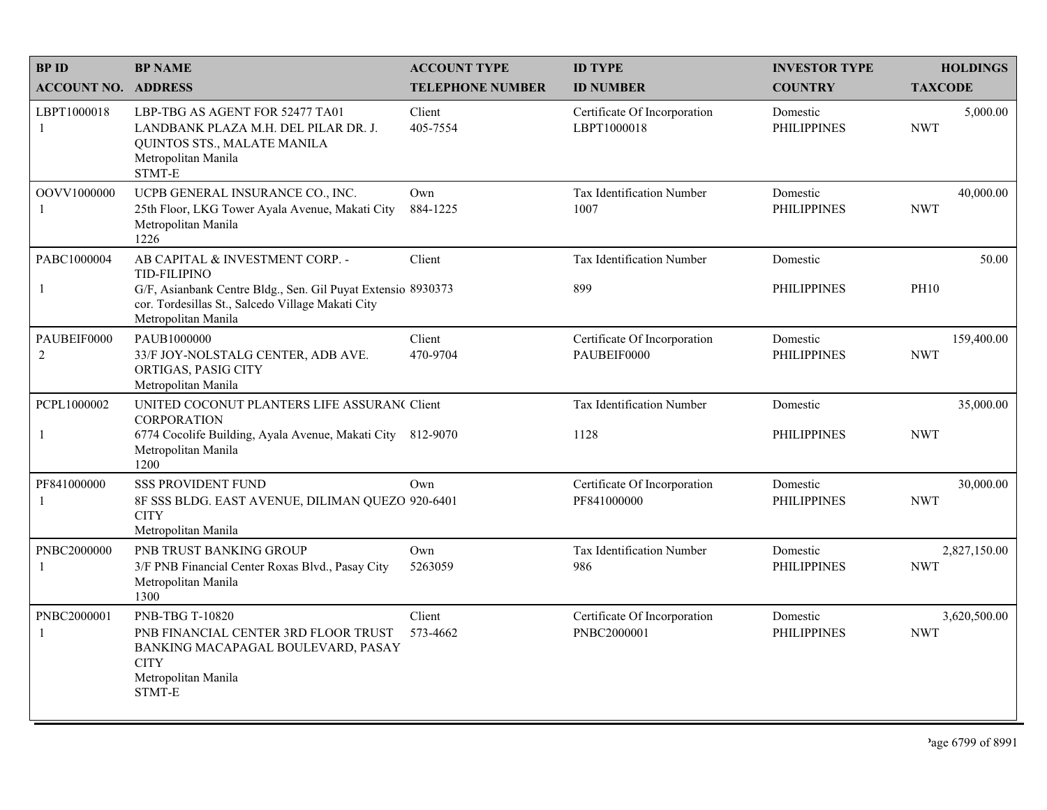| BP ID<br>ACCOUNT NO. | BP NAME<br>ADDRESS | ACCOUNT TYPE<br>TELEPHONE NUMBER | ID TYPE<br>ID NUMBER | INVESTOR TYPE<br>COUNTRY | HOLDINGS<br>TAXCODE |
|---|---|---|---|---|---|
| LBPT1000018<br>1 | LBP-TBG AS AGENT FOR 52477 TA01<br>LANDBANK PLAZA M.H. DEL PILAR DR. J. QUINTOS STS., MALATE MANILA<br>Metropolitan Manila<br>STMT-E | Client<br>405-7554 | Certificate Of Incorporation<br>LBPT1000018 | Domestic<br>PHILIPPINES | 5,000.00<br>NWT |
| OOVV1000000<br>1 | UCPB GENERAL INSURANCE CO., INC.<br>25th Floor, LKG Tower Ayala Avenue, Makati City<br>Metropolitan Manila<br>1226 | Own<br>884-1225 | Tax Identification Number<br>1007 | Domestic<br>PHILIPPINES | 40,000.00<br>NWT |
| PABC1000004<br>1 | AB CAPITAL & INVESTMENT CORP. - TID-FILIPINO<br>G/F, Asianbank Centre Bldg., Sen. Gil Puyat Extensio cor. Tordesillas St., Salcedo Village Makati City<br>Metropolitan Manila | Client<br>8930373 | Tax Identification Number<br>899 | Domestic<br>PHILIPPINES | 50.00<br>PH10 |
| PAUBEIF0000<br>2 | PAUB1000000<br>33/F JOY-NOLSTALG CENTER, ADB AVE. ORTIGAS, PASIG CITY<br>Metropolitan Manila | Client<br>470-9704 | Certificate Of Incorporation<br>PAUBEIF0000 | Domestic<br>PHILIPPINES | 159,400.00<br>NWT |
| PCPL1000002<br>1 | UNITED COCONUT PLANTERS LIFE ASSURAN( CORPORATION<br>6774 Cocolife Building, Ayala Avenue, Makati City<br>Metropolitan Manila<br>1200 | Client<br>812-9070 | Tax Identification Number<br>1128 | Domestic<br>PHILIPPINES | 35,000.00<br>NWT |
| PF841000000<br>1 | SSS PROVIDENT FUND<br>8F SSS BLDG. EAST AVENUE, DILIMAN QUEZO CITY<br>Metropolitan Manila | Own<br>920-6401 | Certificate Of Incorporation<br>PF841000000 | Domestic<br>PHILIPPINES | 30,000.00<br>NWT |
| PNBC2000000<br>1 | PNB TRUST BANKING GROUP<br>3/F PNB Financial Center Roxas Blvd., Pasay City<br>Metropolitan Manila<br>1300 | Own<br>5263059 | Tax Identification Number<br>986 | Domestic<br>PHILIPPINES | 2,827,150.00<br>NWT |
| PNBC2000001<br>1 | PNB-TBG T-10820<br>PNB FINANCIAL CENTER 3RD FLOOR TRUST BANKING MACAPAGAL BOULEVARD, PASAY CITY<br>Metropolitan Manila<br>STMT-E | Client<br>573-4662 | Certificate Of Incorporation<br>PNBC2000001 | Domestic<br>PHILIPPINES | 3,620,500.00<br>NWT |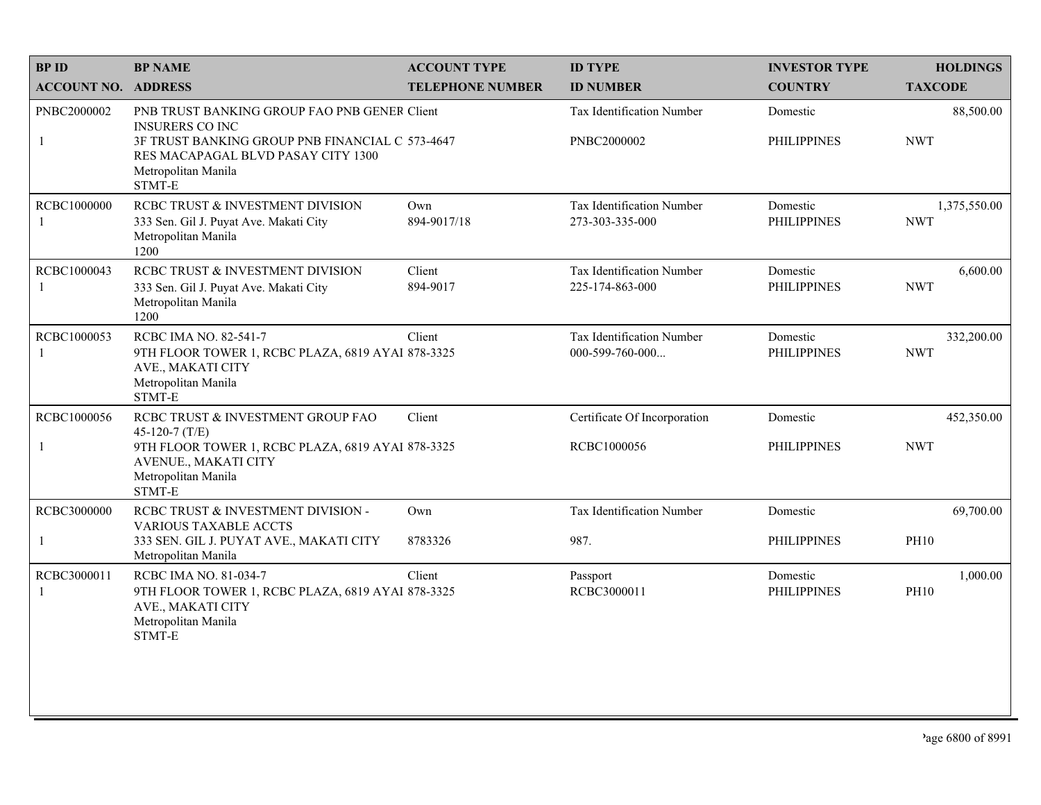| BP ID<br>ACCOUNT NO. | BP NAME<br>ADDRESS | ACCOUNT TYPE<br>TELEPHONE NUMBER | ID TYPE<br>ID NUMBER | INVESTOR TYPE<br>COUNTRY | HOLDINGS<br>TAXCODE |
|---|---|---|---|---|---|
| PNBC2000002<br>1 | PNB TRUST BANKING GROUP FAO PNB GENER INSURERS CO INC<br>3F TRUST BANKING GROUP PNB FINANCIAL C RES MACAPAGAL BLVD PASAY CITY 1300<br>Metropolitan Manila<br>STMT-E | Client<br>573-4647 | Tax Identification Number<br>PNBC2000002 | Domestic<br>PHILIPPINES | 88,500.00<br>NWT |
| RCBC1000000<br>1 | RCBC TRUST & INVESTMENT DIVISION<br>333 Sen. Gil J. Puyat Ave. Makati City<br>Metropolitan Manila<br>1200 | Own<br>894-9017/18 | Tax Identification Number<br>273-303-335-000 | Domestic<br>PHILIPPINES | 1,375,550.00<br>NWT |
| RCBC1000043<br>1 | RCBC TRUST & INVESTMENT DIVISION<br>333 Sen. Gil J. Puyat Ave. Makati City<br>Metropolitan Manila<br>1200 | Client<br>894-9017 | Tax Identification Number<br>225-174-863-000 | Domestic<br>PHILIPPINES | 6,600.00<br>NWT |
| RCBC1000053<br>1 | RCBC IMA NO. 82-541-7<br>9TH FLOOR TOWER 1, RCBC PLAZA, 6819 AYAI AVE., MAKATI CITY<br>Metropolitan Manila<br>STMT-E | Client<br>878-3325 | Tax Identification Number<br>000-599-760-000... | Domestic<br>PHILIPPINES | 332,200.00<br>NWT |
| RCBC1000056<br>1 | RCBC TRUST & INVESTMENT GROUP FAO 45-120-7 (T/E)<br>9TH FLOOR TOWER 1, RCBC PLAZA, 6819 AYAI AVENUE., MAKATI CITY<br>Metropolitan Manila<br>STMT-E | Client<br>878-3325 | Certificate Of Incorporation<br>RCBC1000056 | Domestic<br>PHILIPPINES | 452,350.00<br>NWT |
| RCBC3000000<br>1 | RCBC TRUST & INVESTMENT DIVISION - VARIOUS TAXABLE ACCTS<br>333 SEN. GIL J. PUYAT AVE., MAKATI CITY<br>Metropolitan Manila | Own<br>8783326 | Tax Identification Number<br>987. | Domestic<br>PHILIPPINES | 69,700.00<br>PH10 |
| RCBC3000011<br>1 | RCBC IMA NO. 81-034-7<br>9TH FLOOR TOWER 1, RCBC PLAZA, 6819 AYAI AVE., MAKATI CITY<br>Metropolitan Manila<br>STMT-E | Client<br>878-3325 | Passport<br>RCBC3000011 | Domestic<br>PHILIPPINES | 1,000.00<br>PH10 |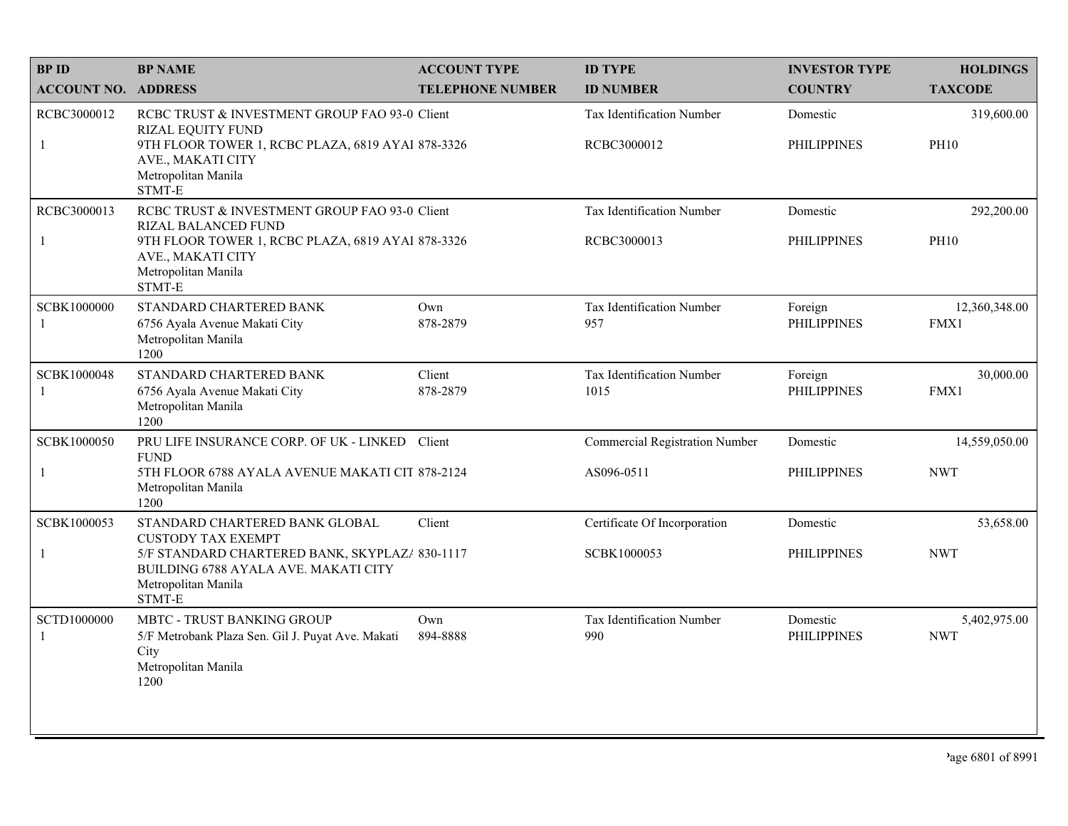| BP ID<br>ACCOUNT NO. | BP NAME<br>ADDRESS | ACCOUNT TYPE<br>TELEPHONE NUMBER | ID TYPE<br>ID NUMBER | INVESTOR TYPE<br>COUNTRY | HOLDINGS<br>TAXCODE |
|---|---|---|---|---|---|
| RCBC3000012<br>1 | RCBC TRUST & INVESTMENT GROUP FAO 93-0 RIZAL EQUITY FUND<br>9TH FLOOR TOWER 1, RCBC PLAZA, 6819 AYAI AVE., MAKATI CITY<br>Metropolitan Manila<br>STMT-E | Client<br>878-3326 | Tax Identification Number<br>RCBC3000012 | Domestic<br>PHILIPPINES | 319,600.00<br>PH10 |
| RCBC3000013<br>1 | RCBC TRUST & INVESTMENT GROUP FAO 93-0 RIZAL BALANCED FUND<br>9TH FLOOR TOWER 1, RCBC PLAZA, 6819 AYAI AVE., MAKATI CITY<br>Metropolitan Manila<br>STMT-E | Client<br>878-3326 | Tax Identification Number<br>RCBC3000013 | Domestic<br>PHILIPPINES | 292,200.00<br>PH10 |
| SCBK1000000<br>1 | STANDARD CHARTERED BANK<br>6756 Ayala Avenue Makati City<br>Metropolitan Manila<br>1200 | Own<br>878-2879 | Tax Identification Number<br>957 | Foreign<br>PHILIPPINES | 12,360,348.00<br>FMX1 |
| SCBK1000048<br>1 | STANDARD CHARTERED BANK<br>6756 Ayala Avenue Makati City<br>Metropolitan Manila<br>1200 | Client<br>878-2879 | Tax Identification Number<br>1015 | Foreign<br>PHILIPPINES | 30,000.00<br>FMX1 |
| SCBK1000050<br>1 | PRU LIFE INSURANCE CORP. OF UK - LINKED FUND<br>5TH FLOOR 6788 AYALA AVENUE MAKATI CIT<br>Metropolitan Manila<br>1200 | Client<br>878-2124 | Commercial Registration Number<br>AS096-0511 | Domestic<br>PHILIPPINES | 14,559,050.00<br>NWT |
| SCBK1000053<br>1 | STANDARD CHARTERED BANK GLOBAL CUSTODY TAX EXEMPT<br>5/F STANDARD CHARTERED BANK, SKYPLAZ/ BUILDING 6788 AYALA AVE. MAKATI CITY<br>Metropolitan Manila<br>STMT-E | Client<br>830-1117 | Certificate Of Incorporation<br>SCBK1000053 | Domestic<br>PHILIPPINES | 53,658.00<br>NWT |
| SCTD1000000<br>1 | MBTC - TRUST BANKING GROUP<br>5/F Metrobank Plaza Sen. Gil J. Puyat Ave. Makati City<br>Metropolitan Manila<br>1200 | Own<br>894-8888 | Tax Identification Number<br>990 | Domestic<br>PHILIPPINES | 5,402,975.00<br>NWT |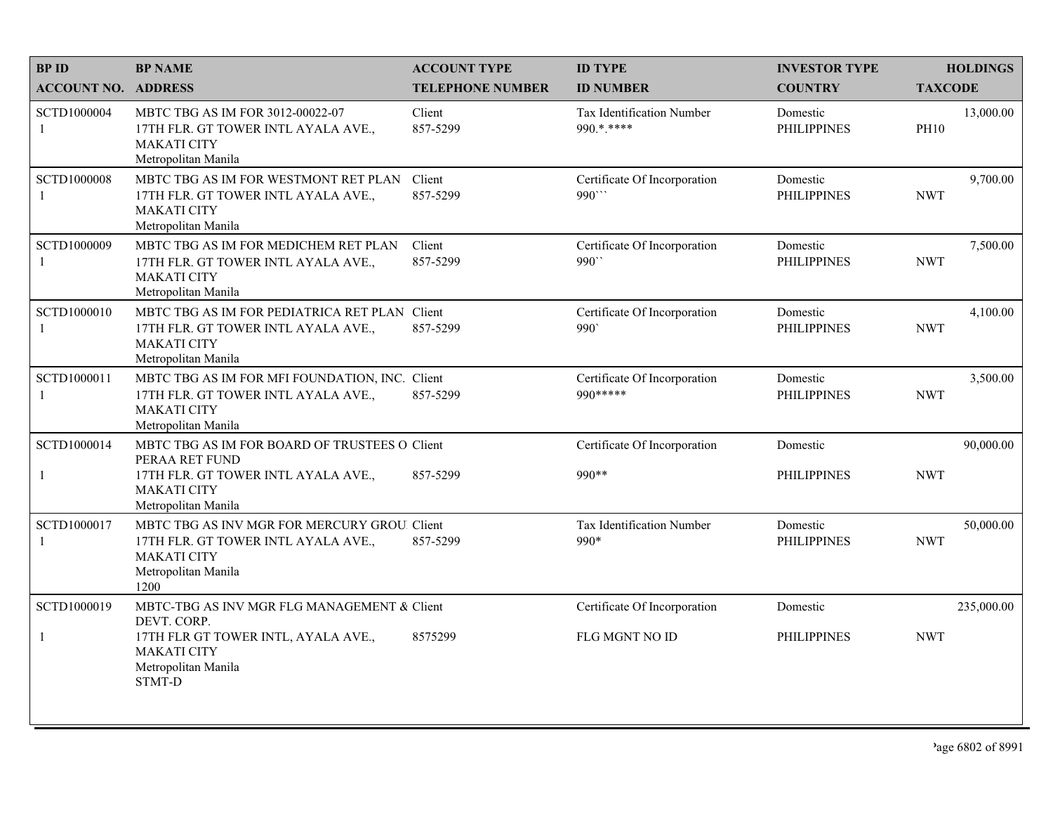| BP ID<br>ACCOUNT NO. | BP NAME<br>ADDRESS | ACCOUNT TYPE<br>TELEPHONE NUMBER | ID TYPE<br>ID NUMBER | INVESTOR TYPE<br>COUNTRY | HOLDINGS<br>TAXCODE |
|---|---|---|---|---|---|
| SCTD1000004<br>1 | MBTC TBG AS IM FOR 3012-00022-07<br>17TH FLR. GT TOWER INTL AYALA AVE.,<br>MAKATI CITY<br>Metropolitan Manila | Client<br>857-5299 | Tax Identification Number<br>990.*.**** | Domestic<br>PHILIPPINES | 13,000.00<br>PH10 |
| SCTD1000008<br>1 | MBTC TBG AS IM FOR WESTMONT RET PLAN<br>17TH FLR. GT TOWER INTL AYALA AVE.,<br>MAKATI CITY<br>Metropolitan Manila | Client<br>857-5299 | Certificate Of Incorporation<br>990``` | Domestic<br>PHILIPPINES | 9,700.00<br>NWT |
| SCTD1000009<br>1 | MBTC TBG AS IM FOR MEDICHEM RET PLAN<br>17TH FLR. GT TOWER INTL AYALA AVE.,<br>MAKATI CITY<br>Metropolitan Manila | Client<br>857-5299 | Certificate Of Incorporation<br>990`` | Domestic<br>PHILIPPINES | 7,500.00<br>NWT |
| SCTD1000010<br>1 | MBTC TBG AS IM FOR PEDIATRICA RET PLAN<br>17TH FLR. GT TOWER INTL AYALA AVE.,<br>MAKATI CITY<br>Metropolitan Manila | Client<br>857-5299 | Certificate Of Incorporation<br>990` | Domestic<br>PHILIPPINES | 4,100.00<br>NWT |
| SCTD1000011<br>1 | MBTC TBG AS IM FOR MFI FOUNDATION, INC.<br>17TH FLR. GT TOWER INTL AYALA AVE.,<br>MAKATI CITY<br>Metropolitan Manila | Client<br>857-5299 | Certificate Of Incorporation<br>990***** | Domestic<br>PHILIPPINES | 3,500.00<br>NWT |
| SCTD1000014<br>1 | MBTC TBG AS IM FOR BOARD OF TRUSTEES O<br>PERAA RET FUND<br>17TH FLR. GT TOWER INTL AYALA AVE.,<br>MAKATI CITY<br>Metropolitan Manila | Client<br>857-5299 | Certificate Of Incorporation<br>990** | Domestic<br>PHILIPPINES | 90,000.00<br>NWT |
| SCTD1000017<br>1 | MBTC TBG AS INV MGR FOR MERCURY GROU<br>17TH FLR. GT TOWER INTL AYALA AVE.,<br>MAKATI CITY<br>Metropolitan Manila<br>1200 | Client<br>857-5299 | Tax Identification Number<br>990* | Domestic<br>PHILIPPINES | 50,000.00<br>NWT |
| SCTD1000019<br>1 | MBTC-TBG AS INV MGR FLG MANAGEMENT &<br>DEVT. CORP.<br>17TH FLR GT TOWER INTL, AYALA AVE.,<br>MAKATI CITY<br>Metropolitan Manila<br>STMT-D | Client<br>8575299 | Certificate Of Incorporation<br>FLG MGNT NO ID | Domestic<br>PHILIPPINES | 235,000.00<br>NWT |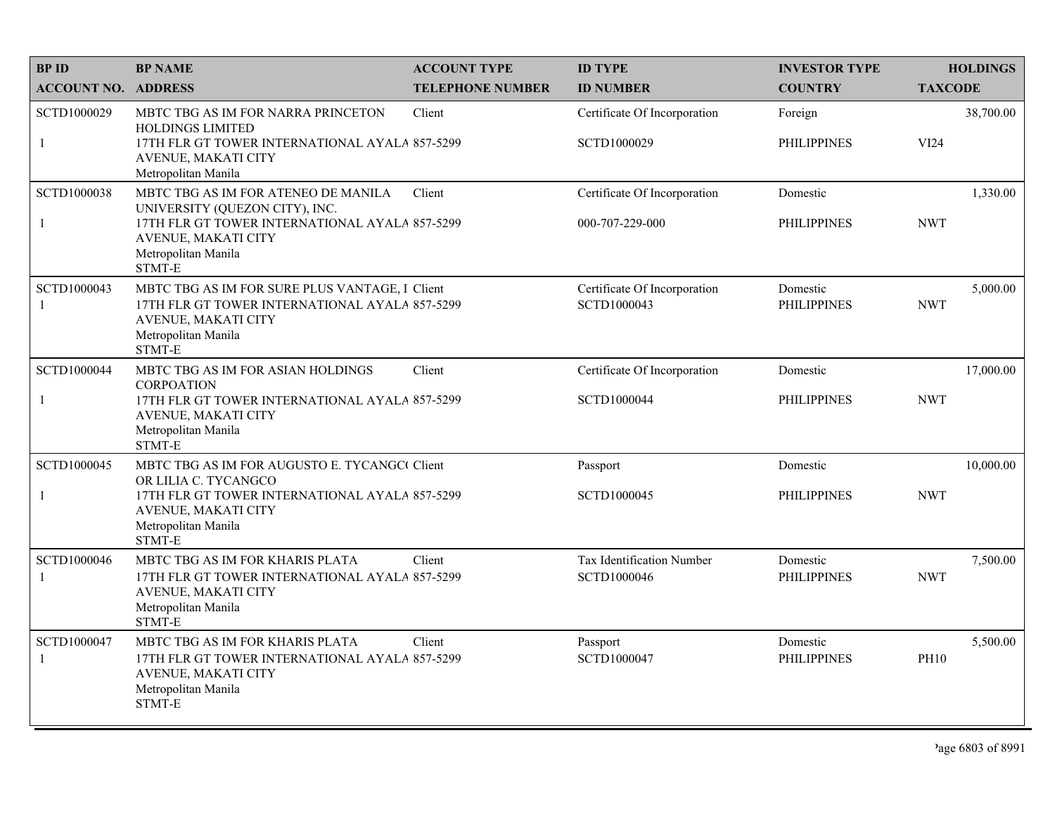| BP ID<br>ACCOUNT NO. | BP NAME<br>ADDRESS | ACCOUNT TYPE<br>TELEPHONE NUMBER | ID TYPE<br>ID NUMBER | INVESTOR TYPE<br>COUNTRY | HOLDINGS<br>TAXCODE |
|---|---|---|---|---|---|
| SCTD1000029<br>1 | MBTC TBG AS IM FOR NARRA PRINCETON HOLDINGS LIMITED<br>17TH FLR GT TOWER INTERNATIONAL AYALA AVENUE, MAKATI CITY<br>Metropolitan Manila | Client<br>857-5299 | Certificate Of Incorporation<br>SCTD1000029 | Foreign<br>PHILIPPINES | 38,700.00<br>VI24 |
| SCTD1000038<br>1 | MBTC TBG AS IM FOR ATENEO DE MANILA UNIVERSITY (QUEZON CITY), INC.<br>17TH FLR GT TOWER INTERNATIONAL AYALA AVENUE, MAKATI CITY<br>Metropolitan Manila<br>STMT-E | Client<br>857-5299 | Certificate Of Incorporation<br>000-707-229-000 | Domestic<br>PHILIPPINES | 1,330.00<br>NWT |
| SCTD1000043<br>1 | MBTC TBG AS IM FOR SURE PLUS VANTAGE, I<br>17TH FLR GT TOWER INTERNATIONAL AYALA AVENUE, MAKATI CITY<br>Metropolitan Manila<br>STMT-E | Client<br>857-5299 | Certificate Of Incorporation<br>SCTD1000043 | Domestic<br>PHILIPPINES | 5,000.00<br>NWT |
| SCTD1000044<br>1 | MBTC TBG AS IM FOR ASIAN HOLDINGS CORPOATION<br>17TH FLR GT TOWER INTERNATIONAL AYALA AVENUE, MAKATI CITY<br>Metropolitan Manila<br>STMT-E | Client<br>857-5299 | Certificate Of Incorporation<br>SCTD1000044 | Domestic<br>PHILIPPINES | 17,000.00<br>NWT |
| SCTD1000045<br>1 | MBTC TBG AS IM FOR AUGUSTO E. TYCANGCO OR LILIA C. TYCANGCO<br>17TH FLR GT TOWER INTERNATIONAL AYALA AVENUE, MAKATI CITY<br>Metropolitan Manila<br>STMT-E | Client<br>857-5299 | Passport<br>SCTD1000045 | Domestic<br>PHILIPPINES | 10,000.00<br>NWT |
| SCTD1000046<br>1 | MBTC TBG AS IM FOR KHARIS PLATA<br>17TH FLR GT TOWER INTERNATIONAL AYALA AVENUE, MAKATI CITY<br>Metropolitan Manila<br>STMT-E | Client<br>857-5299 | Tax Identification Number<br>SCTD1000046 | Domestic<br>PHILIPPINES | 7,500.00<br>NWT |
| SCTD1000047<br>1 | MBTC TBG AS IM FOR KHARIS PLATA<br>17TH FLR GT TOWER INTERNATIONAL AYALA AVENUE, MAKATI CITY<br>Metropolitan Manila<br>STMT-E | Client<br>857-5299 | Passport<br>SCTD1000047 | Domestic<br>PHILIPPINES | 5,500.00<br>PH10 |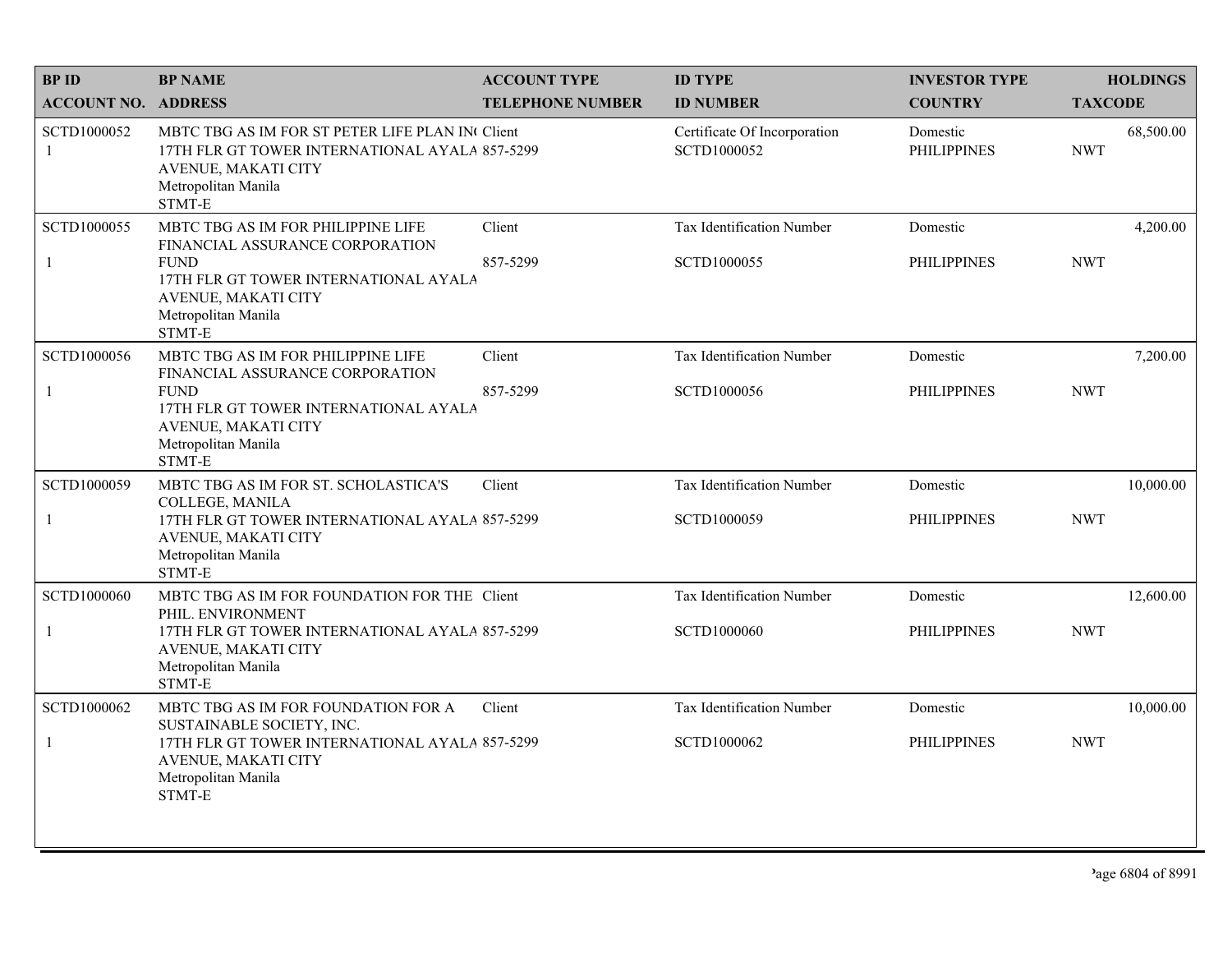| BP ID<br>ACCOUNT NO. | BP NAME<br>ADDRESS | ACCOUNT TYPE<br>TELEPHONE NUMBER | ID TYPE<br>ID NUMBER | INVESTOR TYPE<br>COUNTRY | HOLDINGS<br>TAXCODE |
|---|---|---|---|---|---|
| SCTD1000052<br>1 | MBTC TBG AS IM FOR ST PETER LIFE PLAN IN(<br>17TH FLR GT TOWER INTERNATIONAL AYALA<br>AVENUE, MAKATI CITY<br>Metropolitan Manila<br>STMT-E | Client<br>857-5299 | Certificate Of Incorporation<br>SCTD1000052 | Domestic<br>PHILIPPINES | 68,500.00<br>NWT |
| SCTD1000055<br>1 | MBTC TBG AS IM FOR PHILIPPINE LIFE FINANCIAL ASSURANCE CORPORATION FUND<br>17TH FLR GT TOWER INTERNATIONAL AYALA<br>AVENUE, MAKATI CITY<br>Metropolitan Manila<br>STMT-E | Client<br>857-5299 | Tax Identification Number<br>SCTD1000055 | Domestic<br>PHILIPPINES | 4,200.00<br>NWT |
| SCTD1000056<br>1 | MBTC TBG AS IM FOR PHILIPPINE LIFE FINANCIAL ASSURANCE CORPORATION FUND<br>17TH FLR GT TOWER INTERNATIONAL AYALA<br>AVENUE, MAKATI CITY<br>Metropolitan Manila<br>STMT-E | Client<br>857-5299 | Tax Identification Number<br>SCTD1000056 | Domestic<br>PHILIPPINES | 7,200.00<br>NWT |
| SCTD1000059<br>1 | MBTC TBG AS IM FOR ST. SCHOLASTICA'S COLLEGE, MANILA<br>17TH FLR GT TOWER INTERNATIONAL AYALA<br>AVENUE, MAKATI CITY<br>Metropolitan Manila<br>STMT-E | Client<br>857-5299 | Tax Identification Number<br>SCTD1000059 | Domestic<br>PHILIPPINES | 10,000.00<br>NWT |
| SCTD1000060<br>1 | MBTC TBG AS IM FOR FOUNDATION FOR THE PHIL. ENVIRONMENT<br>17TH FLR GT TOWER INTERNATIONAL AYALA<br>AVENUE, MAKATI CITY<br>Metropolitan Manila<br>STMT-E | Client<br>857-5299 | Tax Identification Number<br>SCTD1000060 | Domestic<br>PHILIPPINES | 12,600.00<br>NWT |
| SCTD1000062<br>1 | MBTC TBG AS IM FOR FOUNDATION FOR A SUSTAINABLE SOCIETY, INC.<br>17TH FLR GT TOWER INTERNATIONAL AYALA<br>AVENUE, MAKATI CITY<br>Metropolitan Manila<br>STMT-E | Client<br>857-5299 | Tax Identification Number<br>SCTD1000062 | Domestic<br>PHILIPPINES | 10,000.00<br>NWT |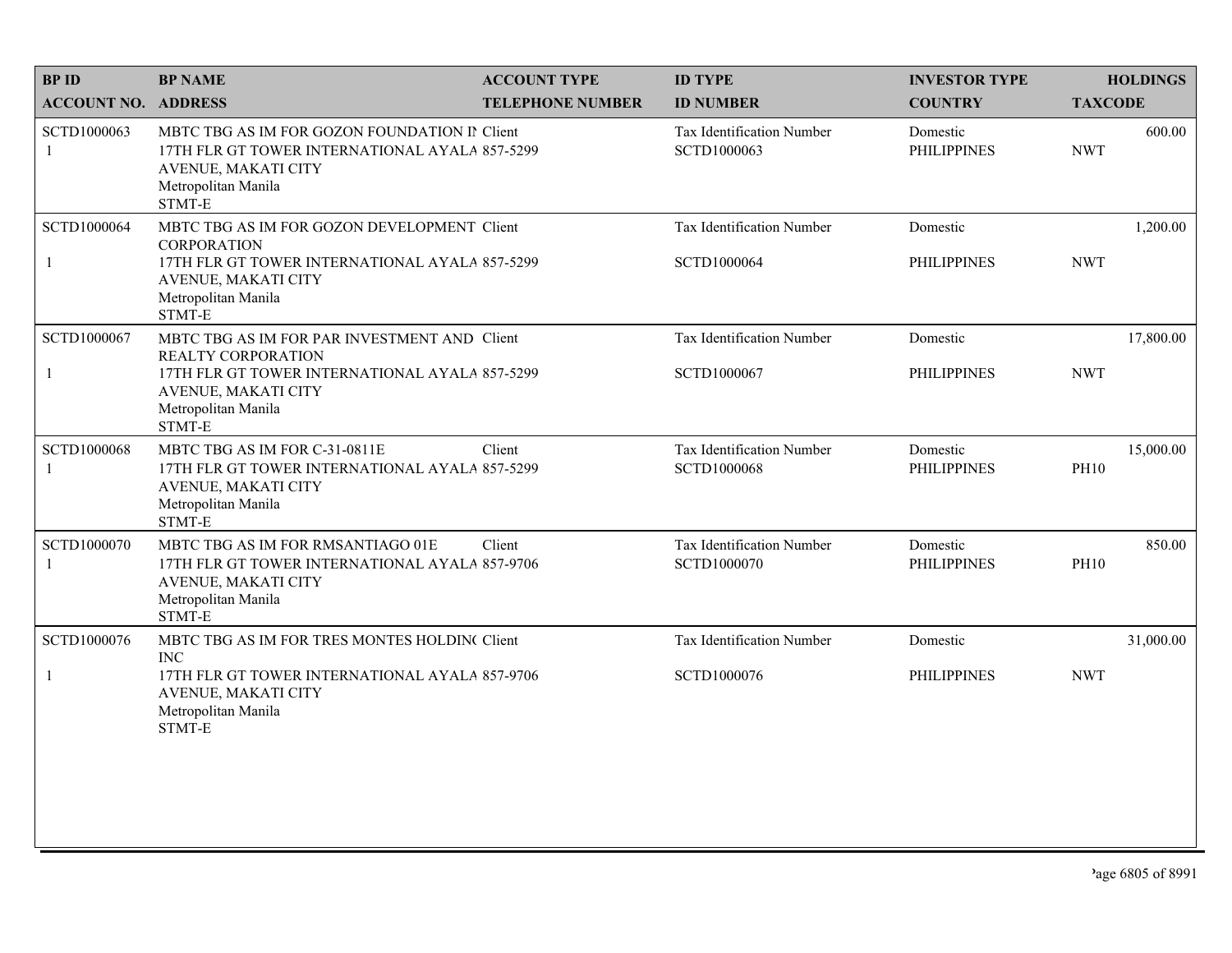| BP ID<br>ACCOUNT NO. | BP NAME<br>ADDRESS | ACCOUNT TYPE<br>TELEPHONE NUMBER | ID TYPE<br>ID NUMBER | INVESTOR TYPE<br>COUNTRY | HOLDINGS<br>TAXCODE |
|---|---|---|---|---|---|
| SCTD1000063<br>1 | MBTC TBG AS IM FOR GOZON FOUNDATION IN<br>17TH FLR GT TOWER INTERNATIONAL AYALA AVENUE, MAKATI CITY<br>Metropolitan Manila<br>STMT-E | Client<br>857-5299 | Tax Identification Number<br>SCTD1000063 | Domestic<br>PHILIPPINES | 600.00<br>NWT |
| SCTD1000064<br>1 | MBTC TBG AS IM FOR GOZON DEVELOPMENT CORPORATION<br>17TH FLR GT TOWER INTERNATIONAL AYALA AVENUE, MAKATI CITY<br>Metropolitan Manila<br>STMT-E | Client<br>857-5299 | Tax Identification Number<br>SCTD1000064 | Domestic<br>PHILIPPINES | 1,200.00<br>NWT |
| SCTD1000067<br>1 | MBTC TBG AS IM FOR PAR INVESTMENT AND REALTY CORPORATION<br>17TH FLR GT TOWER INTERNATIONAL AYALA AVENUE, MAKATI CITY<br>Metropolitan Manila<br>STMT-E | Client<br>857-5299 | Tax Identification Number<br>SCTD1000067 | Domestic<br>PHILIPPINES | 17,800.00<br>NWT |
| SCTD1000068<br>1 | MBTC TBG AS IM FOR C-31-0811E<br>17TH FLR GT TOWER INTERNATIONAL AYALA AVENUE, MAKATI CITY<br>Metropolitan Manila<br>STMT-E | Client<br>857-5299 | Tax Identification Number<br>SCTD1000068 | Domestic<br>PHILIPPINES | 15,000.00<br>PH10 |
| SCTD1000070<br>1 | MBTC TBG AS IM FOR RMSANTIAGO 01E<br>17TH FLR GT TOWER INTERNATIONAL AYALA AVENUE, MAKATI CITY<br>Metropolitan Manila<br>STMT-E | Client<br>857-9706 | Tax Identification Number<br>SCTD1000070 | Domestic<br>PHILIPPINES | 850.00<br>PH10 |
| SCTD1000076<br>1 | MBTC TBG AS IM FOR TRES MONTES HOLDING INC<br>17TH FLR GT TOWER INTERNATIONAL AYALA AVENUE, MAKATI CITY<br>Metropolitan Manila<br>STMT-E | Client<br>857-9706 | Tax Identification Number<br>SCTD1000076 | Domestic<br>PHILIPPINES | 31,000.00<br>NWT |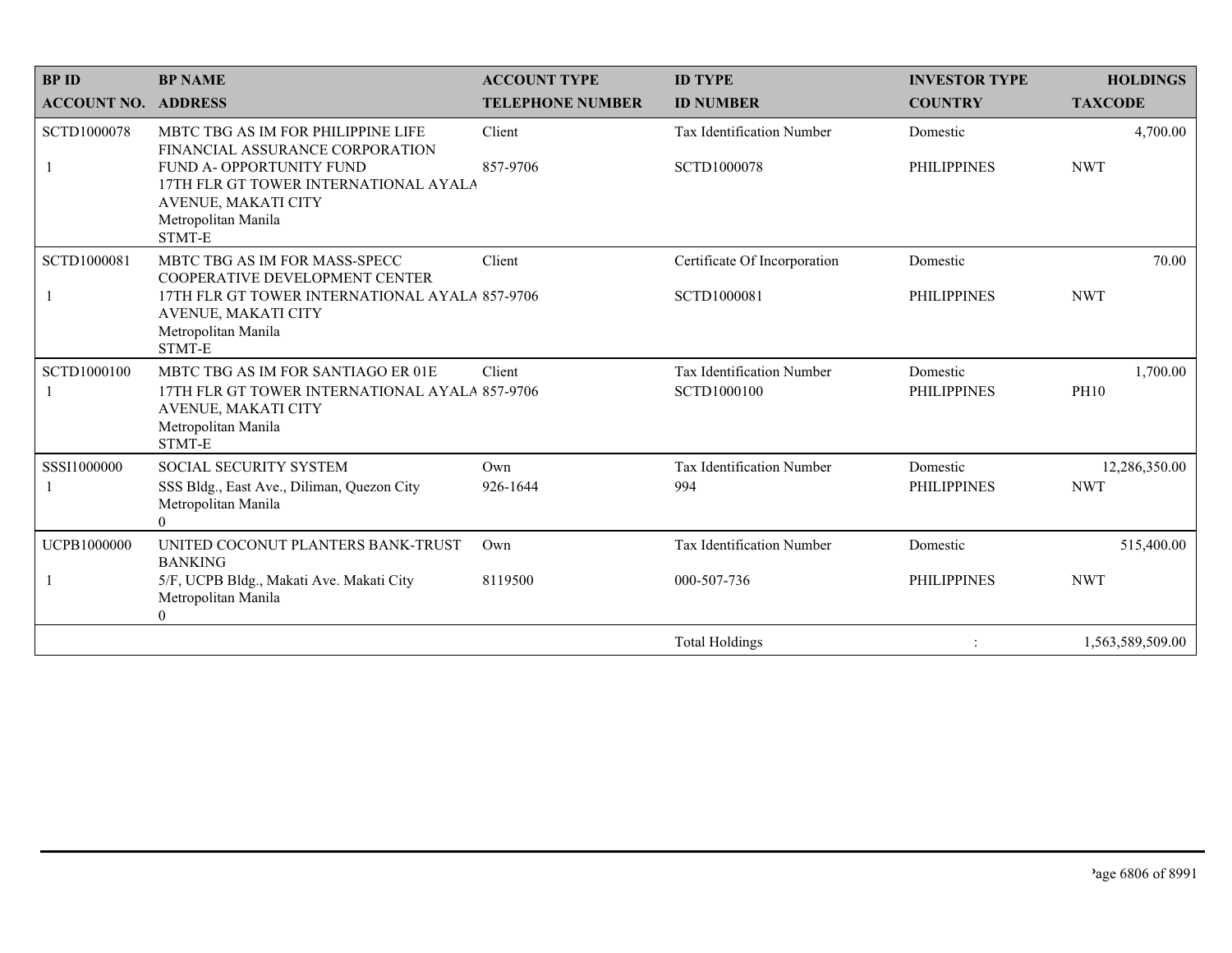| BP ID<br>ACCOUNT NO. | BP NAME<br>ADDRESS | ACCOUNT TYPE<br>TELEPHONE NUMBER | ID TYPE<br>ID NUMBER | INVESTOR TYPE<br>COUNTRY | HOLDINGS<br>TAXCODE |
|---|---|---|---|---|---|
| SCTD1000078<br>1 | MBTC TBG AS IM FOR PHILIPPINE LIFE FINANCIAL ASSURANCE CORPORATION FUND A- OPPORTUNITY FUND<br>17TH FLR GT TOWER INTERNATIONAL AYALA AVENUE, MAKATI CITY<br>Metropolitan Manila<br>STMT-E | Client<br>857-9706 | Tax Identification Number<br>SCTD1000078 | Domestic<br>PHILIPPINES | 4,700.00<br>NWT |
| SCTD1000081<br>1 | MBTC TBG AS IM FOR MASS-SPECC COOPERATIVE DEVELOPMENT CENTER<br>17TH FLR GT TOWER INTERNATIONAL AYALA AVENUE, MAKATI CITY<br>Metropolitan Manila<br>STMT-E | Client<br>857-9706 | Certificate Of Incorporation<br>SCTD1000081 | Domestic<br>PHILIPPINES | 70.00<br>NWT |
| SCTD1000100<br>1 | MBTC TBG AS IM FOR SANTIAGO ER 01E<br>17TH FLR GT TOWER INTERNATIONAL AYALA AVENUE, MAKATI CITY<br>Metropolitan Manila<br>STMT-E | Client<br>857-9706 | Tax Identification Number<br>SCTD1000100 | Domestic<br>PHILIPPINES | 1,700.00<br>PH10 |
| SSSI1000000<br>1 | SOCIAL SECURITY SYSTEM<br>SSS Bldg., East Ave., Diliman, Quezon City<br>Metropolitan Manila<br>0 | Own<br>926-1644 | Tax Identification Number<br>994 | Domestic<br>PHILIPPINES | 12,286,350.00<br>NWT |
| UCPB1000000<br>1 | UNITED COCONUT PLANTERS BANK-TRUST BANKING<br>5/F, UCPB Bldg., Makati Ave. Makati City<br>Metropolitan Manila<br>0 | Own<br>8119500 | Tax Identification Number<br>000-507-736 | Domestic<br>PHILIPPINES | 515,400.00<br>NWT |
| | | | Total Holdings | : | 1,563,589,509.00 |